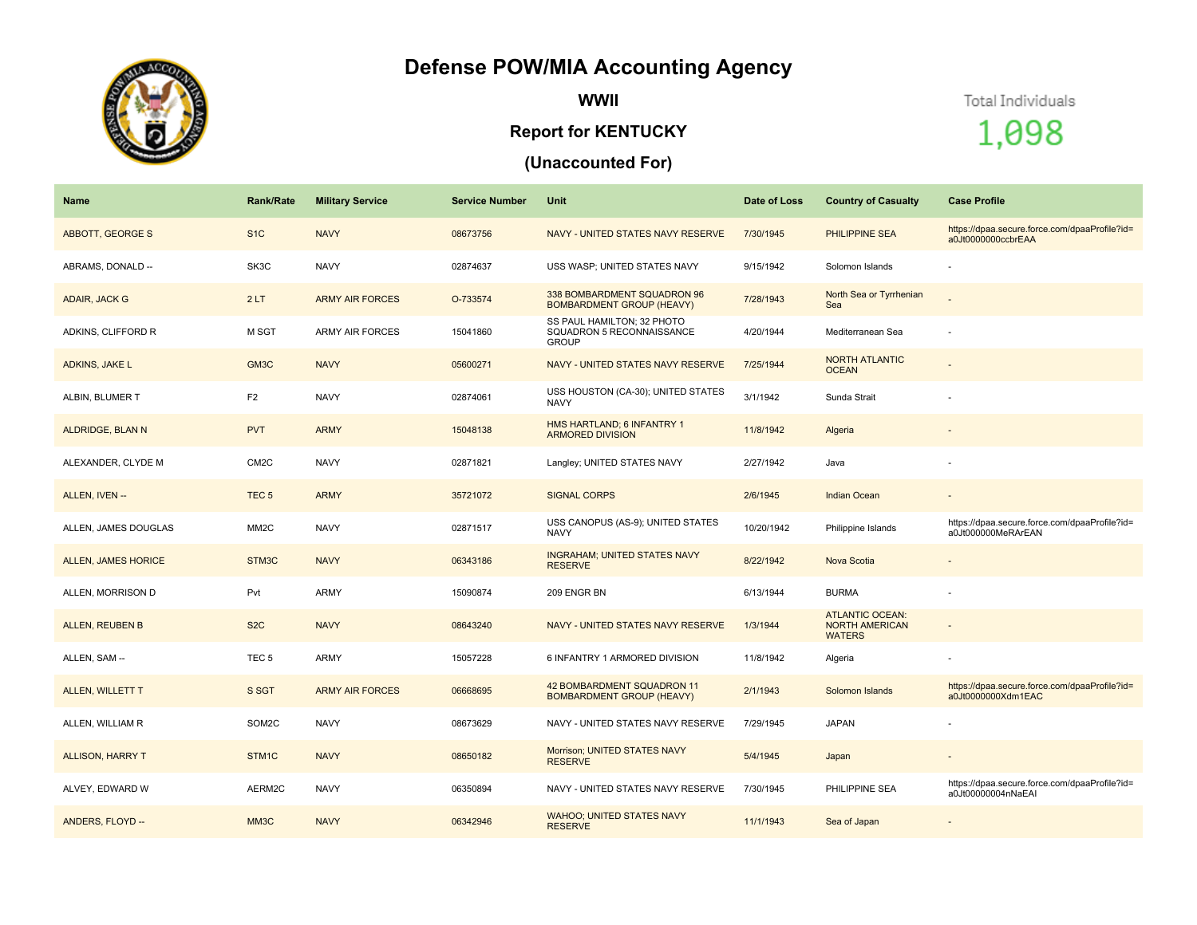# Defense POW/MIA Accounting Agency

## WWII

## Report for KENTUCKY

## (Unaccounted For)

Total Individuals

1,098

| Name | Rank/Rate | Military Service | Service Number | Unit | Date of Loss | Country of Casualty | Case Profile |
|---|---|---|---|---|---|---|---|
| ABBOTT, GEORGE S | S1C | NAVY | 08673756 | NAVY - UNITED STATES NAVY RESERVE | 7/30/1945 | PHILIPPINE SEA | https://dpaa.secure.force.com/dpaaProfile?id=a0Jt0000000ccbrEAA |
| ABRAMS, DONALD -- | SK3C | NAVY | 02874637 | USS WASP; UNITED STATES NAVY | 9/15/1942 | Solomon Islands | - |
| ADAIR, JACK G | 2 LT | ARMY AIR FORCES | O-733574 | 338 BOMBARDMENT SQUADRON 96 BOMBARDMENT GROUP (HEAVY) | 7/28/1943 | North Sea or Tyrrhenian Sea | - |
| ADKINS, CLIFFORD R | M SGT | ARMY AIR FORCES | 15041860 | SS PAUL HAMILTON; 32 PHOTO SQUADRON 5 RECONNAISSANCE GROUP | 4/20/1944 | Mediterranean Sea | - |
| ADKINS, JAKE L | GM3C | NAVY | 05600271 | NAVY - UNITED STATES NAVY RESERVE | 7/25/1944 | NORTH ATLANTIC OCEAN | - |
| ALBIN, BLUMER T | F2 | NAVY | 02874061 | USS HOUSTON (CA-30); UNITED STATES NAVY | 3/1/1942 | Sunda Strait | - |
| ALDRIDGE, BLAN N | PVT | ARMY | 15048138 | HMS HARTLAND; 6 INFANTRY 1 ARMORED DIVISION | 11/8/1942 | Algeria | - |
| ALEXANDER, CLYDE M | CM2C | NAVY | 02871821 | Langley; UNITED STATES NAVY | 2/27/1942 | Java | - |
| ALLEN, IVEN -- | TEC 5 | ARMY | 35721072 | SIGNAL CORPS | 2/6/1945 | Indian Ocean | - |
| ALLEN, JAMES DOUGLAS | MM2C | NAVY | 02871517 | USS CANOPUS (AS-9); UNITED STATES NAVY | 10/20/1942 | Philippine Islands | https://dpaa.secure.force.com/dpaaProfile?id=a0Jt000000MeRArEAN |
| ALLEN, JAMES HORICE | STM3C | NAVY | 06343186 | INGRAHAM; UNITED STATES NAVY RESERVE | 8/22/1942 | Nova Scotia | - |
| ALLEN, MORRISON D | Pvt | ARMY | 15090874 | 209 ENGR BN | 6/13/1944 | BURMA | - |
| ALLEN, REUBEN B | S2C | NAVY | 08643240 | NAVY - UNITED STATES NAVY RESERVE | 1/3/1944 | ATLANTIC OCEAN: NORTH AMERICAN WATERS | - |
| ALLEN, SAM -- | TEC 5 | ARMY | 15057228 | 6 INFANTRY 1 ARMORED DIVISION | 11/8/1942 | Algeria | - |
| ALLEN, WILLETT T | S SGT | ARMY AIR FORCES | 06668695 | 42 BOMBARDMENT SQUADRON 11 BOMBARDMENT GROUP (HEAVY) | 2/1/1943 | Solomon Islands | https://dpaa.secure.force.com/dpaaProfile?id=a0Jt0000000Xdm1EAC |
| ALLEN, WILLIAM R | SOM2C | NAVY | 08673629 | NAVY - UNITED STATES NAVY RESERVE | 7/29/1945 | JAPAN | - |
| ALLISON, HARRY T | STM1C | NAVY | 08650182 | Morrison; UNITED STATES NAVY RESERVE | 5/4/1945 | Japan | - |
| ALVEY, EDWARD W | AERM2C | NAVY | 06350894 | NAVY - UNITED STATES NAVY RESERVE | 7/30/1945 | PHILIPPINE SEA | https://dpaa.secure.force.com/dpaaProfile?id=a0Jt00000004nNaEAI |
| ANDERS, FLOYD -- | MM3C | NAVY | 06342946 | WAHOO; UNITED STATES NAVY RESERVE | 11/1/1943 | Sea of Japan | - |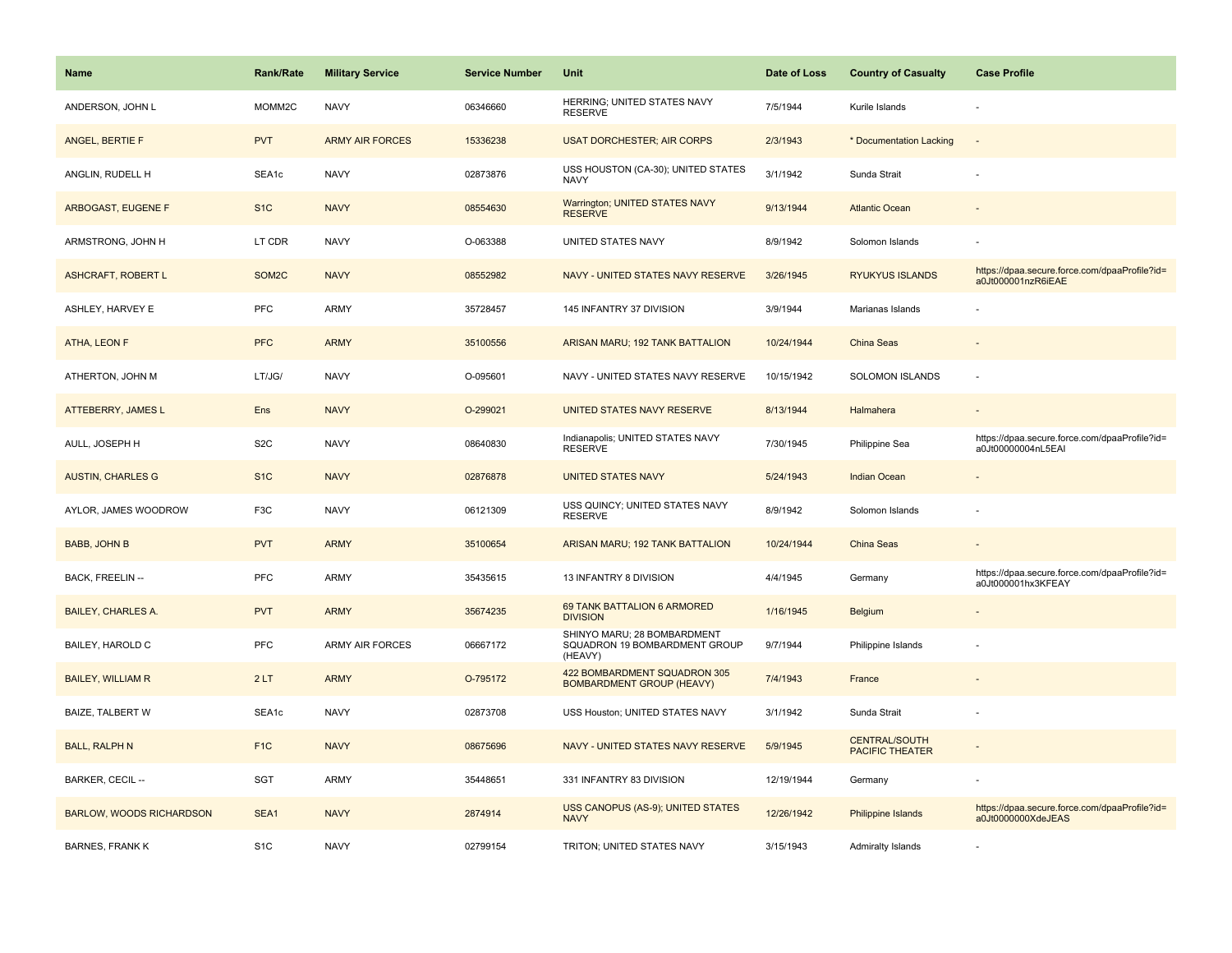| Name | Rank/Rate | Military Service | Service Number | Unit | Date of Loss | Country of Casualty | Case Profile |
|---|---|---|---|---|---|---|---|
| ANDERSON, JOHN L | MOMM2C | NAVY | 06346660 | HERRING; UNITED STATES NAVY RESERVE | 7/5/1944 | Kurile Islands | - |
| ANGEL, BERTIE F | PVT | ARMY AIR FORCES | 15336238 | USAT DORCHESTER; AIR CORPS | 2/3/1943 | * Documentation Lacking | - |
| ANGLIN, RUDELL H | SEA1c | NAVY | 02873876 | USS HOUSTON (CA-30); UNITED STATES NAVY | 3/1/1942 | Sunda Strait | - |
| ARBOGAST, EUGENE F | S1C | NAVY | 08554630 | Warrington; UNITED STATES NAVY RESERVE | 9/13/1944 | Atlantic Ocean | - |
| ARMSTRONG, JOHN H | LT CDR | NAVY | O-063388 | UNITED STATES NAVY | 8/9/1942 | Solomon Islands | - |
| ASHCRAFT, ROBERT L | SOM2C | NAVY | 08552982 | NAVY - UNITED STATES NAVY RESERVE | 3/26/1945 | RYUKYUS ISLANDS | https://dpaa.secure.force.com/dpaaProfile?id=a0Jt000001nzR6iEAE |
| ASHLEY, HARVEY E | PFC | ARMY | 35728457 | 145 INFANTRY 37 DIVISION | 3/9/1944 | Marianas Islands | - |
| ATHA, LEON F | PFC | ARMY | 35100556 | ARISAN MARU; 192 TANK BATTALION | 10/24/1944 | China Seas | - |
| ATHERTON, JOHN M | LT/JG/ | NAVY | O-095601 | NAVY - UNITED STATES NAVY RESERVE | 10/15/1942 | SOLOMON ISLANDS | - |
| ATTEBERRY, JAMES L | Ens | NAVY | O-299021 | UNITED STATES NAVY RESERVE | 8/13/1944 | Halmahera | - |
| AULL, JOSEPH H | S2C | NAVY | 08640830 | Indianapolis; UNITED STATES NAVY RESERVE | 7/30/1945 | Philippine Sea | https://dpaa.secure.force.com/dpaaProfile?id=a0Jt00000004nL5EAI |
| AUSTIN, CHARLES G | S1C | NAVY | 02876878 | UNITED STATES NAVY | 5/24/1943 | Indian Ocean | - |
| AYLOR, JAMES WOODROW | F3C | NAVY | 06121309 | USS QUINCY; UNITED STATES NAVY RESERVE | 8/9/1942 | Solomon Islands | - |
| BABB, JOHN B | PVT | ARMY | 35100654 | ARISAN MARU; 192 TANK BATTALION | 10/24/1944 | China Seas | - |
| BACK, FREELIN -- | PFC | ARMY | 35435615 | 13 INFANTRY 8 DIVISION | 4/4/1945 | Germany | https://dpaa.secure.force.com/dpaaProfile?id=a0Jt000001hx3KFEAY |
| BAILEY, CHARLES A. | PVT | ARMY | 35674235 | 69 TANK BATTALION 6 ARMORED DIVISION | 1/16/1945 | Belgium | - |
| BAILEY, HAROLD C | PFC | ARMY AIR FORCES | 06667172 | SHINYO MARU; 28 BOMBARDMENT SQUADRON 19 BOMBARDMENT GROUP (HEAVY) | 9/7/1944 | Philippine Islands | - |
| BAILEY, WILLIAM R | 2 LT | ARMY | O-795172 | 422 BOMBARDMENT SQUADRON 305 BOMBARDMENT GROUP (HEAVY) | 7/4/1943 | France | - |
| BAIZE, TALBERT W | SEA1c | NAVY | 02873708 | USS Houston; UNITED STATES NAVY | 3/1/1942 | Sunda Strait | - |
| BALL, RALPH N | F1C | NAVY | 08675696 | NAVY - UNITED STATES NAVY RESERVE | 5/9/1945 | CENTRAL/SOUTH PACIFIC THEATER | - |
| BARKER, CECIL -- | SGT | ARMY | 35448651 | 331 INFANTRY 83 DIVISION | 12/19/1944 | Germany | - |
| BARLOW, WOODS RICHARDSON | SEA1 | NAVY | 2874914 | USS CANOPUS (AS-9); UNITED STATES NAVY | 12/26/1942 | Philippine Islands | https://dpaa.secure.force.com/dpaaProfile?id=a0Jt0000000XdeJEAS |
| BARNES, FRANK K | S1C | NAVY | 02799154 | TRITON; UNITED STATES NAVY | 3/15/1943 | Admiralty Islands | - |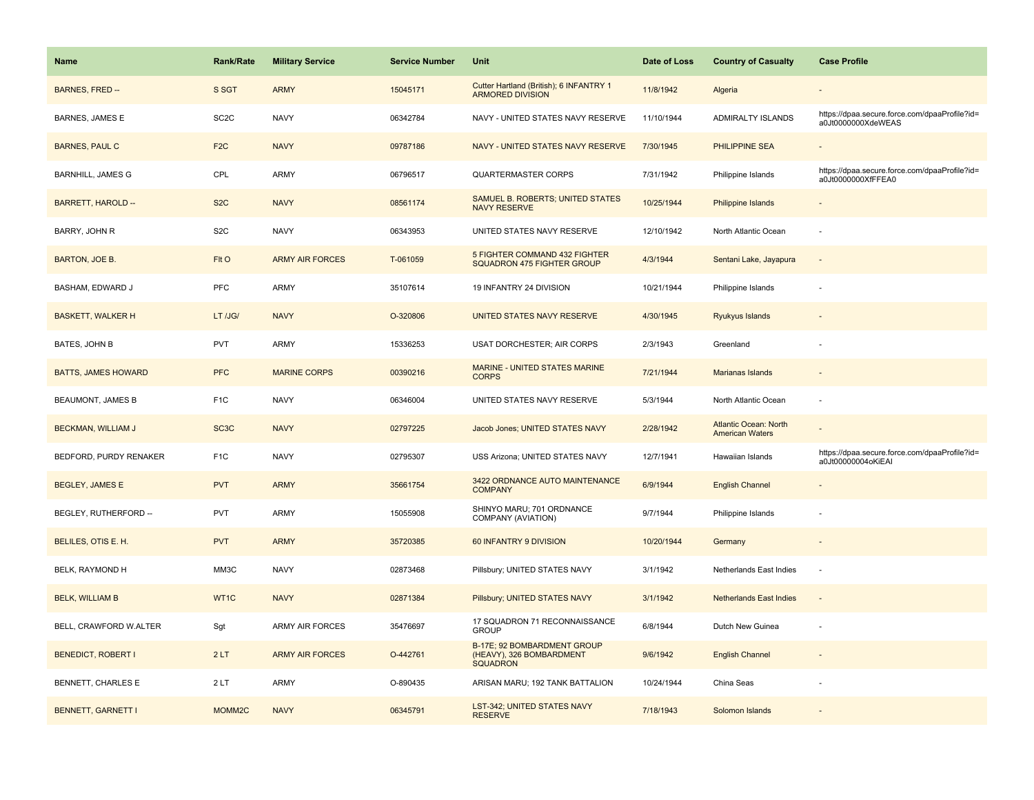| Name | Rank/Rate | Military Service | Service Number | Unit | Date of Loss | Country of Casualty | Case Profile |
|---|---|---|---|---|---|---|---|
| BARNES, FRED -- | S SGT | ARMY | 15045171 | Cutter Hartland (British); 6 INFANTRY 1 ARMORED DIVISION | 11/8/1942 | Algeria | - |
| BARNES, JAMES E | SC2C | NAVY | 06342784 | NAVY - UNITED STATES NAVY RESERVE | 11/10/1944 | ADMIRALTY ISLANDS | https://dpaa.secure.force.com/dpaaProfile?id=a0Jt0000000XdeWEAS |
| BARNES, PAUL C | F2C | NAVY | 09787186 | NAVY - UNITED STATES NAVY RESERVE | 7/30/1945 | PHILIPPINE SEA | - |
| BARNHILL, JAMES G | CPL | ARMY | 06796517 | QUARTERMASTER CORPS | 7/31/1942 | Philippine Islands | https://dpaa.secure.force.com/dpaaProfile?id=a0Jt0000000XfFFEA0 |
| BARRETT, HAROLD -- | S2C | NAVY | 08561174 | SAMUEL B. ROBERTS; UNITED STATES NAVY RESERVE | 10/25/1944 | Philippine Islands | - |
| BARRY, JOHN R | S2C | NAVY | 06343953 | UNITED STATES NAVY RESERVE | 12/10/1942 | North Atlantic Ocean | - |
| BARTON, JOE B. | Flt O | ARMY AIR FORCES | T-061059 | 5 FIGHTER COMMAND 432 FIGHTER SQUADRON 475 FIGHTER GROUP | 4/3/1944 | Sentani Lake, Jayapura | - |
| BASHAM, EDWARD J | PFC | ARMY | 35107614 | 19 INFANTRY 24 DIVISION | 10/21/1944 | Philippine Islands | - |
| BASKETT, WALKER H | LT /JG/ | NAVY | O-320806 | UNITED STATES NAVY RESERVE | 4/30/1945 | Ryukyus Islands | - |
| BATES, JOHN B | PVT | ARMY | 15336253 | USAT DORCHESTER; AIR CORPS | 2/3/1943 | Greenland | - |
| BATTS, JAMES HOWARD | PFC | MARINE CORPS | 00390216 | MARINE - UNITED STATES MARINE CORPS | 7/21/1944 | Marianas Islands | - |
| BEAUMONT, JAMES B | F1C | NAVY | 06346004 | UNITED STATES NAVY RESERVE | 5/3/1944 | North Atlantic Ocean | - |
| BECKMAN, WILLIAM J | SC3C | NAVY | 02797225 | Jacob Jones; UNITED STATES NAVY | 2/28/1942 | Atlantic Ocean: North American Waters | - |
| BEDFORD, PURDY RENAKER | F1C | NAVY | 02795307 | USS Arizona; UNITED STATES NAVY | 12/7/1941 | Hawaiian Islands | https://dpaa.secure.force.com/dpaaProfile?id=a0Jt00000004oKiEAI |
| BEGLEY, JAMES E | PVT | ARMY | 35661754 | 3422 ORDNANCE AUTO MAINTENANCE COMPANY | 6/9/1944 | English Channel | - |
| BEGLEY, RUTHERFORD -- | PVT | ARMY | 15055908 | SHINYO MARU; 701 ORDNANCE COMPANY (AVIATION) | 9/7/1944 | Philippine Islands | - |
| BELILES, OTIS E. H. | PVT | ARMY | 35720385 | 60 INFANTRY 9 DIVISION | 10/20/1944 | Germany | - |
| BELK, RAYMOND H | MM3C | NAVY | 02873468 | Pillsbury; UNITED STATES NAVY | 3/1/1942 | Netherlands East Indies | - |
| BELK, WILLIAM B | WT1C | NAVY | 02871384 | Pillsbury; UNITED STATES NAVY | 3/1/1942 | Netherlands East Indies | - |
| BELL, CRAWFORD W.ALTER | Sgt | ARMY AIR FORCES | 35476697 | 17 SQUADRON 71 RECONNAISSANCE GROUP | 6/8/1944 | Dutch New Guinea | - |
| BENEDICT, ROBERT I | 2 LT | ARMY AIR FORCES | O-442761 | B-17E; 92 BOMBARDMENT GROUP (HEAVY), 326 BOMBARDMENT SQUADRON | 9/6/1942 | English Channel | - |
| BENNETT, CHARLES E | 2 LT | ARMY | O-890435 | ARISAN MARU; 192 TANK BATTALION | 10/24/1944 | China Seas | - |
| BENNETT, GARNETT I | MOMM2C | NAVY | 06345791 | LST-342; UNITED STATES NAVY RESERVE | 7/18/1943 | Solomon Islands | - |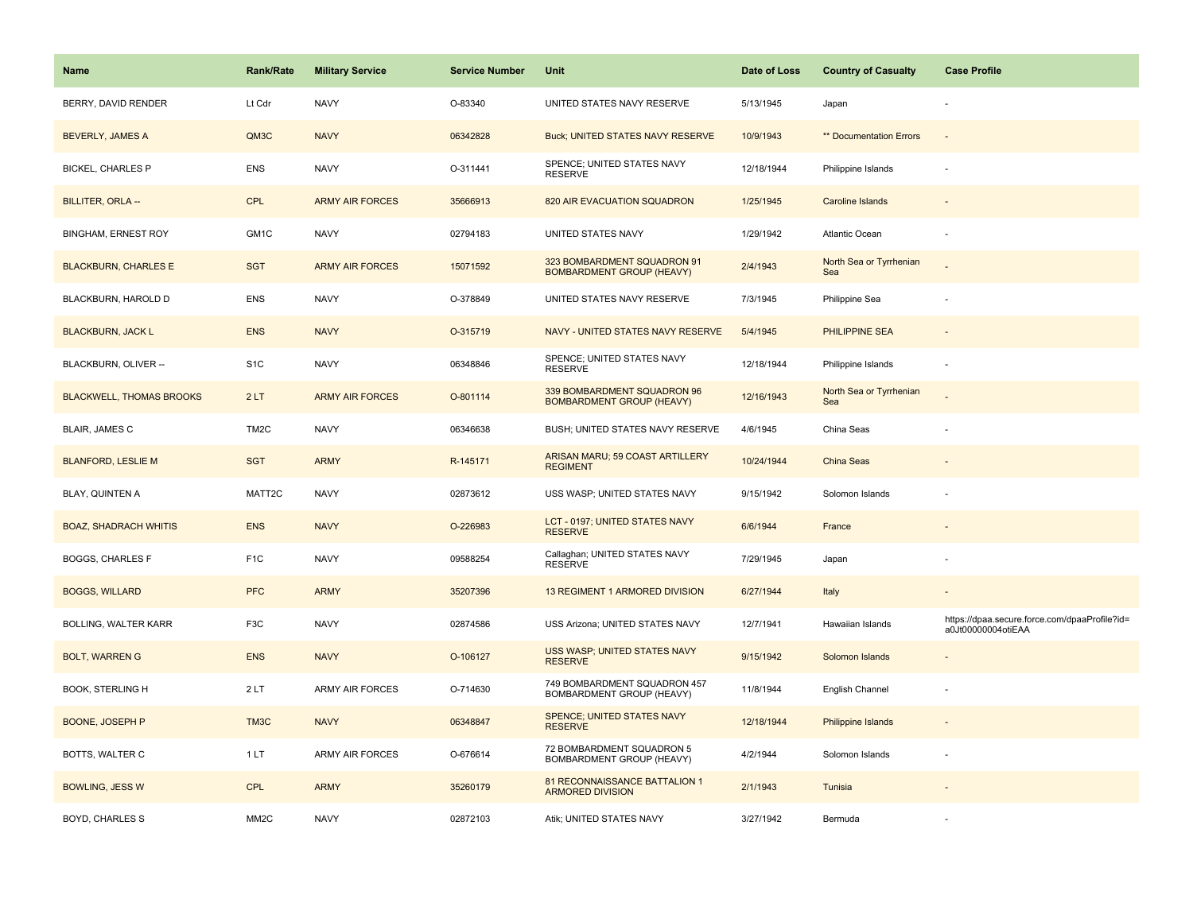| Name | Rank/Rate | Military Service | Service Number | Unit | Date of Loss | Country of Casualty | Case Profile |
|---|---|---|---|---|---|---|---|
| BERRY, DAVID RENDER | Lt Cdr | NAVY | O-83340 | UNITED STATES NAVY RESERVE | 5/13/1945 | Japan | - |
| BEVERLY, JAMES A | QM3C | NAVY | 06342828 | Buck; UNITED STATES NAVY RESERVE | 10/9/1943 | ** Documentation Errors | - |
| BICKEL, CHARLES P | ENS | NAVY | O-311441 | SPENCE; UNITED STATES NAVY RESERVE | 12/18/1944 | Philippine Islands | - |
| BILLITER, ORLA -- | CPL | ARMY AIR FORCES | 35666913 | 820 AIR EVACUATION SQUADRON | 1/25/1945 | Caroline Islands | - |
| BINGHAM, ERNEST ROY | GM1C | NAVY | 02794183 | UNITED STATES NAVY | 1/29/1942 | Atlantic Ocean | - |
| BLACKBURN, CHARLES E | SGT | ARMY AIR FORCES | 15071592 | 323 BOMBARDMENT SQUADRON 91 BOMBARDMENT GROUP (HEAVY) | 2/4/1943 | North Sea or Tyrrhenian Sea | - |
| BLACKBURN, HAROLD D | ENS | NAVY | O-378849 | UNITED STATES NAVY RESERVE | 7/3/1945 | Philippine Sea | - |
| BLACKBURN, JACK L | ENS | NAVY | O-315719 | NAVY - UNITED STATES NAVY RESERVE | 5/4/1945 | PHILIPPINE SEA | - |
| BLACKBURN, OLIVER -- | S1C | NAVY | 06348846 | SPENCE; UNITED STATES NAVY RESERVE | 12/18/1944 | Philippine Islands | - |
| BLACKWELL, THOMAS BROOKS | 2 LT | ARMY AIR FORCES | O-801114 | 339 BOMBARDMENT SQUADRON 96 BOMBARDMENT GROUP (HEAVY) | 12/16/1943 | North Sea or Tyrrhenian Sea | - |
| BLAIR, JAMES C | TM2C | NAVY | 06346638 | BUSH; UNITED STATES NAVY RESERVE | 4/6/1945 | China Seas | - |
| BLANFORD, LESLIE M | SGT | ARMY | R-145171 | ARISAN MARU; 59 COAST ARTILLERY REGIMENT | 10/24/1944 | China Seas | - |
| BLAY, QUINTEN A | MATT2C | NAVY | 02873612 | USS WASP; UNITED STATES NAVY | 9/15/1942 | Solomon Islands | - |
| BOAZ, SHADRACH WHITIS | ENS | NAVY | O-226983 | LCT - 0197; UNITED STATES NAVY RESERVE | 6/6/1944 | France | - |
| BOGGS, CHARLES F | F1C | NAVY | 09588254 | Callaghan; UNITED STATES NAVY RESERVE | 7/29/1945 | Japan | - |
| BOGGS, WILLARD | PFC | ARMY | 35207396 | 13 REGIMENT 1 ARMORED DIVISION | 6/27/1944 | Italy | - |
| BOLLING, WALTER KARR | F3C | NAVY | 02874586 | USS Arizona; UNITED STATES NAVY | 12/7/1941 | Hawaiian Islands | https://dpaa.secure.force.com/dpaaProfile?id=a0Jt00000004otiEAA |
| BOLT, WARREN G | ENS | NAVY | O-106127 | USS WASP; UNITED STATES NAVY RESERVE | 9/15/1942 | Solomon Islands | - |
| BOOK, STERLING H | 2 LT | ARMY AIR FORCES | O-714630 | 749 BOMBARDMENT SQUADRON 457 BOMBARDMENT GROUP (HEAVY) | 11/8/1944 | English Channel | - |
| BOONE, JOSEPH P | TM3C | NAVY | 06348847 | SPENCE; UNITED STATES NAVY RESERVE | 12/18/1944 | Philippine Islands | - |
| BOTTS, WALTER C | 1 LT | ARMY AIR FORCES | O-676614 | 72 BOMBARDMENT SQUADRON 5 BOMBARDMENT GROUP (HEAVY) | 4/2/1944 | Solomon Islands | - |
| BOWLING, JESS W | CPL | ARMY | 35260179 | 81 RECONNAISSANCE BATTALION 1 ARMORED DIVISION | 2/1/1943 | Tunisia | - |
| BOYD, CHARLES S | MM2C | NAVY | 02872103 | Atik; UNITED STATES NAVY | 3/27/1942 | Bermuda | - |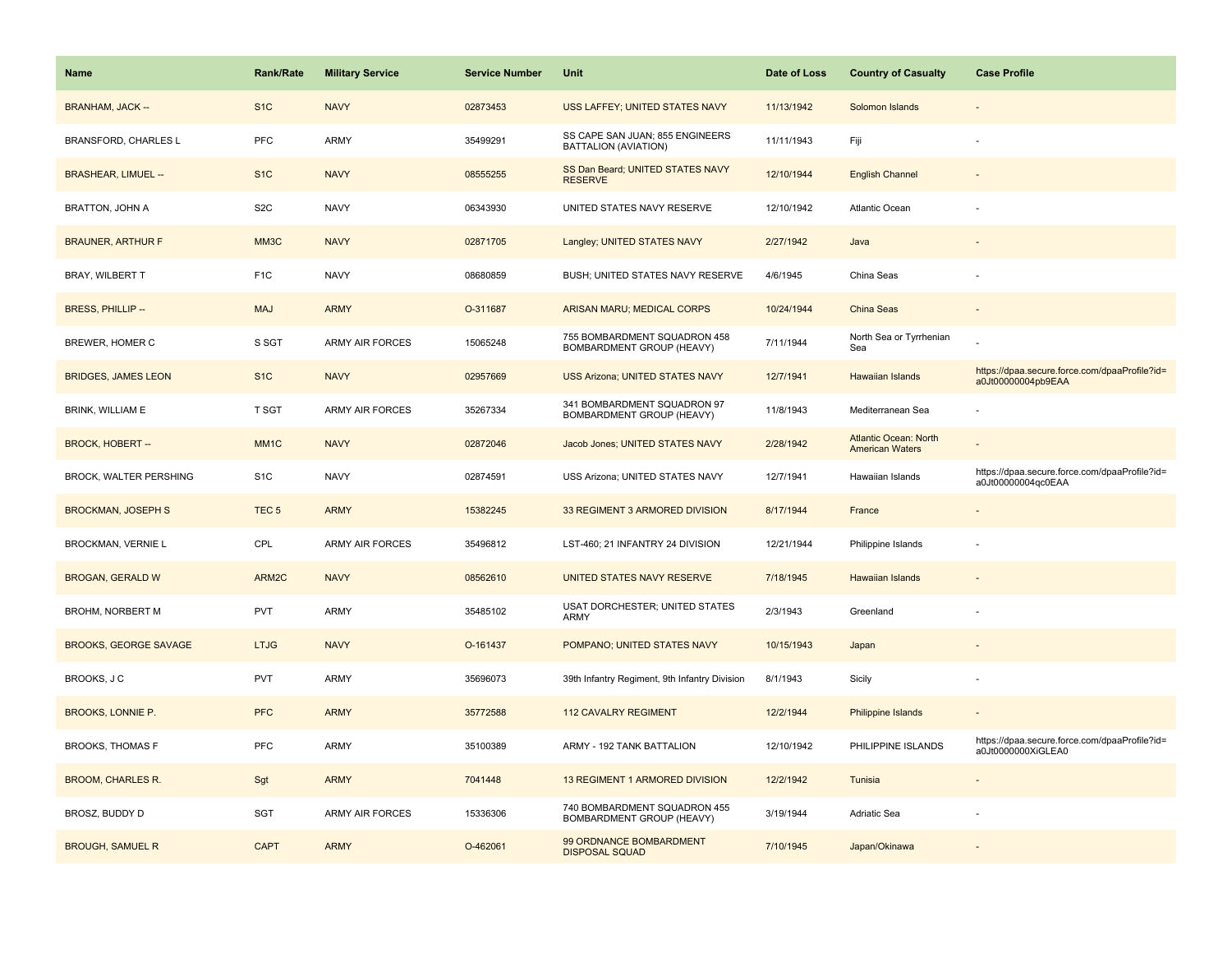| Name | Rank/Rate | Military Service | Service Number | Unit | Date of Loss | Country of Casualty | Case Profile |
|---|---|---|---|---|---|---|---|
| BRANHAM, JACK -- | S1C | NAVY | 02873453 | USS LAFFEY; UNITED STATES NAVY | 11/13/1942 | Solomon Islands | - |
| BRANSFORD, CHARLES L | PFC | ARMY | 35499291 | SS CAPE SAN JUAN; 855 ENGINEERS BATTALION (AVIATION) | 11/11/1943 | Fiji | - |
| BRASHEAR, LIMUEL -- | S1C | NAVY | 08555255 | SS Dan Beard; UNITED STATES NAVY RESERVE | 12/10/1944 | English Channel | - |
| BRATTON, JOHN A | S2C | NAVY | 06343930 | UNITED STATES NAVY RESERVE | 12/10/1942 | Atlantic Ocean | - |
| BRAUNER, ARTHUR F | MM3C | NAVY | 02871705 | Langley; UNITED STATES NAVY | 2/27/1942 | Java | - |
| BRAY, WILBERT T | F1C | NAVY | 08680859 | BUSH; UNITED STATES NAVY RESERVE | 4/6/1945 | China Seas | - |
| BRESS, PHILLIP -- | MAJ | ARMY | O-311687 | ARISAN MARU; MEDICAL CORPS | 10/24/1944 | China Seas | - |
| BREWER, HOMER C | S SGT | ARMY AIR FORCES | 15065248 | 755 BOMBARDMENT SQUADRON 458 BOMBARDMENT GROUP (HEAVY) | 7/11/1944 | North Sea or Tyrrhenian Sea | - |
| BRIDGES, JAMES LEON | S1C | NAVY | 02957669 | USS Arizona; UNITED STATES NAVY | 12/7/1941 | Hawaiian Islands | https://dpaa.secure.force.com/dpaaProfile?id=a0Jt00000004pb9EAA |
| BRINK, WILLIAM E | T SGT | ARMY AIR FORCES | 35267334 | 341 BOMBARDMENT SQUADRON 97 BOMBARDMENT GROUP (HEAVY) | 11/8/1943 | Mediterranean Sea | - |
| BROCK, HOBERT -- | MM1C | NAVY | 02872046 | Jacob Jones; UNITED STATES NAVY | 2/28/1942 | Atlantic Ocean: North American Waters | - |
| BROCK, WALTER PERSHING | S1C | NAVY | 02874591 | USS Arizona; UNITED STATES NAVY | 12/7/1941 | Hawaiian Islands | https://dpaa.secure.force.com/dpaaProfile?id=a0Jt00000004qc0EAA |
| BROCKMAN, JOSEPH S | TEC 5 | ARMY | 15382245 | 33 REGIMENT 3 ARMORED DIVISION | 8/17/1944 | France | - |
| BROCKMAN, VERNIE L | CPL | ARMY AIR FORCES | 35496812 | LST-460; 21 INFANTRY 24 DIVISION | 12/21/1944 | Philippine Islands | - |
| BROGAN, GERALD W | ARM2C | NAVY | 08562610 | UNITED STATES NAVY RESERVE | 7/18/1945 | Hawaiian Islands | - |
| BROHM, NORBERT M | PVT | ARMY | 35485102 | USAT DORCHESTER; UNITED STATES ARMY | 2/3/1943 | Greenland | - |
| BROOKS, GEORGE SAVAGE | LTJG | NAVY | O-161437 | POMPANO; UNITED STATES NAVY | 10/15/1943 | Japan | - |
| BROOKS, J C | PVT | ARMY | 35696073 | 39th Infantry Regiment, 9th Infantry Division | 8/1/1943 | Sicily | - |
| BROOKS, LONNIE P. | PFC | ARMY | 35772588 | 112 CAVALRY REGIMENT | 12/2/1944 | Philippine Islands | - |
| BROOKS, THOMAS F | PFC | ARMY | 35100389 | ARMY - 192 TANK BATTALION | 12/10/1942 | PHILIPPINE ISLANDS | https://dpaa.secure.force.com/dpaaProfile?id=a0Jt0000000XiGLEA0 |
| BROOM, CHARLES R. | Sgt | ARMY | 7041448 | 13 REGIMENT 1 ARMORED DIVISION | 12/2/1942 | Tunisia | - |
| BROSZ, BUDDY D | SGT | ARMY AIR FORCES | 15336306 | 740 BOMBARDMENT SQUADRON 455 BOMBARDMENT GROUP (HEAVY) | 3/19/1944 | Adriatic Sea | - |
| BROUGH, SAMUEL R | CAPT | ARMY | O-462061 | 99 ORDNANCE BOMBARDMENT DISPOSAL SQUAD | 7/10/1945 | Japan/Okinawa | - |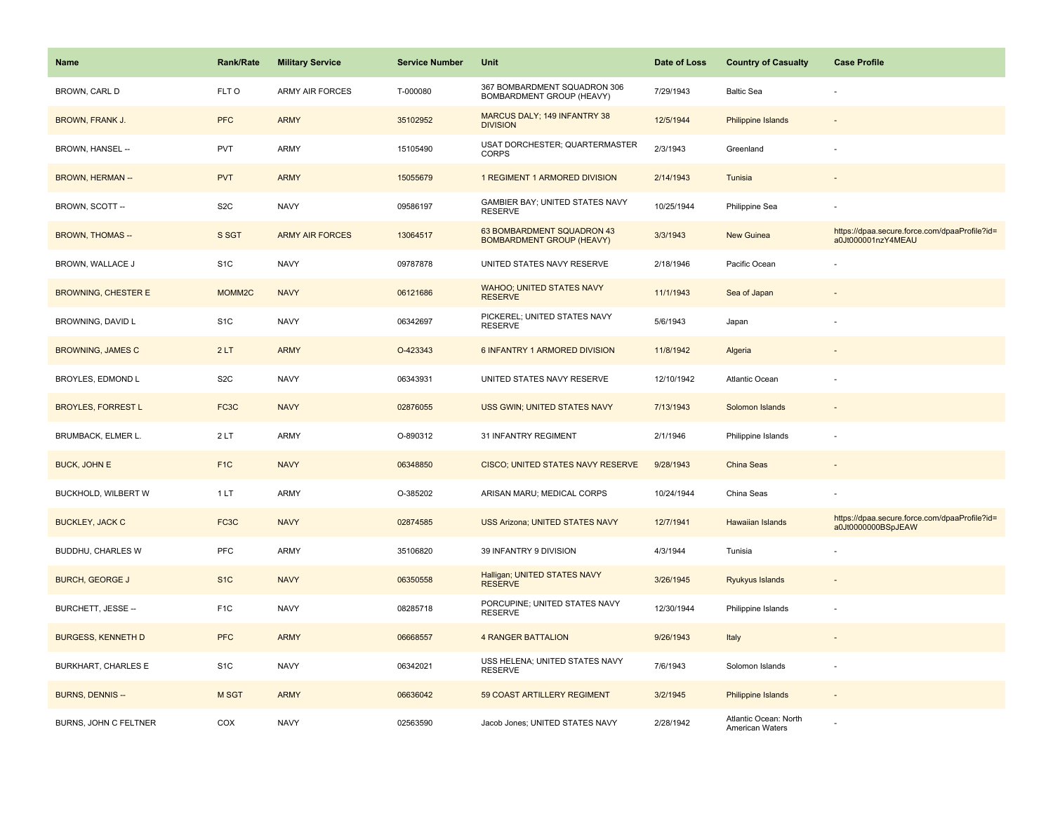| Name | Rank/Rate | Military Service | Service Number | Unit | Date of Loss | Country of Casualty | Case Profile |
| --- | --- | --- | --- | --- | --- | --- | --- |
| BROWN, CARL D | FLT O | ARMY AIR FORCES | T-000080 | 367 BOMBARDMENT SQUADRON 306 BOMBARDMENT GROUP (HEAVY) | 7/29/1943 | Baltic Sea | - |
| BROWN, FRANK J. | PFC | ARMY | 35102952 | MARCUS DALY; 149 INFANTRY 38 DIVISION | 12/5/1944 | Philippine Islands | - |
| BROWN, HANSEL -- | PVT | ARMY | 15105490 | USAT DORCHESTER; QUARTERMASTER CORPS | 2/3/1943 | Greenland | - |
| BROWN, HERMAN -- | PVT | ARMY | 15055679 | 1 REGIMENT 1 ARMORED DIVISION | 2/14/1943 | Tunisia | - |
| BROWN, SCOTT -- | S2C | NAVY | 09586197 | GAMBIER BAY; UNITED STATES NAVY RESERVE | 10/25/1944 | Philippine Sea | - |
| BROWN, THOMAS -- | S SGT | ARMY AIR FORCES | 13064517 | 63 BOMBARDMENT SQUADRON 43 BOMBARDMENT GROUP (HEAVY) | 3/3/1943 | New Guinea | https://dpaa.secure.force.com/dpaaProfile?id=a0Jt000001nzY4MEAU |
| BROWN, WALLACE J | S1C | NAVY | 09787878 | UNITED STATES NAVY RESERVE | 2/18/1946 | Pacific Ocean | - |
| BROWNING, CHESTER E | MOMM2C | NAVY | 06121686 | WAHOO; UNITED STATES NAVY RESERVE | 11/1/1943 | Sea of Japan | - |
| BROWNING, DAVID L | S1C | NAVY | 06342697 | PICKEREL; UNITED STATES NAVY RESERVE | 5/6/1943 | Japan | - |
| BROWNING, JAMES C | 2 LT | ARMY | O-423343 | 6 INFANTRY 1 ARMORED DIVISION | 11/8/1942 | Algeria | - |
| BROYLES, EDMOND L | S2C | NAVY | 06343931 | UNITED STATES NAVY RESERVE | 12/10/1942 | Atlantic Ocean | - |
| BROYLES, FORREST L | FC3C | NAVY | 02876055 | USS GWIN; UNITED STATES NAVY | 7/13/1943 | Solomon Islands | - |
| BRUMBACK, ELMER L. | 2 LT | ARMY | O-890312 | 31 INFANTRY REGIMENT | 2/1/1946 | Philippine Islands | - |
| BUCK, JOHN E | F1C | NAVY | 06348850 | CISCO; UNITED STATES NAVY RESERVE | 9/28/1943 | China Seas | - |
| BUCKHOLD, WILBERT W | 1 LT | ARMY | O-385202 | ARISAN MARU; MEDICAL CORPS | 10/24/1944 | China Seas | - |
| BUCKLEY, JACK C | FC3C | NAVY | 02874585 | USS Arizona; UNITED STATES NAVY | 12/7/1941 | Hawaiian Islands | https://dpaa.secure.force.com/dpaaProfile?id=a0Jt0000000BSpJEAW |
| BUDDHU, CHARLES W | PFC | ARMY | 35106820 | 39 INFANTRY 9 DIVISION | 4/3/1944 | Tunisia | - |
| BURCH, GEORGE J | S1C | NAVY | 06350558 | Halligan; UNITED STATES NAVY RESERVE | 3/26/1945 | Ryukyus Islands | - |
| BURCHETT, JESSE -- | F1C | NAVY | 08285718 | PORCUPINE; UNITED STATES NAVY RESERVE | 12/30/1944 | Philippine Islands | - |
| BURGESS, KENNETH D | PFC | ARMY | 06668557 | 4 RANGER BATTALION | 9/26/1943 | Italy | - |
| BURKHART, CHARLES E | S1C | NAVY | 06342021 | USS HELENA; UNITED STATES NAVY RESERVE | 7/6/1943 | Solomon Islands | - |
| BURNS, DENNIS -- | M SGT | ARMY | 06636042 | 59 COAST ARTILLERY REGIMENT | 3/2/1945 | Philippine Islands | - |
| BURNS, JOHN C FELTNER | COX | NAVY | 02563590 | Jacob Jones; UNITED STATES NAVY | 2/28/1942 | Atlantic Ocean: North American Waters | - |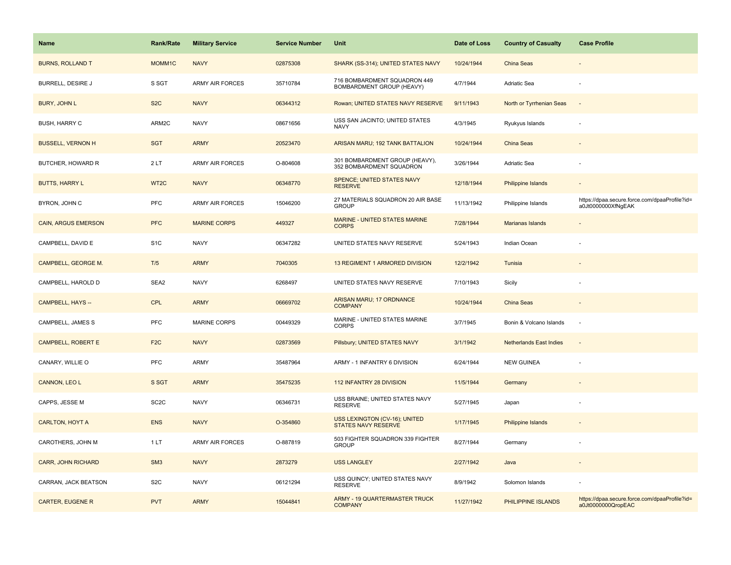| Name | Rank/Rate | Military Service | Service Number | Unit | Date of Loss | Country of Casualty | Case Profile |
|---|---|---|---|---|---|---|---|
| BURNS, ROLLAND T | MOMM1C | NAVY | 02875308 | SHARK (SS-314); UNITED STATES NAVY | 10/24/1944 | China Seas | - |
| BURRELL, DESIRE J | S SGT | ARMY AIR FORCES | 35710784 | 716 BOMBARDMENT SQUADRON 449 BOMBARDMENT GROUP (HEAVY) | 4/7/1944 | Adriatic Sea | - |
| BURY, JOHN L | S2C | NAVY | 06344312 | Rowan; UNITED STATES NAVY RESERVE | 9/11/1943 | North or Tyrrhenian Seas | - |
| BUSH, HARRY C | ARM2C | NAVY | 08671656 | USS SAN JACINTO; UNITED STATES NAVY | 4/3/1945 | Ryukyus Islands | - |
| BUSSELL, VERNON H | SGT | ARMY | 20523470 | ARISAN MARU; 192 TANK BATTALION | 10/24/1944 | China Seas | - |
| BUTCHER, HOWARD R | 2 LT | ARMY AIR FORCES | O-804608 | 301 BOMBARDMENT GROUP (HEAVY), 352 BOMBARDMENT SQUADRON | 3/26/1944 | Adriatic Sea | - |
| BUTTS, HARRY L | WT2C | NAVY | 06348770 | SPENCE; UNITED STATES NAVY RESERVE | 12/18/1944 | Philippine Islands | - |
| BYRON, JOHN C | PFC | ARMY AIR FORCES | 15046200 | 27 MATERIALS SQUADRON 20 AIR BASE GROUP | 11/13/1942 | Philippine Islands | https://dpaa.secure.force.com/dpaaProfile?id=a0Jt0000000XfNgEAK |
| CAIN, ARGUS EMERSON | PFC | MARINE CORPS | 449327 | MARINE - UNITED STATES MARINE CORPS | 7/28/1944 | Marianas Islands | - |
| CAMPBELL, DAVID E | S1C | NAVY | 06347282 | UNITED STATES NAVY RESERVE | 5/24/1943 | Indian Ocean | - |
| CAMPBELL, GEORGE M. | T/5 | ARMY | 7040305 | 13 REGIMENT 1 ARMORED DIVISION | 12/2/1942 | Tunisia | - |
| CAMPBELL, HAROLD D | SEA2 | NAVY | 6268497 | UNITED STATES NAVY RESERVE | 7/10/1943 | Sicily | - |
| CAMPBELL, HAYS -- | CPL | ARMY | 06669702 | ARISAN MARU; 17 ORDNANCE COMPANY | 10/24/1944 | China Seas | - |
| CAMPBELL, JAMES S | PFC | MARINE CORPS | 00449329 | MARINE - UNITED STATES MARINE CORPS | 3/7/1945 | Bonin & Volcano Islands | - |
| CAMPBELL, ROBERT E | F2C | NAVY | 02873569 | Pillsbury; UNITED STATES NAVY | 3/1/1942 | Netherlands East Indies | - |
| CANARY, WILLIE O | PFC | ARMY | 35487964 | ARMY - 1 INFANTRY 6 DIVISION | 6/24/1944 | NEW GUINEA | - |
| CANNON, LEO L | S SGT | ARMY | 35475235 | 112 INFANTRY 28 DIVISION | 11/5/1944 | Germany | - |
| CAPPS, JESSE M | SC2C | NAVY | 06346731 | USS BRAINE; UNITED STATES NAVY RESERVE | 5/27/1945 | Japan | - |
| CARLTON, HOYT A | ENS | NAVY | O-354860 | USS LEXINGTON (CV-16); UNITED STATES NAVY RESERVE | 1/17/1945 | Philippine Islands | - |
| CAROTHERS, JOHN M | 1 LT | ARMY AIR FORCES | O-887819 | 503 FIGHTER SQUADRON 339 FIGHTER GROUP | 8/27/1944 | Germany | - |
| CARR, JOHN RICHARD | SM3 | NAVY | 2873279 | USS LANGLEY | 2/27/1942 | Java | - |
| CARRAN, JACK BEATSON | S2C | NAVY | 06121294 | USS QUINCY; UNITED STATES NAVY RESERVE | 8/9/1942 | Solomon Islands | - |
| CARTER, EUGENE R | PVT | ARMY | 15044841 | ARMY - 19 QUARTERMASTER TRUCK COMPANY | 11/27/1942 | PHILIPPINE ISLANDS | https://dpaa.secure.force.com/dpaaProfile?id=a0Jt0000000QropEAC |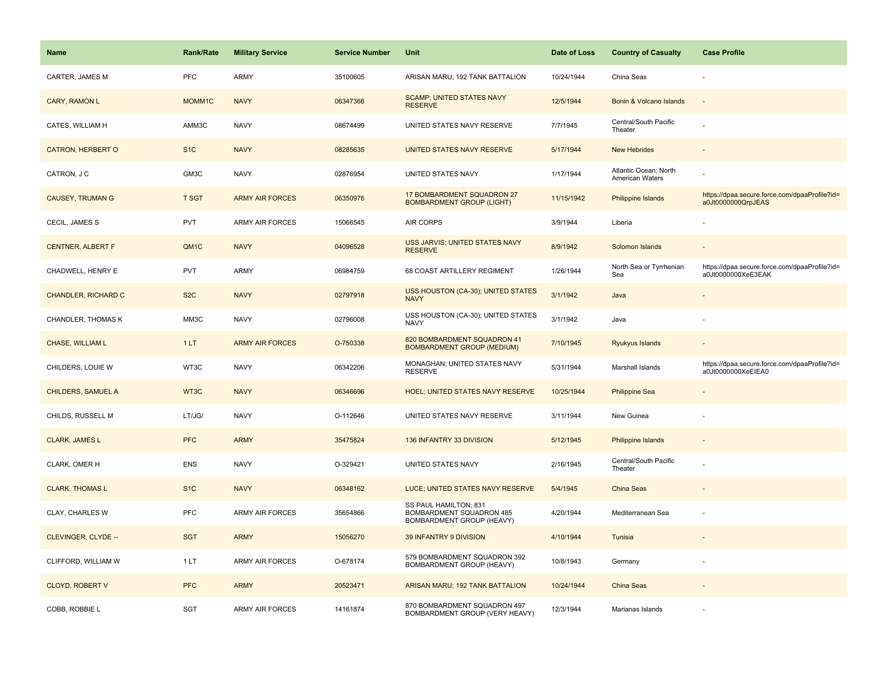| Name | Rank/Rate | Military Service | Service Number | Unit | Date of Loss | Country of Casualty | Case Profile |
|---|---|---|---|---|---|---|---|
| CARTER, JAMES M | PFC | ARMY | 35100605 | ARISAN MARU; 192 TANK BATTALION | 10/24/1944 | China Seas | - |
| CARY, RAMON L | MOMM1C | NAVY | 06347366 | SCAMP; UNITED STATES NAVY RESERVE | 12/5/1944 | Bonin & Volcano Islands | - |
| CATES, WILLIAM H | AMM3C | NAVY | 08674499 | UNITED STATES NAVY RESERVE | 7/7/1945 | Central/South Pacific Theater | - |
| CATRON, HERBERT O | S1C | NAVY | 08285635 | UNITED STATES NAVY RESERVE | 5/17/1944 | New Hebrides | - |
| CATRON, J C | GM3C | NAVY | 02876954 | UNITED STATES NAVY | 1/17/1944 | Atlantic Ocean: North American Waters | - |
| CAUSEY, TRUMAN G | T SGT | ARMY AIR FORCES | 06350976 | 17 BOMBARDMENT SQUADRON 27 BOMBARDMENT GROUP (LIGHT) | 11/15/1942 | Philippine Islands | https://dpaa.secure.force.com/dpaaProfile?id=a0Jt0000000QrpJEAS |
| CECIL, JAMES S | PVT | ARMY AIR FORCES | 15066545 | AIR CORPS | 3/9/1944 | Liberia | - |
| CENTNER, ALBERT F | QM1C | NAVY | 04096528 | USS JARVIS; UNITED STATES NAVY RESERVE | 8/9/1942 | Solomon Islands | - |
| CHADWELL, HENRY E | PVT | ARMY | 06984759 | 68 COAST ARTILLERY REGIMENT | 1/26/1944 | North Sea or Tyrrhenian Sea | https://dpaa.secure.force.com/dpaaProfile?id=a0Jt0000000XeE3EAK |
| CHANDLER, RICHARD C | S2C | NAVY | 02797918 | USS HOUSTON (CA-30); UNITED STATES NAVY | 3/1/1942 | Java | - |
| CHANDLER, THOMAS K | MM3C | NAVY | 02796008 | USS HOUSTON (CA-30); UNITED STATES NAVY | 3/1/1942 | Java | - |
| CHASE, WILLIAM L | 1 LT | ARMY AIR FORCES | O-750338 | 820 BOMBARDMENT SQUADRON 41 BOMBARDMENT GROUP (MEDIUM) | 7/10/1945 | Ryukyus Islands | - |
| CHILDERS, LOUIE W | WT3C | NAVY | 06342206 | MONAGHAN; UNITED STATES NAVY RESERVE | 5/31/1944 | Marshall Islands | https://dpaa.secure.force.com/dpaaProfile?id=a0Jt0000000XeEIEA0 |
| CHILDERS, SAMUEL A | WT3C | NAVY | 06346696 | HOEL; UNITED STATES NAVY RESERVE | 10/25/1944 | Philippine Sea | - |
| CHILDS, RUSSELL M | LT/JG/ | NAVY | O-112646 | UNITED STATES NAVY RESERVE | 3/11/1944 | New Guinea | - |
| CLARK, JAMES L | PFC | ARMY | 35475824 | 136 INFANTRY 33 DIVISION | 5/12/1945 | Philippine Islands | - |
| CLARK, OMER H | ENS | NAVY | O-329421 | UNITED STATES NAVY | 2/16/1945 | Central/South Pacific Theater | - |
| CLARK, THOMAS L | S1C | NAVY | 06348162 | LUCE; UNITED STATES NAVY RESERVE | 5/4/1945 | China Seas | - |
| CLAY, CHARLES W | PFC | ARMY AIR FORCES | 35654866 | SS PAUL HAMILTON; 831 BOMBARDMENT SQUADRON 485 BOMBARDMENT GROUP (HEAVY) | 4/20/1944 | Mediterranean Sea | - |
| CLEVINGER, CLYDE -- | SGT | ARMY | 15056270 | 39 INFANTRY 9 DIVISION | 4/10/1944 | Tunisia | - |
| CLIFFORD, WILLIAM W | 1 LT | ARMY AIR FORCES | O-678174 | 579 BOMBARDMENT SQUADRON 392 BOMBARDMENT GROUP (HEAVY) | 10/8/1943 | Germany | - |
| CLOYD, ROBERT V | PFC | ARMY | 20523471 | ARISAN MARU; 192 TANK BATTALION | 10/24/1944 | China Seas | - |
| COBB, ROBBIE L | SGT | ARMY AIR FORCES | 14161874 | 870 BOMBARDMENT SQUADRON 497 BOMBARDMENT GROUP (VERY HEAVY) | 12/3/1944 | Marianas Islands | - |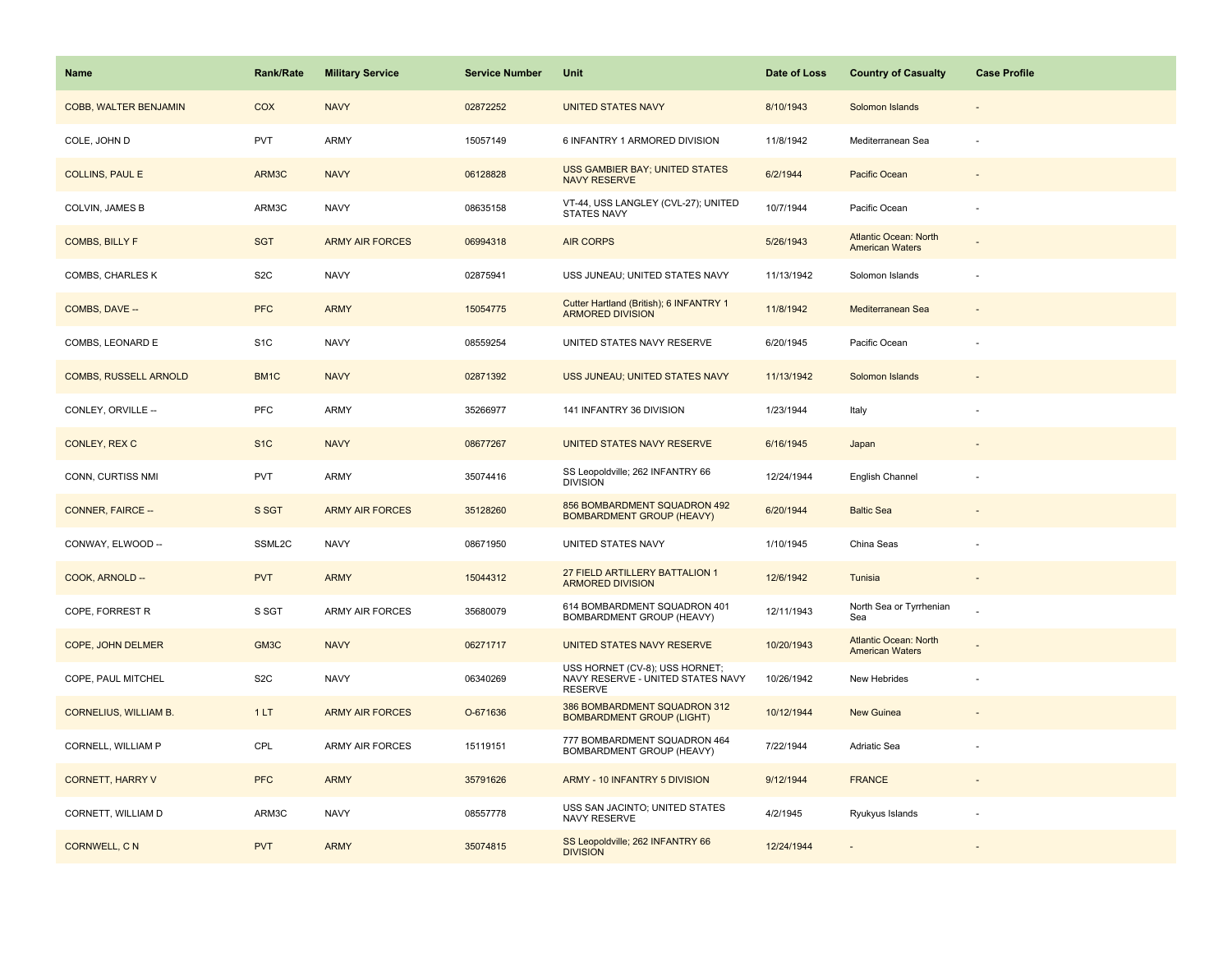| Name | Rank/Rate | Military Service | Service Number | Unit | Date of Loss | Country of Casualty | Case Profile |
|---|---|---|---|---|---|---|---|
| COBB, WALTER BENJAMIN | COX | NAVY | 02872252 | UNITED STATES NAVY | 8/10/1943 | Solomon Islands | - |
| COLE, JOHN D | PVT | ARMY | 15057149 | 6 INFANTRY 1 ARMORED DIVISION | 11/8/1942 | Mediterranean Sea | - |
| COLLINS, PAUL E | ARM3C | NAVY | 06128828 | USS GAMBIER BAY; UNITED STATES NAVY RESERVE | 6/2/1944 | Pacific Ocean | - |
| COLVIN, JAMES B | ARM3C | NAVY | 08635158 | VT-44, USS LANGLEY (CVL-27); UNITED STATES NAVY | 10/7/1944 | Pacific Ocean | - |
| COMBS, BILLY F | SGT | ARMY AIR FORCES | 06994318 | AIR CORPS | 5/26/1943 | Atlantic Ocean: North American Waters | - |
| COMBS, CHARLES K | S2C | NAVY | 02875941 | USS JUNEAU; UNITED STATES NAVY | 11/13/1942 | Solomon Islands | - |
| COMBS, DAVE -- | PFC | ARMY | 15054775 | Cutter Hartland (British); 6 INFANTRY 1 ARMORED DIVISION | 11/8/1942 | Mediterranean Sea | - |
| COMBS, LEONARD E | S1C | NAVY | 08559254 | UNITED STATES NAVY RESERVE | 6/20/1945 | Pacific Ocean | - |
| COMBS, RUSSELL ARNOLD | BM1C | NAVY | 02871392 | USS JUNEAU; UNITED STATES NAVY | 11/13/1942 | Solomon Islands | - |
| CONLEY, ORVILLE -- | PFC | ARMY | 35266977 | 141 INFANTRY 36 DIVISION | 1/23/1944 | Italy | - |
| CONLEY, REX C | S1C | NAVY | 08677267 | UNITED STATES NAVY RESERVE | 6/16/1945 | Japan | - |
| CONN, CURTISS NMI | PVT | ARMY | 35074416 | SS Leopoldville; 262 INFANTRY 66 DIVISION | 12/24/1944 | English Channel | - |
| CONNER, FAIRCE -- | S SGT | ARMY AIR FORCES | 35128260 | 856 BOMBARDMENT SQUADRON 492 BOMBARDMENT GROUP (HEAVY) | 6/20/1944 | Baltic Sea | - |
| CONWAY, ELWOOD -- | SSML2C | NAVY | 08671950 | UNITED STATES NAVY | 1/10/1945 | China Seas | - |
| COOK, ARNOLD -- | PVT | ARMY | 15044312 | 27 FIELD ARTILLERY BATTALION 1 ARMORED DIVISION | 12/6/1942 | Tunisia | - |
| COPE, FORREST R | S SGT | ARMY AIR FORCES | 35680079 | 614 BOMBARDMENT SQUADRON 401 BOMBARDMENT GROUP (HEAVY) | 12/11/1943 | North Sea or Tyrrhenian Sea | - |
| COPE, JOHN DELMER | GM3C | NAVY | 06271717 | UNITED STATES NAVY RESERVE | 10/20/1943 | Atlantic Ocean: North American Waters | - |
| COPE, PAUL MITCHEL | S2C | NAVY | 06340269 | USS HORNET (CV-8); USS HORNET; NAVY RESERVE - UNITED STATES NAVY RESERVE | 10/26/1942 | New Hebrides | - |
| CORNELIUS, WILLIAM B. | 1 LT | ARMY AIR FORCES | O-671636 | 386 BOMBARDMENT SQUADRON 312 BOMBARDMENT GROUP (LIGHT) | 10/12/1944 | New Guinea | - |
| CORNELL, WILLIAM P | CPL | ARMY AIR FORCES | 15119151 | 777 BOMBARDMENT SQUADRON 464 BOMBARDMENT GROUP (HEAVY) | 7/22/1944 | Adriatic Sea | - |
| CORNETT, HARRY V | PFC | ARMY | 35791626 | ARMY - 10 INFANTRY 5 DIVISION | 9/12/1944 | FRANCE | - |
| CORNETT, WILLIAM D | ARM3C | NAVY | 08557778 | USS SAN JACINTO; UNITED STATES NAVY RESERVE | 4/2/1945 | Ryukyus Islands | - |
| CORNWELL, C N | PVT | ARMY | 35074815 | SS Leopoldville; 262 INFANTRY 66 DIVISION | 12/24/1944 | - | - |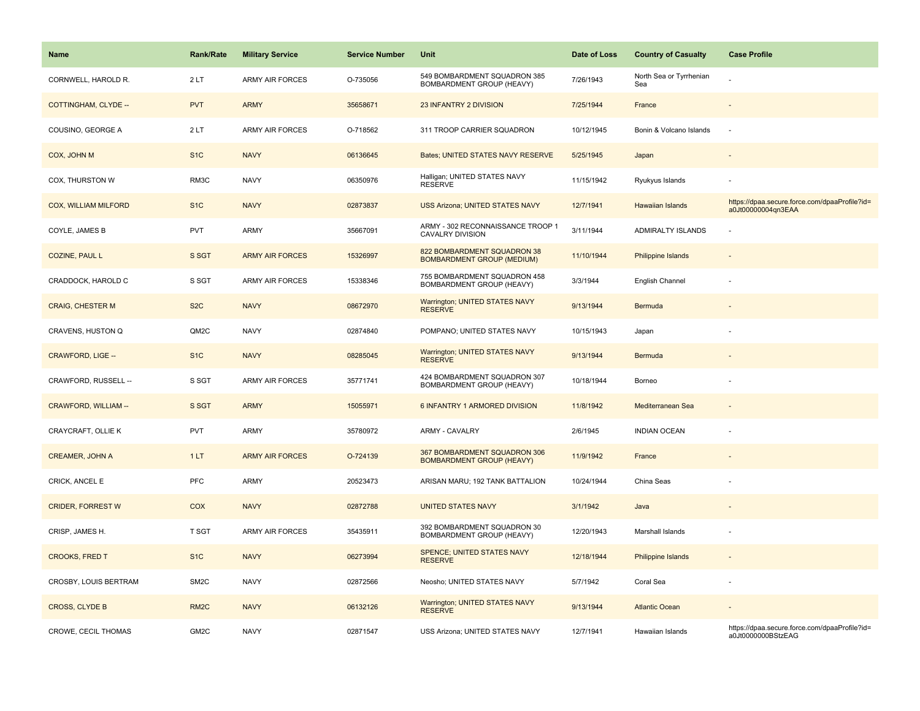| Name | Rank/Rate | Military Service | Service Number | Unit | Date of Loss | Country of Casualty | Case Profile |
| --- | --- | --- | --- | --- | --- | --- | --- |
| CORNWELL, HAROLD R. | 2 LT | ARMY AIR FORCES | O-735056 | 549 BOMBARDMENT SQUADRON 385 BOMBARDMENT GROUP (HEAVY) | 7/26/1943 | North Sea or Tyrrhenian Sea | - |
| COTTINGHAM, CLYDE -- | PVT | ARMY | 35658671 | 23 INFANTRY 2 DIVISION | 7/25/1944 | France | - |
| COUSINO, GEORGE A | 2 LT | ARMY AIR FORCES | O-718562 | 311 TROOP CARRIER SQUADRON | 10/12/1945 | Bonin & Volcano Islands | - |
| COX, JOHN M | S1C | NAVY | 06136645 | Bates; UNITED STATES NAVY RESERVE | 5/25/1945 | Japan | - |
| COX, THURSTON W | RM3C | NAVY | 06350976 | Halligan; UNITED STATES NAVY RESERVE | 11/15/1942 | Ryukyus Islands | - |
| COX, WILLIAM MILFORD | S1C | NAVY | 02873837 | USS Arizona; UNITED STATES NAVY | 12/7/1941 | Hawaiian Islands | https://dpaa.secure.force.com/dpaaProfile?id=a0Jt00000004qn3EAA |
| COYLE, JAMES B | PVT | ARMY | 35667091 | ARMY - 302 RECONNAISSANCE TROOP 1 CAVALRY DIVISION | 3/11/1944 | ADMIRALTY ISLANDS | - |
| COZINE, PAUL L | S SGT | ARMY AIR FORCES | 15326997 | 822 BOMBARDMENT SQUADRON 38 BOMBARDMENT GROUP (MEDIUM) | 11/10/1944 | Philippine Islands | - |
| CRADDOCK, HAROLD C | S SGT | ARMY AIR FORCES | 15338346 | 755 BOMBARDMENT SQUADRON 458 BOMBARDMENT GROUP (HEAVY) | 3/3/1944 | English Channel | - |
| CRAIG, CHESTER M | S2C | NAVY | 08672970 | Warrington; UNITED STATES NAVY RESERVE | 9/13/1944 | Bermuda | - |
| CRAVENS, HUSTON Q | QM2C | NAVY | 02874840 | POMPANO; UNITED STATES NAVY | 10/15/1943 | Japan | - |
| CRAWFORD, LIGE -- | S1C | NAVY | 08285045 | Warrington; UNITED STATES NAVY RESERVE | 9/13/1944 | Bermuda | - |
| CRAWFORD, RUSSELL -- | S SGT | ARMY AIR FORCES | 35771741 | 424 BOMBARDMENT SQUADRON 307 BOMBARDMENT GROUP (HEAVY) | 10/18/1944 | Borneo | - |
| CRAWFORD, WILLIAM -- | S SGT | ARMY | 15055971 | 6 INFANTRY 1 ARMORED DIVISION | 11/8/1942 | Mediterranean Sea | - |
| CRAYCRAFT, OLLIE K | PVT | ARMY | 35780972 | ARMY - CAVALRY | 2/6/1945 | INDIAN OCEAN | - |
| CREAMER, JOHN A | 1 LT | ARMY AIR FORCES | O-724139 | 367 BOMBARDMENT SQUADRON 306 BOMBARDMENT GROUP (HEAVY) | 11/9/1942 | France | - |
| CRICK, ANCEL E | PFC | ARMY | 20523473 | ARISAN MARU; 192 TANK BATTALION | 10/24/1944 | China Seas | - |
| CRIDER, FORREST W | COX | NAVY | 02872788 | UNITED STATES NAVY | 3/1/1942 | Java | - |
| CRISP, JAMES H. | T SGT | ARMY AIR FORCES | 35435911 | 392 BOMBARDMENT SQUADRON 30 BOMBARDMENT GROUP (HEAVY) | 12/20/1943 | Marshall Islands | - |
| CROOKS, FRED T | S1C | NAVY | 06273994 | SPENCE; UNITED STATES NAVY RESERVE | 12/18/1944 | Philippine Islands | - |
| CROSBY, LOUIS BERTRAM | SM2C | NAVY | 02872566 | Neosho; UNITED STATES NAVY | 5/7/1942 | Coral Sea | - |
| CROSS, CLYDE B | RM2C | NAVY | 06132126 | Warrington; UNITED STATES NAVY RESERVE | 9/13/1944 | Atlantic Ocean | - |
| CROWE, CECIL THOMAS | GM2C | NAVY | 02871547 | USS Arizona; UNITED STATES NAVY | 12/7/1941 | Hawaiian Islands | https://dpaa.secure.force.com/dpaaProfile?id=a0Jt0000000BStzEAG |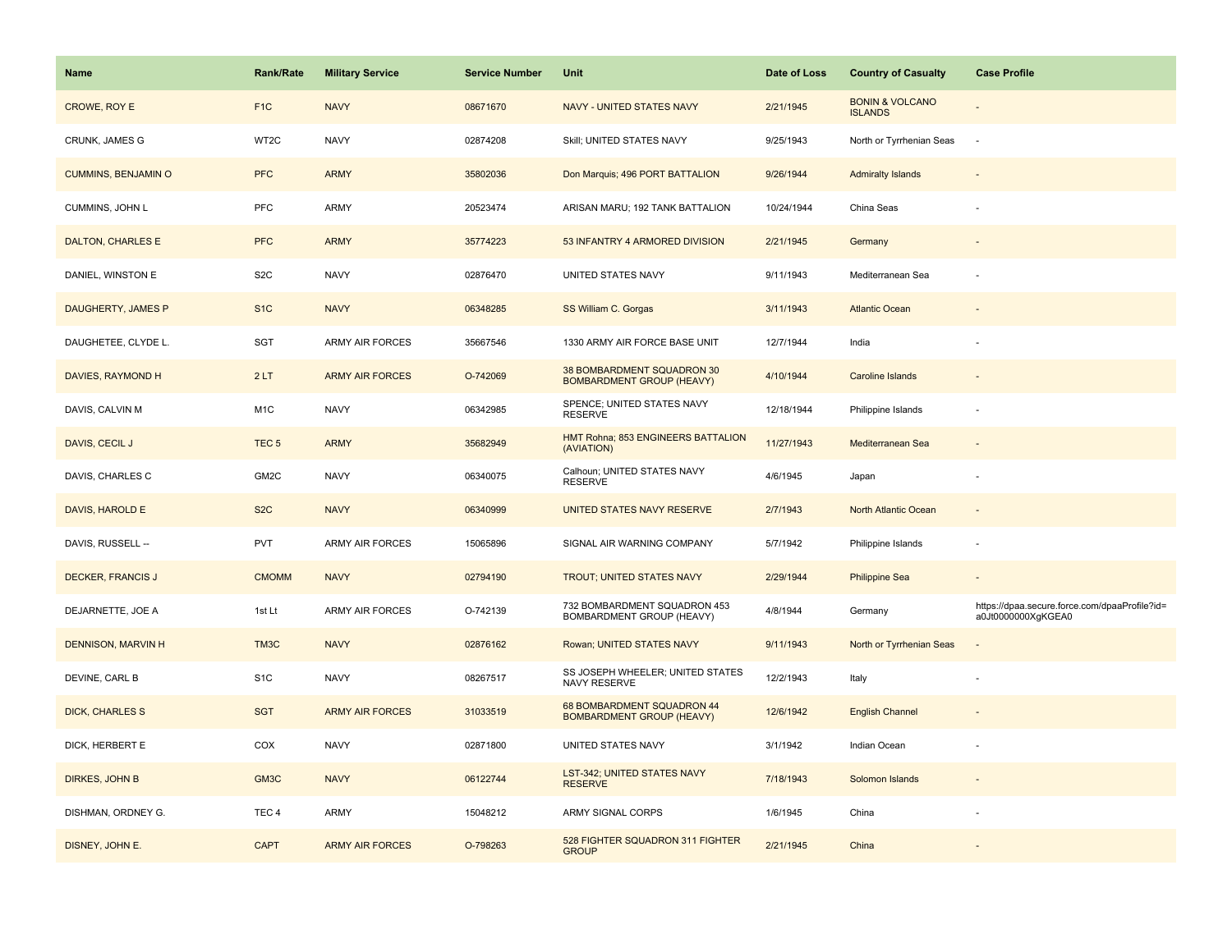| Name | Rank/Rate | Military Service | Service Number | Unit | Date of Loss | Country of Casualty | Case Profile |
|---|---|---|---|---|---|---|---|
| CROWE, ROY E | F1C | NAVY | 08671670 | NAVY - UNITED STATES NAVY | 2/21/1945 | BONIN & VOLCANO ISLANDS | - |
| CRUNK, JAMES G | WT2C | NAVY | 02874208 | Skill; UNITED STATES NAVY | 9/25/1943 | North or Tyrrhenian Seas | - |
| CUMMINS, BENJAMIN O | PFC | ARMY | 35802036 | Don Marquis; 496 PORT BATTALION | 9/26/1944 | Admiralty Islands | - |
| CUMMINS, JOHN L | PFC | ARMY | 20523474 | ARISAN MARU; 192 TANK BATTALION | 10/24/1944 | China Seas | - |
| DALTON, CHARLES E | PFC | ARMY | 35774223 | 53 INFANTRY 4 ARMORED DIVISION | 2/21/1945 | Germany | - |
| DANIEL, WINSTON E | S2C | NAVY | 02876470 | UNITED STATES NAVY | 9/11/1943 | Mediterranean Sea | - |
| DAUGHERTY, JAMES P | S1C | NAVY | 06348285 | SS William C. Gorgas | 3/11/1943 | Atlantic Ocean | - |
| DAUGHETEE, CLYDE L. | SGT | ARMY AIR FORCES | 35667546 | 1330 ARMY AIR FORCE BASE UNIT | 12/7/1944 | India | - |
| DAVIES, RAYMOND H | 2 LT | ARMY AIR FORCES | O-742069 | 38 BOMBARDMENT SQUADRON 30 BOMBARDMENT GROUP (HEAVY) | 4/10/1944 | Caroline Islands | - |
| DAVIS, CALVIN M | M1C | NAVY | 06342985 | SPENCE; UNITED STATES NAVY RESERVE | 12/18/1944 | Philippine Islands | - |
| DAVIS, CECIL J | TEC 5 | ARMY | 35682949 | HMT Rohna; 853 ENGINEERS BATTALION (AVIATION) | 11/27/1943 | Mediterranean Sea | - |
| DAVIS, CHARLES C | GM2C | NAVY | 06340075 | Calhoun; UNITED STATES NAVY RESERVE | 4/6/1945 | Japan | - |
| DAVIS, HAROLD E | S2C | NAVY | 06340999 | UNITED STATES NAVY RESERVE | 2/7/1943 | North Atlantic Ocean | - |
| DAVIS, RUSSELL -- | PVT | ARMY AIR FORCES | 15065896 | SIGNAL AIR WARNING COMPANY | 5/7/1942 | Philippine Islands | - |
| DECKER, FRANCIS J | CMOMM | NAVY | 02794190 | TROUT; UNITED STATES NAVY | 2/29/1944 | Philippine Sea | - |
| DEJARNETTE, JOE A | 1st Lt | ARMY AIR FORCES | O-742139 | 732 BOMBARDMENT SQUADRON 453 BOMBARDMENT GROUP (HEAVY) | 4/8/1944 | Germany | https://dpaa.secure.force.com/dpaaProfile?id=a0Jt0000000XgKGEA0 |
| DENNISON, MARVIN H | TM3C | NAVY | 02876162 | Rowan; UNITED STATES NAVY | 9/11/1943 | North or Tyrrhenian Seas | - |
| DEVINE, CARL B | S1C | NAVY | 08267517 | SS JOSEPH WHEELER; UNITED STATES NAVY RESERVE | 12/2/1943 | Italy | - |
| DICK, CHARLES S | SGT | ARMY AIR FORCES | 31033519 | 68 BOMBARDMENT SQUADRON 44 BOMBARDMENT GROUP (HEAVY) | 12/6/1942 | English Channel | - |
| DICK, HERBERT E | COX | NAVY | 02871800 | UNITED STATES NAVY | 3/1/1942 | Indian Ocean | - |
| DIRKES, JOHN B | GM3C | NAVY | 06122744 | LST-342; UNITED STATES NAVY RESERVE | 7/18/1943 | Solomon Islands | - |
| DISHMAN, ORDNEY G. | TEC 4 | ARMY | 15048212 | ARMY SIGNAL CORPS | 1/6/1945 | China | - |
| DISNEY, JOHN E. | CAPT | ARMY AIR FORCES | O-798263 | 528 FIGHTER SQUADRON 311 FIGHTER GROUP | 2/21/1945 | China | - |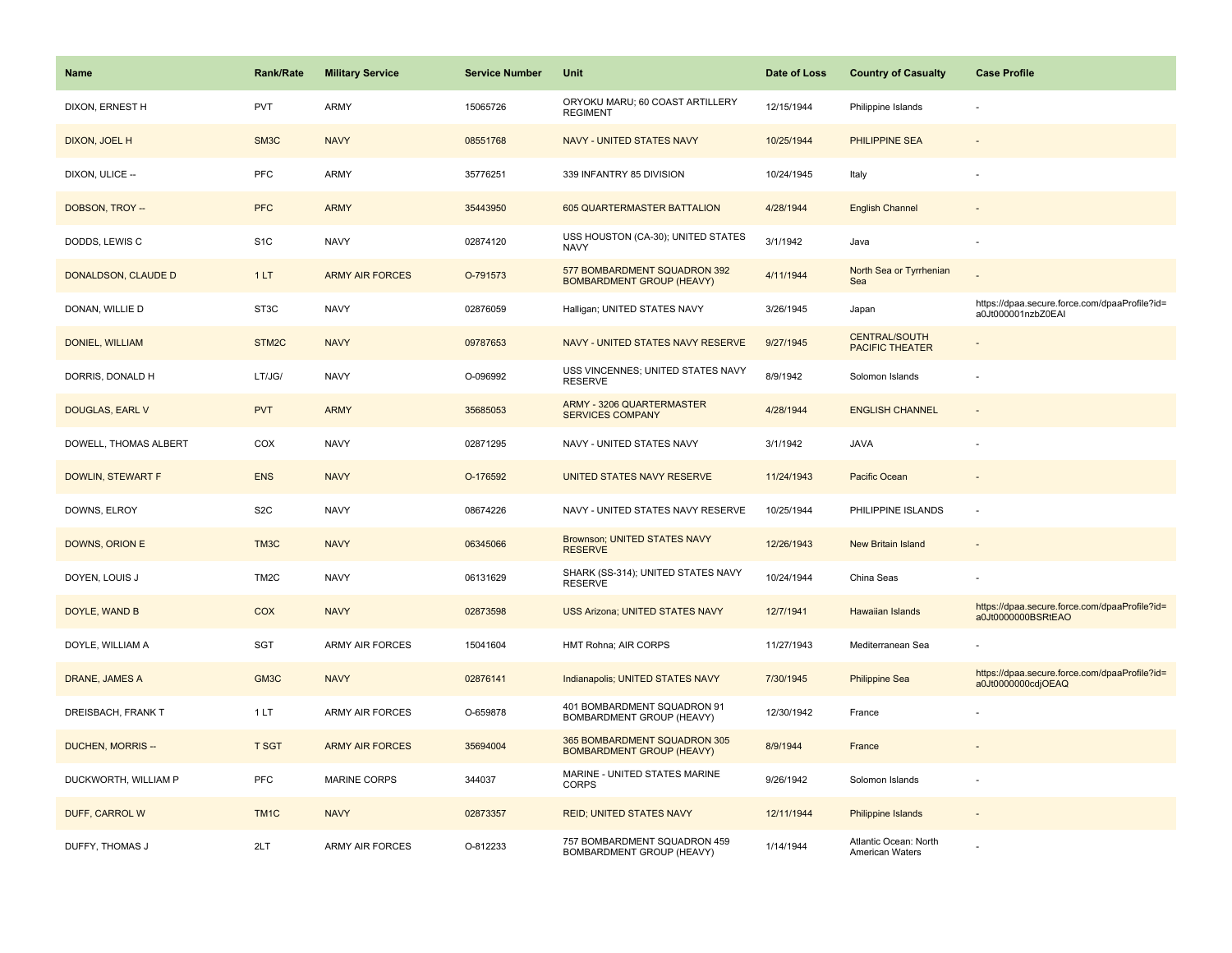| Name | Rank/Rate | Military Service | Service Number | Unit | Date of Loss | Country of Casualty | Case Profile |
|---|---|---|---|---|---|---|---|
| DIXON, ERNEST H | PVT | ARMY | 15065726 | ORYOKU MARU; 60 COAST ARTILLERY REGIMENT | 12/15/1944 | Philippine Islands | - |
| DIXON, JOEL H | SM3C | NAVY | 08551768 | NAVY - UNITED STATES NAVY | 10/25/1944 | PHILIPPINE SEA | - |
| DIXON, ULICE -- | PFC | ARMY | 35776251 | 339 INFANTRY 85 DIVISION | 10/24/1945 | Italy | - |
| DOBSON, TROY -- | PFC | ARMY | 35443950 | 605 QUARTERMASTER BATTALION | 4/28/1944 | English Channel | - |
| DODDS, LEWIS C | S1C | NAVY | 02874120 | USS HOUSTON (CA-30); UNITED STATES NAVY | 3/1/1942 | Java | - |
| DONALDSON, CLAUDE D | 1 LT | ARMY AIR FORCES | O-791573 | 577 BOMBARDMENT SQUADRON 392 BOMBARDMENT GROUP (HEAVY) | 4/11/1944 | North Sea or Tyrrhenian Sea | - |
| DONAN, WILLIE D | ST3C | NAVY | 02876059 | Halligan; UNITED STATES NAVY | 3/26/1945 | Japan | https://dpaa.secure.force.com/dpaaProfile?id=a0Jt000001nzbZ0EAI |
| DONIEL, WILLIAM | STM2C | NAVY | 09787653 | NAVY - UNITED STATES NAVY RESERVE | 9/27/1945 | CENTRAL/SOUTH PACIFIC THEATER | - |
| DORRIS, DONALD H | LT/JG/ | NAVY | O-096992 | USS VINCENNES; UNITED STATES NAVY RESERVE | 8/9/1942 | Solomon Islands | - |
| DOUGLAS, EARL V | PVT | ARMY | 35685053 | ARMY - 3206 QUARTERMASTER SERVICES COMPANY | 4/28/1944 | ENGLISH CHANNEL | - |
| DOWELL, THOMAS ALBERT | COX | NAVY | 02871295 | NAVY - UNITED STATES NAVY | 3/1/1942 | JAVA | - |
| DOWLIN, STEWART F | ENS | NAVY | O-176592 | UNITED STATES NAVY RESERVE | 11/24/1943 | Pacific Ocean | - |
| DOWNS, ELROY | S2C | NAVY | 08674226 | NAVY - UNITED STATES NAVY RESERVE | 10/25/1944 | PHILIPPINE ISLANDS | - |
| DOWNS, ORION E | TM3C | NAVY | 06345066 | Brownson; UNITED STATES NAVY RESERVE | 12/26/1943 | New Britain Island | - |
| DOYEN, LOUIS J | TM2C | NAVY | 06131629 | SHARK (SS-314); UNITED STATES NAVY RESERVE | 10/24/1944 | China Seas | - |
| DOYLE, WAND B | COX | NAVY | 02873598 | USS Arizona; UNITED STATES NAVY | 12/7/1941 | Hawaiian Islands | https://dpaa.secure.force.com/dpaaProfile?id=a0Jt0000000BSRtEAO |
| DOYLE, WILLIAM A | SGT | ARMY AIR FORCES | 15041604 | HMT Rohna; AIR CORPS | 11/27/1943 | Mediterranean Sea | - |
| DRANE, JAMES A | GM3C | NAVY | 02876141 | Indianapolis; UNITED STATES NAVY | 7/30/1945 | Philippine Sea | https://dpaa.secure.force.com/dpaaProfile?id=a0Jt0000000cdjOEAQ |
| DREISBACH, FRANK T | 1 LT | ARMY AIR FORCES | O-659878 | 401 BOMBARDMENT SQUADRON 91 BOMBARDMENT GROUP (HEAVY) | 12/30/1942 | France | - |
| DUCHEN, MORRIS -- | T SGT | ARMY AIR FORCES | 35694004 | 365 BOMBARDMENT SQUADRON 305 BOMBARDMENT GROUP (HEAVY) | 8/9/1944 | France | - |
| DUCKWORTH, WILLIAM P | PFC | MARINE CORPS | 344037 | MARINE - UNITED STATES MARINE CORPS | 9/26/1942 | Solomon Islands | - |
| DUFF, CARROL W | TM1C | NAVY | 02873357 | REID; UNITED STATES NAVY | 12/11/1944 | Philippine Islands | - |
| DUFFY, THOMAS J | 2LT | ARMY AIR FORCES | O-812233 | 757 BOMBARDMENT SQUADRON 459 BOMBARDMENT GROUP (HEAVY) | 1/14/1944 | Atlantic Ocean: North American Waters | - |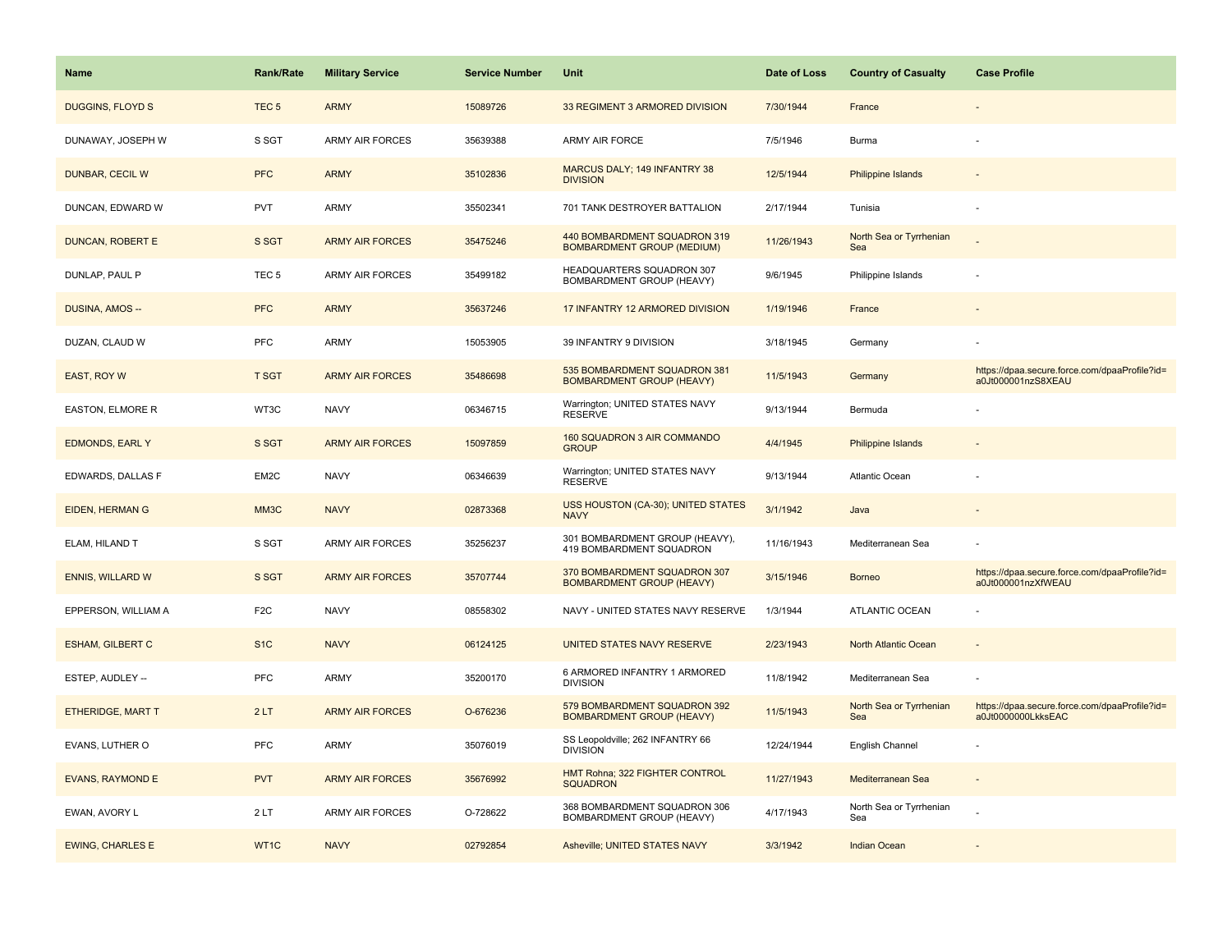| Name | Rank/Rate | Military Service | Service Number | Unit | Date of Loss | Country of Casualty | Case Profile |
|---|---|---|---|---|---|---|---|
| DUGGINS, FLOYD S | TEC 5 | ARMY | 15089726 | 33 REGIMENT 3 ARMORED DIVISION | 7/30/1944 | France | - |
| DUNAWAY, JOSEPH W | S SGT | ARMY AIR FORCES | 35639388 | ARMY AIR FORCE | 7/5/1946 | Burma | - |
| DUNBAR, CECIL W | PFC | ARMY | 35102836 | MARCUS DALY; 149 INFANTRY 38 DIVISION | 12/5/1944 | Philippine Islands | - |
| DUNCAN, EDWARD W | PVT | ARMY | 35502341 | 701 TANK DESTROYER BATTALION | 2/17/1944 | Tunisia | - |
| DUNCAN, ROBERT E | S SGT | ARMY AIR FORCES | 35475246 | 440 BOMBARDMENT SQUADRON 319 BOMBARDMENT GROUP (MEDIUM) | 11/26/1943 | North Sea or Tyrrhenian Sea | - |
| DUNLAP, PAUL P | TEC 5 | ARMY AIR FORCES | 35499182 | HEADQUARTERS SQUADRON 307 BOMBARDMENT GROUP (HEAVY) | 9/6/1945 | Philippine Islands | - |
| DUSINA, AMOS -- | PFC | ARMY | 35637246 | 17 INFANTRY 12 ARMORED DIVISION | 1/19/1946 | France | - |
| DUZAN, CLAUD W | PFC | ARMY | 15053905 | 39 INFANTRY 9 DIVISION | 3/18/1945 | Germany | - |
| EAST, ROY W | T SGT | ARMY AIR FORCES | 35486698 | 535 BOMBARDMENT SQUADRON 381 BOMBARDMENT GROUP (HEAVY) | 11/5/1943 | Germany | https://dpaa.secure.force.com/dpaaProfile?id=a0Jt000001nzS8XEAU |
| EASTON, ELMORE R | WT3C | NAVY | 06346715 | Warrington; UNITED STATES NAVY RESERVE | 9/13/1944 | Bermuda | - |
| EDMONDS, EARL Y | S SGT | ARMY AIR FORCES | 15097859 | 160 SQUADRON 3 AIR COMMANDO GROUP | 4/4/1945 | Philippine Islands | - |
| EDWARDS, DALLAS F | EM2C | NAVY | 06346639 | Warrington; UNITED STATES NAVY RESERVE | 9/13/1944 | Atlantic Ocean | - |
| EIDEN, HERMAN G | MM3C | NAVY | 02873368 | USS HOUSTON (CA-30); UNITED STATES NAVY | 3/1/1942 | Java | - |
| ELAM, HILAND T | S SGT | ARMY AIR FORCES | 35256237 | 301 BOMBARDMENT GROUP (HEAVY), 419 BOMBARDMENT SQUADRON | 11/16/1943 | Mediterranean Sea | - |
| ENNIS, WILLARD W | S SGT | ARMY AIR FORCES | 35707744 | 370 BOMBARDMENT SQUADRON 307 BOMBARDMENT GROUP (HEAVY) | 3/15/1946 | Borneo | https://dpaa.secure.force.com/dpaaProfile?id=a0Jt000001nzXfWEAU |
| EPPERSON, WILLIAM A | F2C | NAVY | 08558302 | NAVY - UNITED STATES NAVY RESERVE | 1/3/1944 | ATLANTIC OCEAN | - |
| ESHAM, GILBERT C | S1C | NAVY | 06124125 | UNITED STATES NAVY RESERVE | 2/23/1943 | North Atlantic Ocean | - |
| ESTEP, AUDLEY -- | PFC | ARMY | 35200170 | 6 ARMORED INFANTRY 1 ARMORED DIVISION | 11/8/1942 | Mediterranean Sea | - |
| ETHERIDGE, MART T | 2 LT | ARMY AIR FORCES | O-676236 | 579 BOMBARDMENT SQUADRON 392 BOMBARDMENT GROUP (HEAVY) | 11/5/1943 | North Sea or Tyrrhenian Sea | https://dpaa.secure.force.com/dpaaProfile?id=a0Jt0000000LkksEAC |
| EVANS, LUTHER O | PFC | ARMY | 35076019 | SS Leopoldville; 262 INFANTRY 66 DIVISION | 12/24/1944 | English Channel | - |
| EVANS, RAYMOND E | PVT | ARMY AIR FORCES | 35676992 | HMT Rohna; 322 FIGHTER CONTROL SQUADRON | 11/27/1943 | Mediterranean Sea | - |
| EWAN, AVORY L | 2 LT | ARMY AIR FORCES | O-728622 | 368 BOMBARDMENT SQUADRON 306 BOMBARDMENT GROUP (HEAVY) | 4/17/1943 | North Sea or Tyrrhenian Sea | - |
| EWING, CHARLES E | WT1C | NAVY | 02792854 | Asheville; UNITED STATES NAVY | 3/3/1942 | Indian Ocean | - |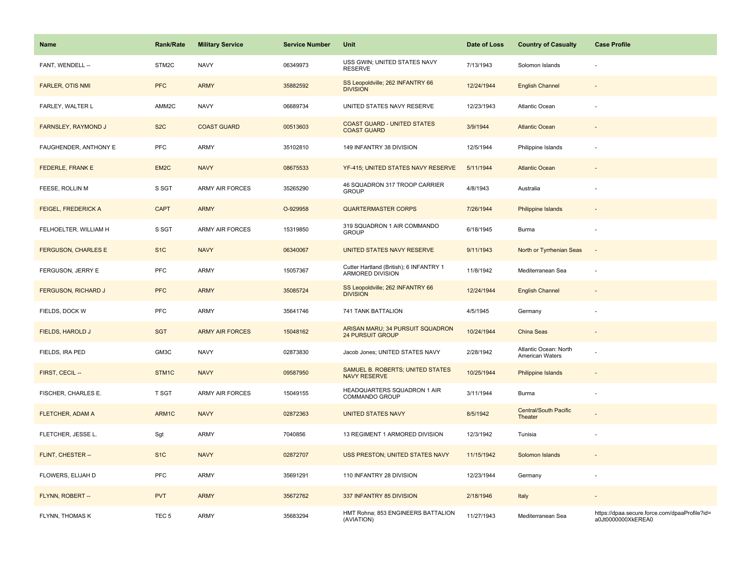| Name | Rank/Rate | Military Service | Service Number | Unit | Date of Loss | Country of Casualty | Case Profile |
|---|---|---|---|---|---|---|---|
| FANT, WENDELL -- | STM2C | NAVY | 06349973 | USS GWIN; UNITED STATES NAVY RESERVE | 7/13/1943 | Solomon Islands | - |
| FARLER, OTIS NMI | PFC | ARMY | 35882592 | SS Leopoldville; 262 INFANTRY 66 DIVISION | 12/24/1944 | English Channel | - |
| FARLEY, WALTER L | AMM2C | NAVY | 06689734 | UNITED STATES NAVY RESERVE | 12/23/1943 | Atlantic Ocean | - |
| FARNSLEY, RAYMOND J | S2C | COAST GUARD | 00513603 | COAST GUARD - UNITED STATES COAST GUARD | 3/9/1944 | Atlantic Ocean | - |
| FAUGHENDER, ANTHONY E | PFC | ARMY | 35102810 | 149 INFANTRY 38 DIVISION | 12/5/1944 | Philippine Islands | - |
| FEDERLE, FRANK E | EM2C | NAVY | 08675533 | YF-415; UNITED STATES NAVY RESERVE | 5/11/1944 | Atlantic Ocean | - |
| FEESE, ROLLIN M | S SGT | ARMY AIR FORCES | 35265290 | 46 SQUADRON 317 TROOP CARRIER GROUP | 4/8/1943 | Australia | - |
| FEIGEL, FREDERICK A | CAPT | ARMY | O-929958 | QUARTERMASTER CORPS | 7/26/1944 | Philippine Islands | - |
| FELHOELTER, WILLIAM H | S SGT | ARMY AIR FORCES | 15319850 | 319 SQUADRON 1 AIR COMMANDO GROUP | 6/18/1945 | Burma | - |
| FERGUSON, CHARLES E | S1C | NAVY | 06340067 | UNITED STATES NAVY RESERVE | 9/11/1943 | North or Tyrrhenian Seas | - |
| FERGUSON, JERRY E | PFC | ARMY | 15057367 | Cutter Hartland (British); 6 INFANTRY 1 ARMORED DIVISION | 11/8/1942 | Mediterranean Sea | - |
| FERGUSON, RICHARD J | PFC | ARMY | 35085724 | SS Leopoldville; 262 INFANTRY 66 DIVISION | 12/24/1944 | English Channel | - |
| FIELDS, DOCK W | PFC | ARMY | 35641746 | 741 TANK BATTALION | 4/5/1945 | Germany | - |
| FIELDS, HAROLD J | SGT | ARMY AIR FORCES | 15048162 | ARISAN MARU; 34 PURSUIT SQUADRON 24 PURSUIT GROUP | 10/24/1944 | China Seas | - |
| FIELDS, IRA PED | GM3C | NAVY | 02873830 | Jacob Jones; UNITED STATES NAVY | 2/28/1942 | Atlantic Ocean: North American Waters | - |
| FIRST, CECIL -- | STM1C | NAVY | 09587950 | SAMUEL B. ROBERTS; UNITED STATES NAVY RESERVE | 10/25/1944 | Philippine Islands | - |
| FISCHER, CHARLES E. | T SGT | ARMY AIR FORCES | 15049155 | HEADQUARTERS SQUADRON 1 AIR COMMANDO GROUP | 3/11/1944 | Burma | - |
| FLETCHER, ADAM A | ARM1C | NAVY | 02872363 | UNITED STATES NAVY | 8/5/1942 | Central/South Pacific Theater | - |
| FLETCHER, JESSE L. | Sgt | ARMY | 7040856 | 13 REGIMENT 1 ARMORED DIVISION | 12/3/1942 | Tunisia | - |
| FLINT, CHESTER -- | S1C | NAVY | 02872707 | USS PRESTON; UNITED STATES NAVY | 11/15/1942 | Solomon Islands | - |
| FLOWERS, ELIJAH D | PFC | ARMY | 35691291 | 110 INFANTRY 28 DIVISION | 12/23/1944 | Germany | - |
| FLYNN, ROBERT -- | PVT | ARMY | 35672762 | 337 INFANTRY 85 DIVISION | 2/18/1946 | Italy | - |
| FLYNN, THOMAS K | TEC 5 | ARMY | 35683294 | HMT Rohna; 853 ENGINEERS BATTALION (AVIATION) | 11/27/1943 | Mediterranean Sea | https://dpaa.secure.force.com/dpaaProfile?id=a0Jt0000000XkEREA0 |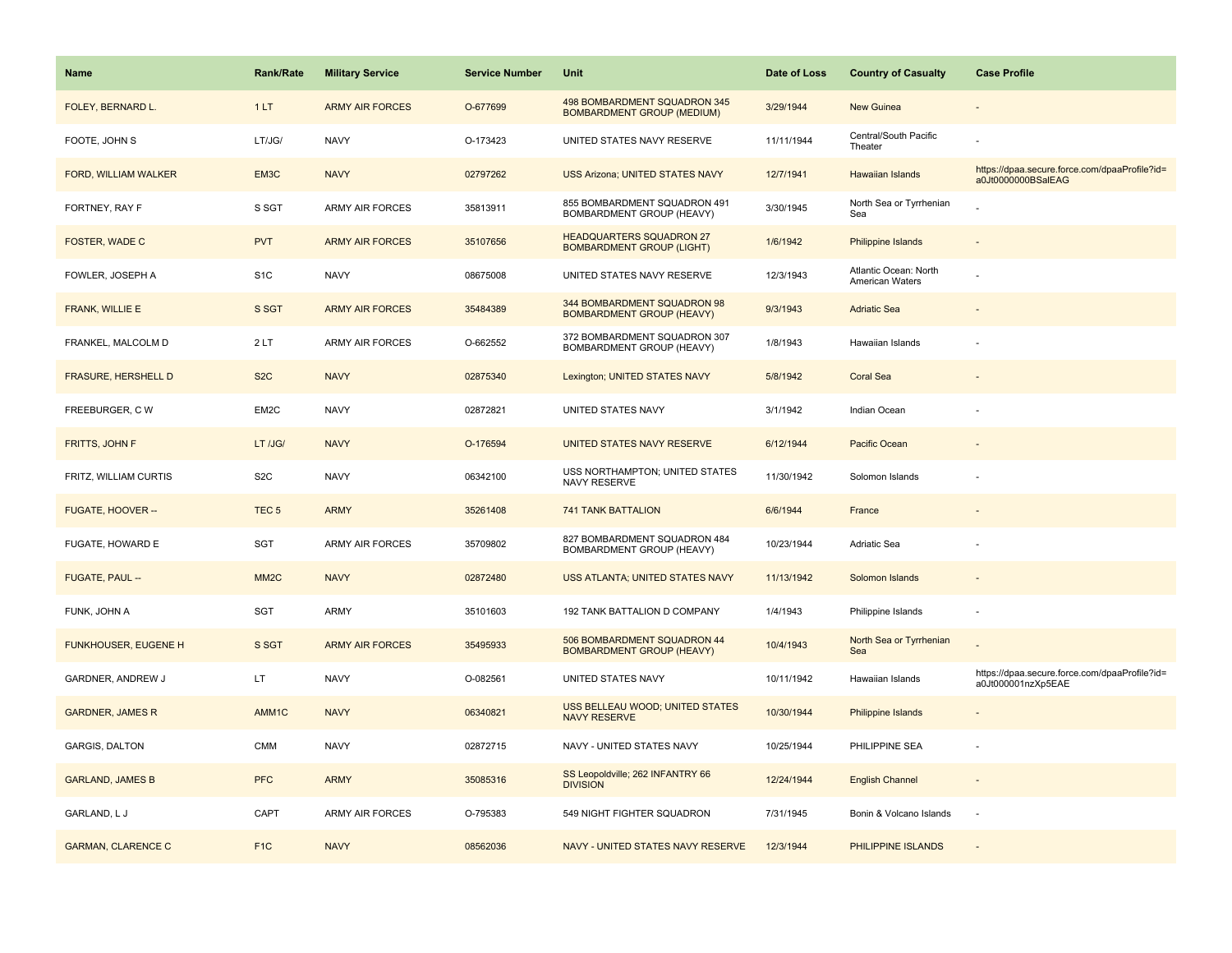| Name | Rank/Rate | Military Service | Service Number | Unit | Date of Loss | Country of Casualty | Case Profile |
|---|---|---|---|---|---|---|---|
| FOLEY, BERNARD L. | 1 LT | ARMY AIR FORCES | O-677699 | 498 BOMBARDMENT SQUADRON 345 BOMBARDMENT GROUP (MEDIUM) | 3/29/1944 | New Guinea | - |
| FOOTE, JOHN S | LT/JG/ | NAVY | O-173423 | UNITED STATES NAVY RESERVE | 11/11/1944 | Central/South Pacific Theater | - |
| FORD, WILLIAM WALKER | EM3C | NAVY | 02797262 | USS Arizona; UNITED STATES NAVY | 12/7/1941 | Hawaiian Islands | https://dpaa.secure.force.com/dpaaProfile?id=a0Jt0000000BSalEAG |
| FORTNEY, RAY F | S SGT | ARMY AIR FORCES | 35813911 | 855 BOMBARDMENT SQUADRON 491 BOMBARDMENT GROUP (HEAVY) | 3/30/1945 | North Sea or Tyrrhenian Sea | - |
| FOSTER, WADE C | PVT | ARMY AIR FORCES | 35107656 | HEADQUARTERS SQUADRON 27 BOMBARDMENT GROUP (LIGHT) | 1/6/1942 | Philippine Islands | - |
| FOWLER, JOSEPH A | S1C | NAVY | 08675008 | UNITED STATES NAVY RESERVE | 12/3/1943 | Atlantic Ocean: North American Waters | - |
| FRANK, WILLIE E | S SGT | ARMY AIR FORCES | 35484389 | 344 BOMBARDMENT SQUADRON 98 BOMBARDMENT GROUP (HEAVY) | 9/3/1943 | Adriatic Sea | - |
| FRANKEL, MALCOLM D | 2 LT | ARMY AIR FORCES | O-662552 | 372 BOMBARDMENT SQUADRON 307 BOMBARDMENT GROUP (HEAVY) | 1/8/1943 | Hawaiian Islands | - |
| FRASURE, HERSHELL D | S2C | NAVY | 02875340 | Lexington; UNITED STATES NAVY | 5/8/1942 | Coral Sea | - |
| FREEBURGER, C W | EM2C | NAVY | 02872821 | UNITED STATES NAVY | 3/1/1942 | Indian Ocean | - |
| FRITTS, JOHN F | LT /JG/ | NAVY | O-176594 | UNITED STATES NAVY RESERVE | 6/12/1944 | Pacific Ocean | - |
| FRITZ, WILLIAM CURTIS | S2C | NAVY | 06342100 | USS NORTHAMPTON; UNITED STATES NAVY RESERVE | 11/30/1942 | Solomon Islands | - |
| FUGATE, HOOVER -- | TEC 5 | ARMY | 35261408 | 741 TANK BATTALION | 6/6/1944 | France | - |
| FUGATE, HOWARD E | SGT | ARMY AIR FORCES | 35709802 | 827 BOMBARDMENT SQUADRON 484 BOMBARDMENT GROUP (HEAVY) | 10/23/1944 | Adriatic Sea | - |
| FUGATE, PAUL -- | MM2C | NAVY | 02872480 | USS ATLANTA; UNITED STATES NAVY | 11/13/1942 | Solomon Islands | - |
| FUNK, JOHN A | SGT | ARMY | 35101603 | 192 TANK BATTALION D COMPANY | 1/4/1943 | Philippine Islands | - |
| FUNKHOUSER, EUGENE H | S SGT | ARMY AIR FORCES | 35495933 | 506 BOMBARDMENT SQUADRON 44 BOMBARDMENT GROUP (HEAVY) | 10/4/1943 | North Sea or Tyrrhenian Sea | - |
| GARDNER, ANDREW J | LT | NAVY | O-082561 | UNITED STATES NAVY | 10/11/1942 | Hawaiian Islands | https://dpaa.secure.force.com/dpaaProfile?id=a0Jt000001nzXp5EAE |
| GARDNER, JAMES R | AMM1C | NAVY | 06340821 | USS BELLEAU WOOD; UNITED STATES NAVY RESERVE | 10/30/1944 | Philippine Islands | - |
| GARGIS, DALTON | CMM | NAVY | 02872715 | NAVY - UNITED STATES NAVY | 10/25/1944 | PHILIPPINE SEA | - |
| GARLAND, JAMES B | PFC | ARMY | 35085316 | SS Leopoldville; 262 INFANTRY 66 DIVISION | 12/24/1944 | English Channel | - |
| GARLAND, L J | CAPT | ARMY AIR FORCES | O-795383 | 549 NIGHT FIGHTER SQUADRON | 7/31/1945 | Bonin & Volcano Islands | - |
| GARMAN, CLARENCE C | F1C | NAVY | 08562036 | NAVY - UNITED STATES NAVY RESERVE | 12/3/1944 | PHILIPPINE ISLANDS | - |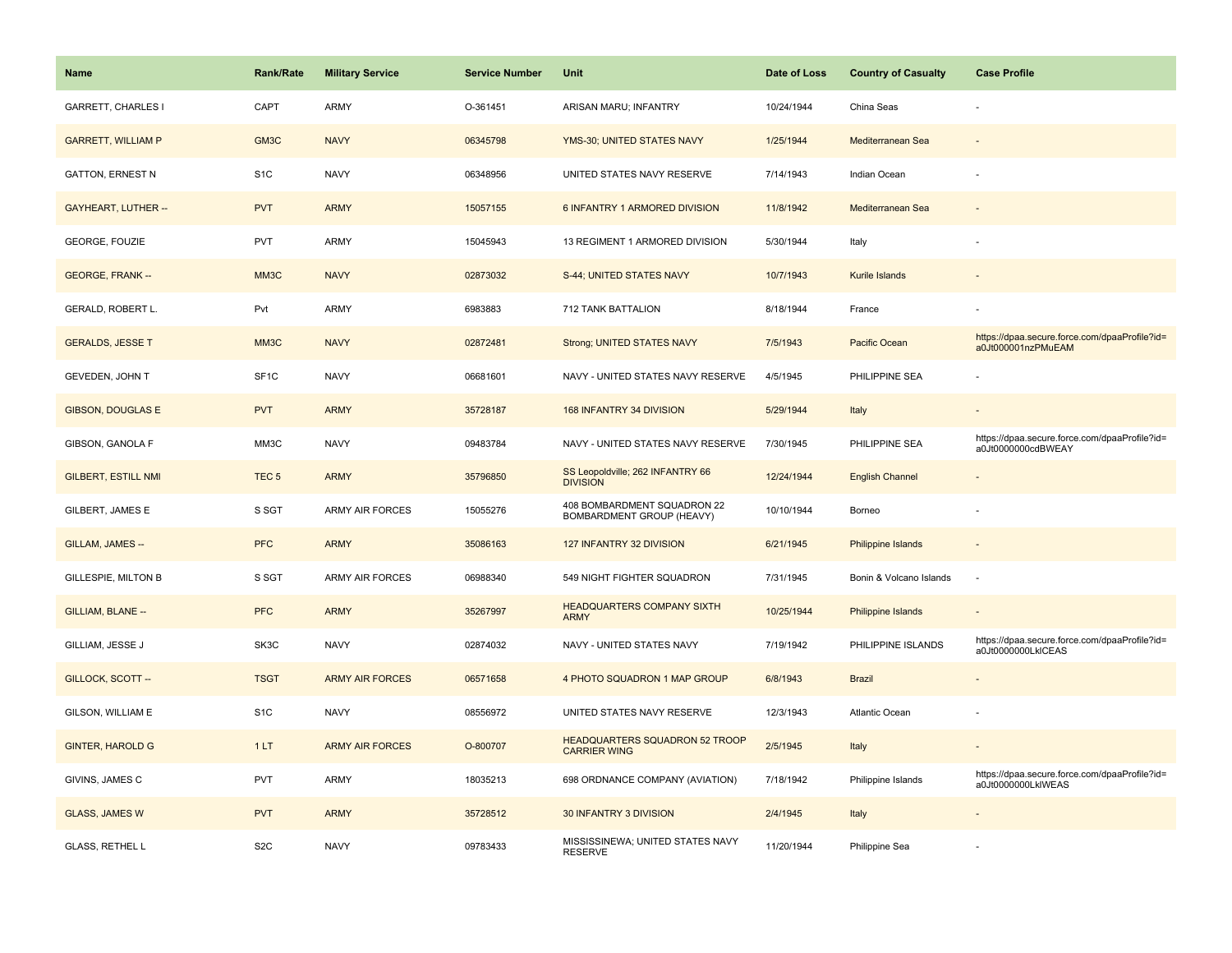| Name | Rank/Rate | Military Service | Service Number | Unit | Date of Loss | Country of Casualty | Case Profile |
|---|---|---|---|---|---|---|---|
| GARRETT, CHARLES I | CAPT | ARMY | O-361451 | ARISAN MARU; INFANTRY | 10/24/1944 | China Seas | - |
| GARRETT, WILLIAM P | GM3C | NAVY | 06345798 | YMS-30; UNITED STATES NAVY | 1/25/1944 | Mediterranean Sea | - |
| GATTON, ERNEST N | S1C | NAVY | 06348956 | UNITED STATES NAVY RESERVE | 7/14/1943 | Indian Ocean | - |
| GAYHEART, LUTHER -- | PVT | ARMY | 15057155 | 6 INFANTRY 1 ARMORED DIVISION | 11/8/1942 | Mediterranean Sea | - |
| GEORGE, FOUZIE | PVT | ARMY | 15045943 | 13 REGIMENT 1 ARMORED DIVISION | 5/30/1944 | Italy | - |
| GEORGE, FRANK -- | MM3C | NAVY | 02873032 | S-44; UNITED STATES NAVY | 10/7/1943 | Kurile Islands | - |
| GERALD, ROBERT L. | Pvt | ARMY | 6983883 | 712 TANK BATTALION | 8/18/1944 | France | - |
| GERALDS, JESSE T | MM3C | NAVY | 02872481 | Strong; UNITED STATES NAVY | 7/5/1943 | Pacific Ocean | https://dpaa.secure.force.com/dpaaProfile?id=a0Jt000001nzPMuEAM |
| GEVEDEN, JOHN T | SF1C | NAVY | 06681601 | NAVY - UNITED STATES NAVY RESERVE | 4/5/1945 | PHILIPPINE SEA | - |
| GIBSON, DOUGLAS E | PVT | ARMY | 35728187 | 168 INFANTRY 34 DIVISION | 5/29/1944 | Italy | - |
| GIBSON, GANOLA F | MM3C | NAVY | 09483784 | NAVY - UNITED STATES NAVY RESERVE | 7/30/1945 | PHILIPPINE SEA | https://dpaa.secure.force.com/dpaaProfile?id=a0Jt0000000cdBWEAY |
| GILBERT, ESTILL NMI | TEC 5 | ARMY | 35796850 | SS Leopoldville; 262 INFANTRY 66 DIVISION | 12/24/1944 | English Channel | - |
| GILBERT, JAMES E | S SGT | ARMY AIR FORCES | 15055276 | 408 BOMBARDMENT SQUADRON 22 BOMBARDMENT GROUP (HEAVY) | 10/10/1944 | Borneo | - |
| GILLAM, JAMES -- | PFC | ARMY | 35086163 | 127 INFANTRY 32 DIVISION | 6/21/1945 | Philippine Islands | - |
| GILLESPIE, MILTON B | S SGT | ARMY AIR FORCES | 06988340 | 549 NIGHT FIGHTER SQUADRON | 7/31/1945 | Bonin & Volcano Islands | - |
| GILLIAM, BLANE -- | PFC | ARMY | 35267997 | HEADQUARTERS COMPANY SIXTH ARMY | 10/25/1944 | Philippine Islands | - |
| GILLIAM, JESSE J | SK3C | NAVY | 02874032 | NAVY - UNITED STATES NAVY | 7/19/1942 | PHILIPPINE ISLANDS | https://dpaa.secure.force.com/dpaaProfile?id=a0Jt0000000LkICEAS |
| GILLOCK, SCOTT -- | TSGT | ARMY AIR FORCES | 06571658 | 4 PHOTO SQUADRON 1 MAP GROUP | 6/8/1943 | Brazil | - |
| GILSON, WILLIAM E | S1C | NAVY | 08556972 | UNITED STATES NAVY RESERVE | 12/3/1943 | Atlantic Ocean | - |
| GINTER, HAROLD G | 1 LT | ARMY AIR FORCES | O-800707 | HEADQUARTERS SQUADRON 52 TROOP CARRIER WING | 2/5/1945 | Italy | - |
| GIVINS, JAMES C | PVT | ARMY | 18035213 | 698 ORDNANCE COMPANY (AVIATION) | 7/18/1942 | Philippine Islands | https://dpaa.secure.force.com/dpaaProfile?id=a0Jt0000000LklWEAS |
| GLASS, JAMES W | PVT | ARMY | 35728512 | 30 INFANTRY 3 DIVISION | 2/4/1945 | Italy | - |
| GLASS, RETHEL L | S2C | NAVY | 09783433 | MISSISSINEWA; UNITED STATES NAVY RESERVE | 11/20/1944 | Philippine Sea | - |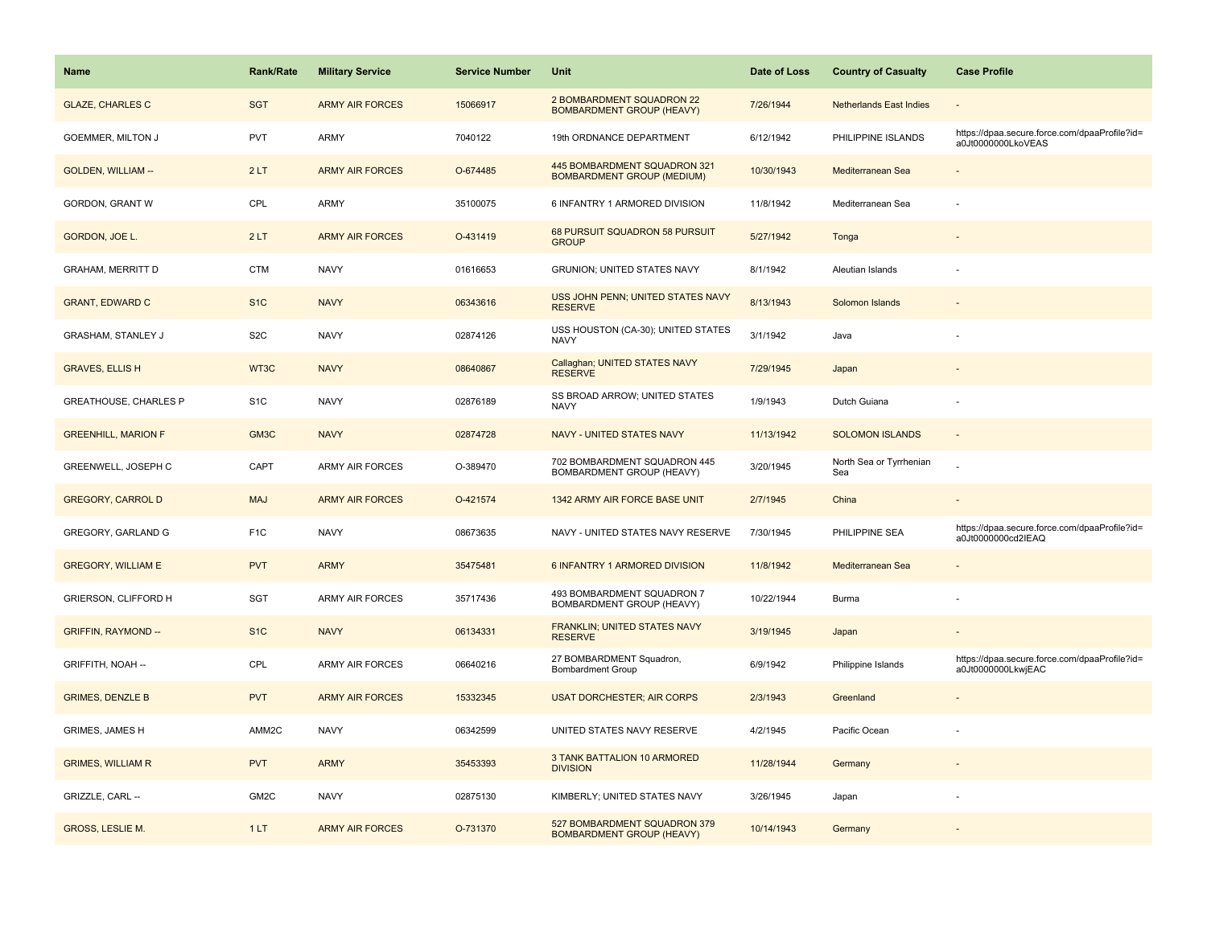| Name | Rank/Rate | Military Service | Service Number | Unit | Date of Loss | Country of Casualty | Case Profile |
| --- | --- | --- | --- | --- | --- | --- | --- |
| GLAZE, CHARLES C | SGT | ARMY AIR FORCES | 15066917 | 2 BOMBARDMENT SQUADRON 22 BOMBARDMENT GROUP (HEAVY) | 7/26/1944 | Netherlands East Indies | - |
| GOEMMER, MILTON J | PVT | ARMY | 7040122 | 19th ORDNANCE DEPARTMENT | 6/12/1942 | PHILIPPINE ISLANDS | https://dpaa.secure.force.com/dpaaProfile?id=a0Jt0000000LkoVEAS |
| GOLDEN, WILLIAM -- | 2 LT | ARMY AIR FORCES | O-674485 | 445 BOMBARDMENT SQUADRON 321 BOMBARDMENT GROUP (MEDIUM) | 10/30/1943 | Mediterranean Sea | - |
| GORDON, GRANT W | CPL | ARMY | 35100075 | 6 INFANTRY 1 ARMORED DIVISION | 11/8/1942 | Mediterranean Sea | - |
| GORDON, JOE L. | 2 LT | ARMY AIR FORCES | O-431419 | 68 PURSUIT SQUADRON 58 PURSUIT GROUP | 5/27/1942 | Tonga | - |
| GRAHAM, MERRITT D | CTM | NAVY | 01616653 | GRUNION; UNITED STATES NAVY | 8/1/1942 | Aleutian Islands | - |
| GRANT, EDWARD C | S1C | NAVY | 06343616 | USS JOHN PENN; UNITED STATES NAVY RESERVE | 8/13/1943 | Solomon Islands | - |
| GRASHAM, STANLEY J | S2C | NAVY | 02874126 | USS HOUSTON (CA-30); UNITED STATES NAVY | 3/1/1942 | Java | - |
| GRAVES, ELLIS H | WT3C | NAVY | 08640867 | Callaghan; UNITED STATES NAVY RESERVE | 7/29/1945 | Japan | - |
| GREATHOUSE, CHARLES P | S1C | NAVY | 02876189 | SS BROAD ARROW; UNITED STATES NAVY | 1/9/1943 | Dutch Guiana | - |
| GREENHILL, MARION F | GM3C | NAVY | 02874728 | NAVY - UNITED STATES NAVY | 11/13/1942 | SOLOMON ISLANDS | - |
| GREENWELL, JOSEPH C | CAPT | ARMY AIR FORCES | O-389470 | 702 BOMBARDMENT SQUADRON 445 BOMBARDMENT GROUP (HEAVY) | 3/20/1945 | North Sea or Tyrrhenian Sea | - |
| GREGORY, CARROL D | MAJ | ARMY AIR FORCES | O-421574 | 1342 ARMY AIR FORCE BASE UNIT | 2/7/1945 | China | - |
| GREGORY, GARLAND G | F1C | NAVY | 08673635 | NAVY - UNITED STATES NAVY RESERVE | 7/30/1945 | PHILIPPINE SEA | https://dpaa.secure.force.com/dpaaProfile?id=a0Jt0000000cd2IEAQ |
| GREGORY, WILLIAM E | PVT | ARMY | 35475481 | 6 INFANTRY 1 ARMORED DIVISION | 11/8/1942 | Mediterranean Sea | - |
| GRIERSON, CLIFFORD H | SGT | ARMY AIR FORCES | 35717436 | 493 BOMBARDMENT SQUADRON 7 BOMBARDMENT GROUP (HEAVY) | 10/22/1944 | Burma | - |
| GRIFFIN, RAYMOND -- | S1C | NAVY | 06134331 | FRANKLIN; UNITED STATES NAVY RESERVE | 3/19/1945 | Japan | - |
| GRIFFITH, NOAH -- | CPL | ARMY AIR FORCES | 06640216 | 27 BOMBARDMENT Squadron, Bombardment Group | 6/9/1942 | Philippine Islands | https://dpaa.secure.force.com/dpaaProfile?id=a0Jt0000000LkwjEAC |
| GRIMES, DENZLE B | PVT | ARMY AIR FORCES | 15332345 | USAT DORCHESTER; AIR CORPS | 2/3/1943 | Greenland | - |
| GRIMES, JAMES H | AMM2C | NAVY | 06342599 | UNITED STATES NAVY RESERVE | 4/2/1945 | Pacific Ocean | - |
| GRIMES, WILLIAM R | PVT | ARMY | 35453393 | 3 TANK BATTALION 10 ARMORED DIVISION | 11/28/1944 | Germany | - |
| GRIZZLE, CARL -- | GM2C | NAVY | 02875130 | KIMBERLY; UNITED STATES NAVY | 3/26/1945 | Japan | - |
| GROSS, LESLIE M. | 1 LT | ARMY AIR FORCES | O-731370 | 527 BOMBARDMENT SQUADRON 379 BOMBARDMENT GROUP (HEAVY) | 10/14/1943 | Germany | - |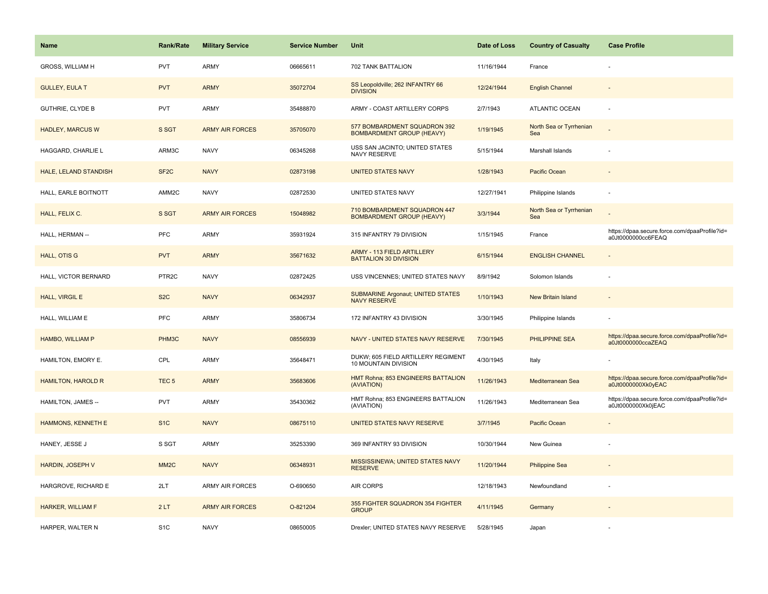| Name | Rank/Rate | Military Service | Service Number | Unit | Date of Loss | Country of Casualty | Case Profile |
|---|---|---|---|---|---|---|---|
| GROSS, WILLIAM H | PVT | ARMY | 06665611 | 702 TANK BATTALION | 11/16/1944 | France | - |
| GULLEY, EULA T | PVT | ARMY | 35072704 | SS Leopoldville; 262 INFANTRY 66 DIVISION | 12/24/1944 | English Channel | - |
| GUTHRIE, CLYDE B | PVT | ARMY | 35488870 | ARMY - COAST ARTILLERY CORPS | 2/7/1943 | ATLANTIC OCEAN | - |
| HADLEY, MARCUS W | S SGT | ARMY AIR FORCES | 35705070 | 577 BOMBARDMENT SQUADRON 392 BOMBARDMENT GROUP (HEAVY) | 1/19/1945 | North Sea or Tyrrhenian Sea | - |
| HAGGARD, CHARLIE L | ARM3C | NAVY | 06345268 | USS SAN JACINTO; UNITED STATES NAVY RESERVE | 5/15/1944 | Marshall Islands | - |
| HALE, LELAND STANDISH | SF2C | NAVY | 02873198 | UNITED STATES NAVY | 1/28/1943 | Pacific Ocean | - |
| HALL, EARLE BOITNOTT | AMM2C | NAVY | 02872530 | UNITED STATES NAVY | 12/27/1941 | Philippine Islands | - |
| HALL, FELIX C. | S SGT | ARMY AIR FORCES | 15048982 | 710 BOMBARDMENT SQUADRON 447 BOMBARDMENT GROUP (HEAVY) | 3/3/1944 | North Sea or Tyrrhenian Sea | - |
| HALL, HERMAN -- | PFC | ARMY | 35931924 | 315 INFANTRY 79 DIVISION | 1/15/1945 | France | https://dpaa.secure.force.com/dpaaProfile?id=a0Jt0000000cc6FEAQ |
| HALL, OTIS G | PVT | ARMY | 35671632 | ARMY - 113 FIELD ARTILLERY BATTALION 30 DIVISION | 6/15/1944 | ENGLISH CHANNEL | - |
| HALL, VICTOR BERNARD | PTR2C | NAVY | 02872425 | USS VINCENNES; UNITED STATES NAVY | 8/9/1942 | Solomon Islands | - |
| HALL, VIRGIL E | S2C | NAVY | 06342937 | SUBMARINE Argonaut; UNITED STATES NAVY RESERVE | 1/10/1943 | New Britain Island | - |
| HALL, WILLIAM E | PFC | ARMY | 35806734 | 172 INFANTRY 43 DIVISION | 3/30/1945 | Philippine Islands | - |
| HAMBO, WILLIAM P | PHM3C | NAVY | 08556939 | NAVY - UNITED STATES NAVY RESERVE | 7/30/1945 | PHILIPPINE SEA | https://dpaa.secure.force.com/dpaaProfile?id=a0Jt0000000ccaZEAQ |
| HAMILTON, EMORY E. | CPL | ARMY | 35648471 | DUKW; 605 FIELD ARTILLERY REGIMENT 10 MOUNTAIN DIVISION | 4/30/1945 | Italy | - |
| HAMILTON, HAROLD R | TEC 5 | ARMY | 35683606 | HMT Rohna; 853 ENGINEERS BATTALION (AVIATION) | 11/26/1943 | Mediterranean Sea | https://dpaa.secure.force.com/dpaaProfile?id=a0Jt0000000Xk0yEAC |
| HAMILTON, JAMES -- | PVT | ARMY | 35430362 | HMT Rohna; 853 ENGINEERS BATTALION (AVIATION) | 11/26/1943 | Mediterranean Sea | https://dpaa.secure.force.com/dpaaProfile?id=a0Jt0000000Xk0jEAC |
| HAMMONS, KENNETH E | S1C | NAVY | 08675110 | UNITED STATES NAVY RESERVE | 3/7/1945 | Pacific Ocean | - |
| HANEY, JESSE J | S SGT | ARMY | 35253390 | 369 INFANTRY 93 DIVISION | 10/30/1944 | New Guinea | - |
| HARDIN, JOSEPH V | MM2C | NAVY | 06348931 | MISSISSINEWA; UNITED STATES NAVY RESERVE | 11/20/1944 | Philippine Sea | - |
| HARGROVE, RICHARD E | 2LT | ARMY AIR FORCES | O-690650 | AIR CORPS | 12/18/1943 | Newfoundland | - |
| HARKER, WILLIAM F | 2 LT | ARMY AIR FORCES | O-821204 | 355 FIGHTER SQUADRON 354 FIGHTER GROUP | 4/11/1945 | Germany | - |
| HARPER, WALTER N | S1C | NAVY | 08650005 | Drexler; UNITED STATES NAVY RESERVE | 5/28/1945 | Japan | - |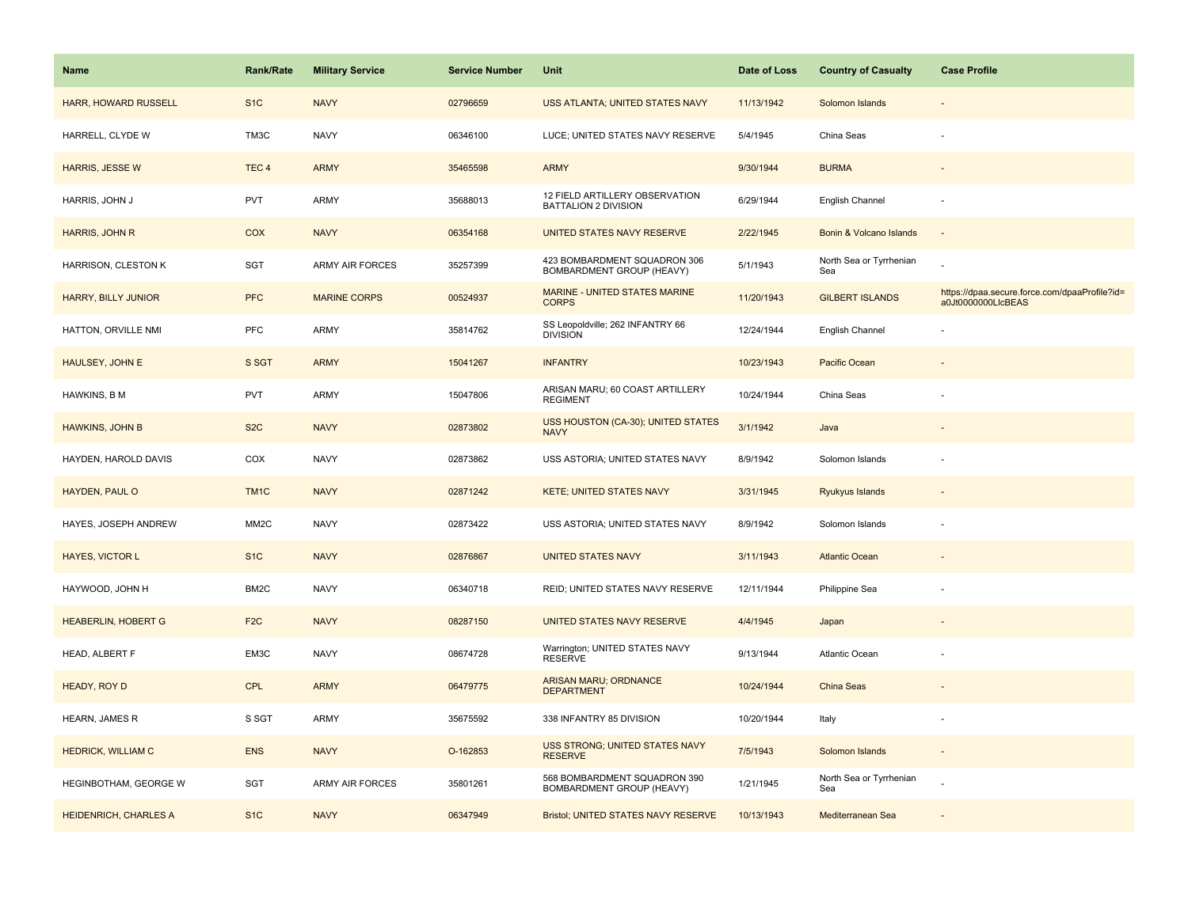| Name | Rank/Rate | Military Service | Service Number | Unit | Date of Loss | Country of Casualty | Case Profile |
|---|---|---|---|---|---|---|---|
| HARR, HOWARD RUSSELL | S1C | NAVY | 02796659 | USS ATLANTA; UNITED STATES NAVY | 11/13/1942 | Solomon Islands | - |
| HARRELL, CLYDE W | TM3C | NAVY | 06346100 | LUCE; UNITED STATES NAVY RESERVE | 5/4/1945 | China Seas | - |
| HARRIS, JESSE W | TEC 4 | ARMY | 35465598 | ARMY | 9/30/1944 | BURMA | - |
| HARRIS, JOHN J | PVT | ARMY | 35688013 | 12 FIELD ARTILLERY OBSERVATION BATTALION 2 DIVISION | 6/29/1944 | English Channel | - |
| HARRIS, JOHN R | COX | NAVY | 06354168 | UNITED STATES NAVY RESERVE | 2/22/1945 | Bonin & Volcano Islands | - |
| HARRISON, CLESTON K | SGT | ARMY AIR FORCES | 35257399 | 423 BOMBARDMENT SQUADRON 306 BOMBARDMENT GROUP (HEAVY) | 5/1/1943 | North Sea or Tyrrhenian Sea | - |
| HARRY, BILLY JUNIOR | PFC | MARINE CORPS | 00524937 | MARINE - UNITED STATES MARINE CORPS | 11/20/1943 | GILBERT ISLANDS | https://dpaa.secure.force.com/dpaaProfile?id=a0Jt0000000LlcBEAS |
| HATTON, ORVILLE NMI | PFC | ARMY | 35814762 | SS Leopoldville; 262 INFANTRY 66 DIVISION | 12/24/1944 | English Channel | - |
| HAULSEY, JOHN E | S SGT | ARMY | 15041267 | INFANTRY | 10/23/1943 | Pacific Ocean | - |
| HAWKINS, B M | PVT | ARMY | 15047806 | ARISAN MARU; 60 COAST ARTILLERY REGIMENT | 10/24/1944 | China Seas | - |
| HAWKINS, JOHN B | S2C | NAVY | 02873802 | USS HOUSTON (CA-30); UNITED STATES NAVY | 3/1/1942 | Java | - |
| HAYDEN, HAROLD DAVIS | COX | NAVY | 02873862 | USS ASTORIA; UNITED STATES NAVY | 8/9/1942 | Solomon Islands | - |
| HAYDEN, PAUL O | TM1C | NAVY | 02871242 | KETE; UNITED STATES NAVY | 3/31/1945 | Ryukyus Islands | - |
| HAYES, JOSEPH ANDREW | MM2C | NAVY | 02873422 | USS ASTORIA; UNITED STATES NAVY | 8/9/1942 | Solomon Islands | - |
| HAYES, VICTOR L | S1C | NAVY | 02876867 | UNITED STATES NAVY | 3/11/1943 | Atlantic Ocean | - |
| HAYWOOD, JOHN H | BM2C | NAVY | 06340718 | REID; UNITED STATES NAVY RESERVE | 12/11/1944 | Philippine Sea | - |
| HEABERLIN, HOBERT G | F2C | NAVY | 08287150 | UNITED STATES NAVY RESERVE | 4/4/1945 | Japan | - |
| HEAD, ALBERT F | EM3C | NAVY | 08674728 | Warrington; UNITED STATES NAVY RESERVE | 9/13/1944 | Atlantic Ocean | - |
| HEADY, ROY D | CPL | ARMY | 06479775 | ARISAN MARU; ORDNANCE DEPARTMENT | 10/24/1944 | China Seas | - |
| HEARN, JAMES R | S SGT | ARMY | 35675592 | 338 INFANTRY 85 DIVISION | 10/20/1944 | Italy | - |
| HEDRICK, WILLIAM C | ENS | NAVY | O-162853 | USS STRONG; UNITED STATES NAVY RESERVE | 7/5/1943 | Solomon Islands | - |
| HEGINBOTHAM, GEORGE W | SGT | ARMY AIR FORCES | 35801261 | 568 BOMBARDMENT SQUADRON 390 BOMBARDMENT GROUP (HEAVY) | 1/21/1945 | North Sea or Tyrrhenian Sea | - |
| HEIDENRICH, CHARLES A | S1C | NAVY | 06347949 | Bristol; UNITED STATES NAVY RESERVE | 10/13/1943 | Mediterranean Sea | - |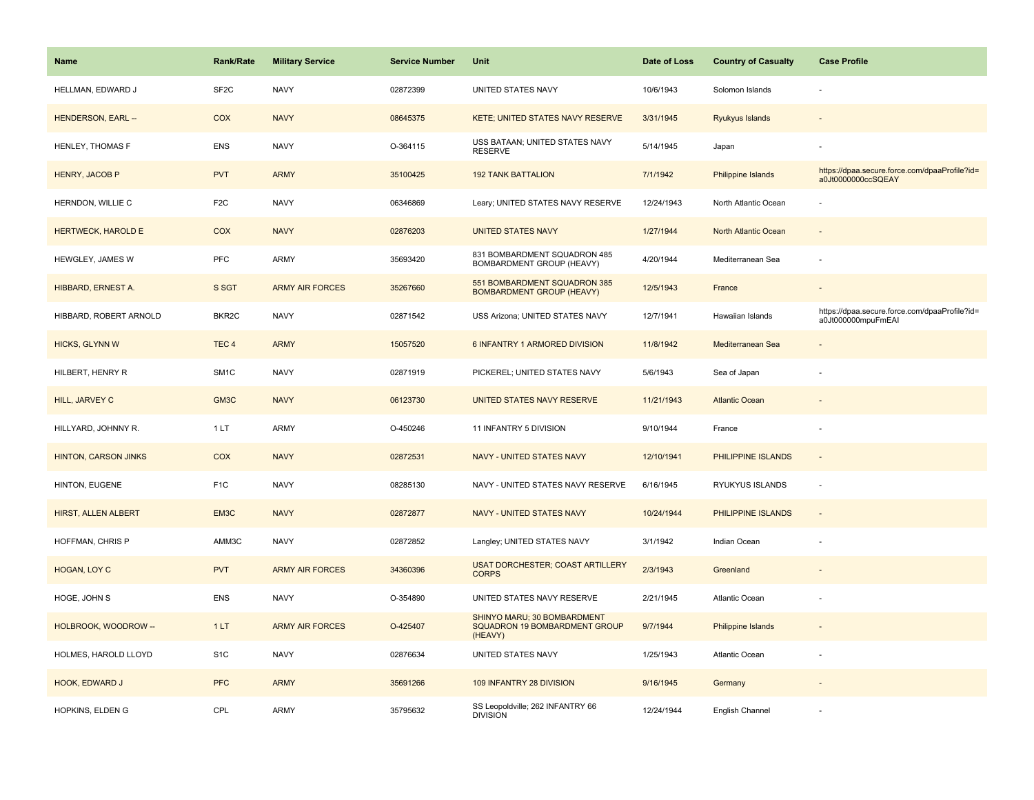| Name | Rank/Rate | Military Service | Service Number | Unit | Date of Loss | Country of Casualty | Case Profile |
| --- | --- | --- | --- | --- | --- | --- | --- |
| HELLMAN, EDWARD J | SF2C | NAVY | 02872399 | UNITED STATES NAVY | 10/6/1943 | Solomon Islands | - |
| HENDERSON, EARL -- | COX | NAVY | 08645375 | KETE; UNITED STATES NAVY RESERVE | 3/31/1945 | Ryukyus Islands | - |
| HENLEY, THOMAS F | ENS | NAVY | O-364115 | USS BATAAN; UNITED STATES NAVY RESERVE | 5/14/1945 | Japan | - |
| HENRY, JACOB P | PVT | ARMY | 35100425 | 192 TANK BATTALION | 7/1/1942 | Philippine Islands | https://dpaa.secure.force.com/dpaaProfile?id=a0Jt0000000ccSQEAY |
| HERNDON, WILLIE C | F2C | NAVY | 06346869 | Leary; UNITED STATES NAVY RESERVE | 12/24/1943 | North Atlantic Ocean | - |
| HERTWECK, HAROLD E | COX | NAVY | 02876203 | UNITED STATES NAVY | 1/27/1944 | North Atlantic Ocean | - |
| HEWGLEY, JAMES W | PFC | ARMY | 35693420 | 831 BOMBARDMENT SQUADRON 485 BOMBARDMENT GROUP (HEAVY) | 4/20/1944 | Mediterranean Sea | - |
| HIBBARD, ERNEST A. | S SGT | ARMY AIR FORCES | 35267660 | 551 BOMBARDMENT SQUADRON 385 BOMBARDMENT GROUP (HEAVY) | 12/5/1943 | France | - |
| HIBBARD, ROBERT ARNOLD | BKR2C | NAVY | 02871542 | USS Arizona; UNITED STATES NAVY | 12/7/1941 | Hawaiian Islands | https://dpaa.secure.force.com/dpaaProfile?id=a0Jt000000mpuFmEAI |
| HICKS, GLYNN W | TEC 4 | ARMY | 15057520 | 6 INFANTRY 1 ARMORED DIVISION | 11/8/1942 | Mediterranean Sea | - |
| HILBERT, HENRY R | SM1C | NAVY | 02871919 | PICKEREL; UNITED STATES NAVY | 5/6/1943 | Sea of Japan | - |
| HILL, JARVEY C | GM3C | NAVY | 06123730 | UNITED STATES NAVY RESERVE | 11/21/1943 | Atlantic Ocean | - |
| HILLYARD, JOHNNY R. | 1 LT | ARMY | O-450246 | 11 INFANTRY 5 DIVISION | 9/10/1944 | France | - |
| HINTON, CARSON JINKS | COX | NAVY | 02872531 | NAVY - UNITED STATES NAVY | 12/10/1941 | PHILIPPINE ISLANDS | - |
| HINTON, EUGENE | F1C | NAVY | 08285130 | NAVY - UNITED STATES NAVY RESERVE | 6/16/1945 | RYUKYUS ISLANDS | - |
| HIRST, ALLEN ALBERT | EM3C | NAVY | 02872877 | NAVY - UNITED STATES NAVY | 10/24/1944 | PHILIPPINE ISLANDS | - |
| HOFFMAN, CHRIS P | AMM3C | NAVY | 02872852 | Langley; UNITED STATES NAVY | 3/1/1942 | Indian Ocean | - |
| HOGAN, LOY C | PVT | ARMY AIR FORCES | 34360396 | USAT DORCHESTER; COAST ARTILLERY CORPS | 2/3/1943 | Greenland | - |
| HOGE, JOHN S | ENS | NAVY | O-354890 | UNITED STATES NAVY RESERVE | 2/21/1945 | Atlantic Ocean | - |
| HOLBROOK, WOODROW -- | 1 LT | ARMY AIR FORCES | O-425407 | SHINYO MARU; 30 BOMBARDMENT SQUADRON 19 BOMBARDMENT GROUP (HEAVY) | 9/7/1944 | Philippine Islands | - |
| HOLMES, HAROLD LLOYD | S1C | NAVY | 02876634 | UNITED STATES NAVY | 1/25/1943 | Atlantic Ocean | - |
| HOOK, EDWARD J | PFC | ARMY | 35691266 | 109 INFANTRY 28 DIVISION | 9/16/1945 | Germany | - |
| HOPKINS, ELDEN G | CPL | ARMY | 35795632 | SS Leopoldville; 262 INFANTRY 66 DIVISION | 12/24/1944 | English Channel | - |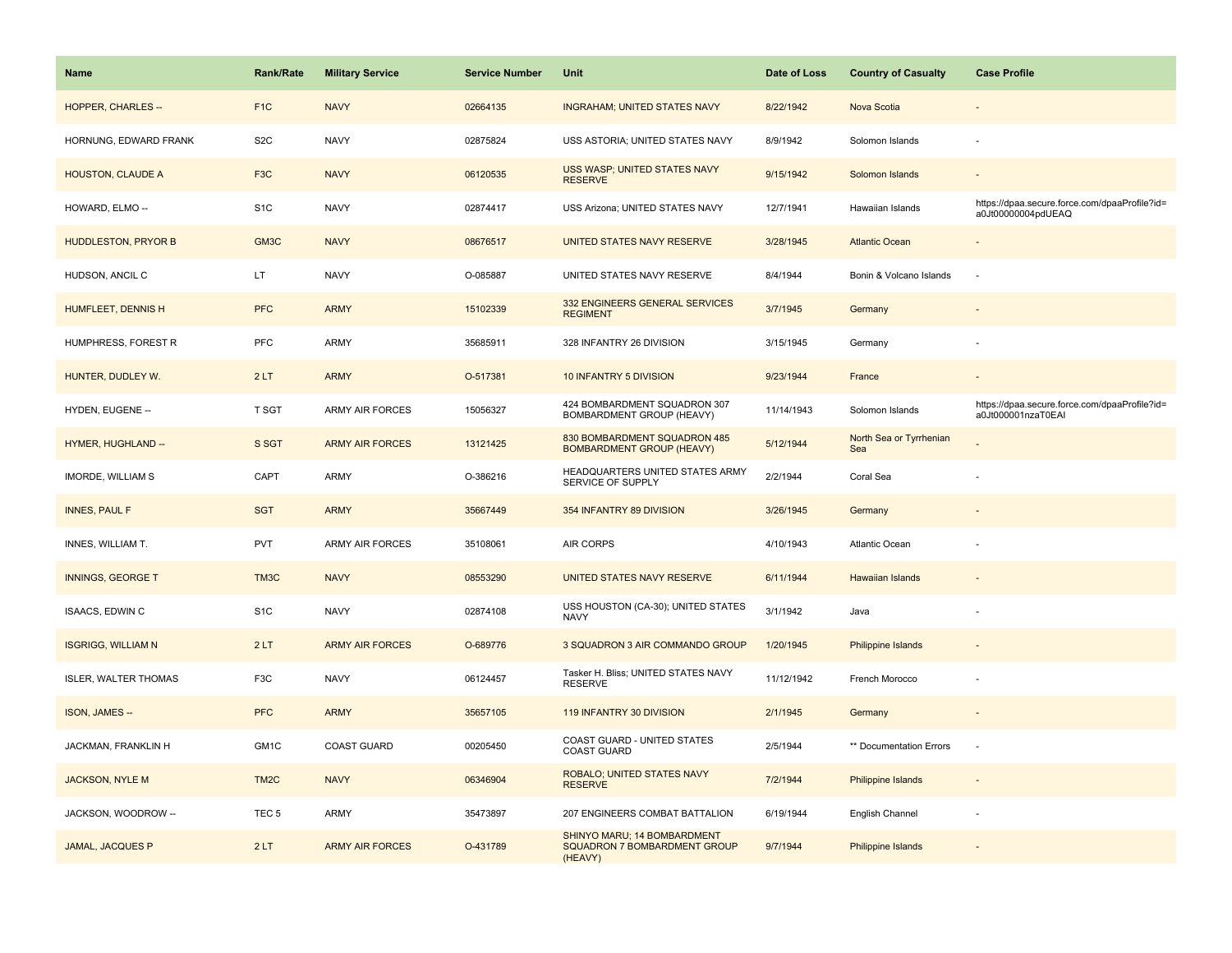| Name | Rank/Rate | Military Service | Service Number | Unit | Date of Loss | Country of Casualty | Case Profile |
|---|---|---|---|---|---|---|---|
| HOPPER, CHARLES -- | F1C | NAVY | 02664135 | INGRAHAM; UNITED STATES NAVY | 8/22/1942 | Nova Scotia | - |
| HORNUNG, EDWARD FRANK | S2C | NAVY | 02875824 | USS ASTORIA; UNITED STATES NAVY | 8/9/1942 | Solomon Islands | - |
| HOUSTON, CLAUDE A | F3C | NAVY | 06120535 | USS WASP; UNITED STATES NAVY RESERVE | 9/15/1942 | Solomon Islands | - |
| HOWARD, ELMO -- | S1C | NAVY | 02874417 | USS Arizona; UNITED STATES NAVY | 12/7/1941 | Hawaiian Islands | https://dpaa.secure.force.com/dpaaProfile?id=a0Jt00000004pdUEAQ |
| HUDDLESTON, PRYOR B | GM3C | NAVY | 08676517 | UNITED STATES NAVY RESERVE | 3/28/1945 | Atlantic Ocean | - |
| HUDSON, ANCIL C | LT | NAVY | O-085887 | UNITED STATES NAVY RESERVE | 8/4/1944 | Bonin & Volcano Islands | - |
| HUMFLEET, DENNIS H | PFC | ARMY | 15102339 | 332 ENGINEERS GENERAL SERVICES REGIMENT | 3/7/1945 | Germany | - |
| HUMPHRESS, FOREST R | PFC | ARMY | 35685911 | 328 INFANTRY 26 DIVISION | 3/15/1945 | Germany | - |
| HUNTER, DUDLEY W. | 2 LT | ARMY | O-517381 | 10 INFANTRY 5 DIVISION | 9/23/1944 | France | - |
| HYDEN, EUGENE -- | T SGT | ARMY AIR FORCES | 15056327 | 424 BOMBARDMENT SQUADRON 307 BOMBARDMENT GROUP (HEAVY) | 11/14/1943 | Solomon Islands | https://dpaa.secure.force.com/dpaaProfile?id=a0Jt000001nzaT0EAI |
| HYMER, HUGHLAND -- | S SGT | ARMY AIR FORCES | 13121425 | 830 BOMBARDMENT SQUADRON 485 BOMBARDMENT GROUP (HEAVY) | 5/12/1944 | North Sea or Tyrrhenian Sea | - |
| IMORDE, WILLIAM S | CAPT | ARMY | O-386216 | HEADQUARTERS UNITED STATES ARMY SERVICE OF SUPPLY | 2/2/1944 | Coral Sea | - |
| INNES, PAUL F | SGT | ARMY | 35667449 | 354 INFANTRY 89 DIVISION | 3/26/1945 | Germany | - |
| INNES, WILLIAM T. | PVT | ARMY AIR FORCES | 35108061 | AIR CORPS | 4/10/1943 | Atlantic Ocean | - |
| INNINGS, GEORGE T | TM3C | NAVY | 08553290 | UNITED STATES NAVY RESERVE | 6/11/1944 | Hawaiian Islands | - |
| ISAACS, EDWIN C | S1C | NAVY | 02874108 | USS HOUSTON (CA-30); UNITED STATES NAVY | 3/1/1942 | Java | - |
| ISGRIGG, WILLIAM N | 2 LT | ARMY AIR FORCES | O-689776 | 3 SQUADRON 3 AIR COMMANDO GROUP | 1/20/1945 | Philippine Islands | - |
| ISLER, WALTER THOMAS | F3C | NAVY | 06124457 | Tasker H. Bliss; UNITED STATES NAVY RESERVE | 11/12/1942 | French Morocco | - |
| ISON, JAMES -- | PFC | ARMY | 35657105 | 119 INFANTRY 30 DIVISION | 2/1/1945 | Germany | - |
| JACKMAN, FRANKLIN H | GM1C | COAST GUARD | 00205450 | COAST GUARD - UNITED STATES COAST GUARD | 2/5/1944 | ** Documentation Errors | - |
| JACKSON, NYLE M | TM2C | NAVY | 06346904 | ROBALO; UNITED STATES NAVY RESERVE | 7/2/1944 | Philippine Islands | - |
| JACKSON, WOODROW -- | TEC 5 | ARMY | 35473897 | 207 ENGINEERS COMBAT BATTALION | 6/19/1944 | English Channel | - |
| JAMAL, JACQUES P | 2 LT | ARMY AIR FORCES | O-431789 | SHINYO MARU; 14 BOMBARDMENT SQUADRON 7 BOMBARDMENT GROUP (HEAVY) | 9/7/1944 | Philippine Islands | - |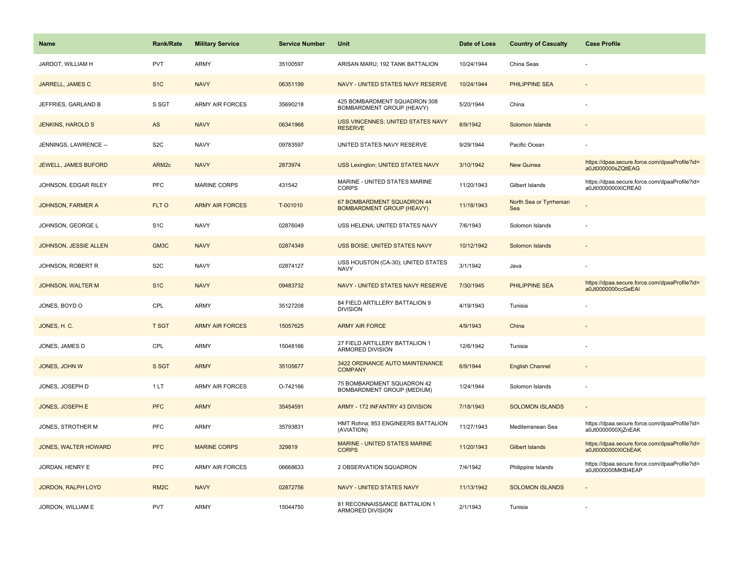| Name | Rank/Rate | Military Service | Service Number | Unit | Date of Loss | Country of Casualty | Case Profile |
|---|---|---|---|---|---|---|---|
| JARDOT, WILLIAM H | PVT | ARMY | 35100597 | ARISAN MARU; 192 TANK BATTALION | 10/24/1944 | China Seas | - |
| JARRELL, JAMES C | S1C | NAVY | 06351199 | NAVY - UNITED STATES NAVY RESERVE | 10/24/1944 | PHILIPPINE SEA | - |
| JEFFRIES, GARLAND B | S SGT | ARMY AIR FORCES | 35690218 | 425 BOMBARDMENT SQUADRON 308 BOMBARDMENT GROUP (HEAVY) | 5/20/1944 | China | - |
| JENKINS, HAROLD S | AS | NAVY | 06341968 | USS VINCENNES; UNITED STATES NAVY RESERVE | 8/9/1942 | Solomon Islands | - |
| JENNINGS, LAWRENCE -- | S2C | NAVY | 09783597 | UNITED STATES NAVY RESERVE | 9/29/1944 | Pacific Ocean | - |
| JEWELL, JAMES BUFORD | ARM2c | NAVY | 2873974 | USS Lexington; UNITED STATES NAVY | 3/10/1942 | New Guinea | https://dpaa.secure.force.com/dpaaProfile?id=a0Jt000000sZQtlEAG |
| JOHNSON, EDGAR RILEY | PFC | MARINE CORPS | 431542 | MARINE - UNITED STATES MARINE CORPS | 11/20/1943 | Gilbert Islands | https://dpaa.secure.force.com/dpaaProfile?id=a0Jt0000000XlCREA0 |
| JOHNSON, FARMER A | FLT O | ARMY AIR FORCES | T-001010 | 67 BOMBARDMENT SQUADRON 44 BOMBARDMENT GROUP (HEAVY) | 11/18/1943 | North Sea or Tyrrhenian Sea | - |
| JOHNSON, GEORGE L | S1C | NAVY | 02876049 | USS HELENA; UNITED STATES NAVY | 7/6/1943 | Solomon Islands | - |
| JOHNSON, JESSIE ALLEN | GM3C | NAVY | 02874349 | USS BOISE; UNITED STATES NAVY | 10/12/1942 | Solomon Islands | - |
| JOHNSON, ROBERT R | S2C | NAVY | 02874127 | USS HOUSTON (CA-30); UNITED STATES NAVY | 3/1/1942 | Java | - |
| JOHNSON, WALTER M | S1C | NAVY | 09483732 | NAVY - UNITED STATES NAVY RESERVE | 7/30/1945 | PHILIPPINE SEA | https://dpaa.secure.force.com/dpaaProfile?id=a0Jt0000000ccGeEAI |
| JONES, BOYD O | CPL | ARMY | 35127208 | 84 FIELD ARTILLERY BATTALION 9 DIVISION | 4/19/1943 | Tunisia | - |
| JONES, H. C. | T SGT | ARMY AIR FORCES | 15057625 | ARMY AIR FORCE | 4/9/1943 | China | - |
| JONES, JAMES D | CPL | ARMY | 15048166 | 27 FIELD ARTILLERY BATTALION 1 ARMORED DIVISION | 12/6/1942 | Tunisia | - |
| JONES, JOHN W | S SGT | ARMY | 35105677 | 3422 ORDNANCE AUTO MAINTENANCE COMPANY | 6/9/1944 | English Channel | - |
| JONES, JOSEPH D | 1 LT | ARMY AIR FORCES | O-742166 | 75 BOMBARDMENT SQUADRON 42 BOMBARDMENT GROUP (MEDIUM) | 1/24/1944 | Solomon Islands | - |
| JONES, JOSEPH E | PFC | ARMY | 35454591 | ARMY - 172 INFANTRY 43 DIVISION | 7/18/1943 | SOLOMON ISLANDS | - |
| JONES, STROTHER M | PFC | ARMY | 35793831 | HMT Rohna; 853 ENGINEERS BATTALION (AVIATION) | 11/27/1943 | Mediterranean Sea | https://dpaa.secure.force.com/dpaaProfile?id=a0Jt0000000XjZnEAK |
| JONES, WALTER HOWARD | PFC | MARINE CORPS | 329819 | MARINE - UNITED STATES MARINE CORPS | 11/20/1943 | Gilbert Islands | https://dpaa.secure.force.com/dpaaProfile?id=a0Jt0000000XlCbEAK |
| JORDAN, HENRY E | PFC | ARMY AIR FORCES | 06668633 | 2 OBSERVATION SQUADRON | 7/4/1942 | Philippine Islands | https://dpaa.secure.force.com/dpaaProfile?id=a0Jt000000MKBI4EAP |
| JORDON, RALPH LOYD | RM2C | NAVY | 02872756 | NAVY - UNITED STATES NAVY | 11/13/1942 | SOLOMON ISLANDS | - |
| JORDON, WILLIAM E | PVT | ARMY | 15044750 | 81 RECONNAISSANCE BATTALION 1 ARMORED DIVISION | 2/1/1943 | Tunisia | - |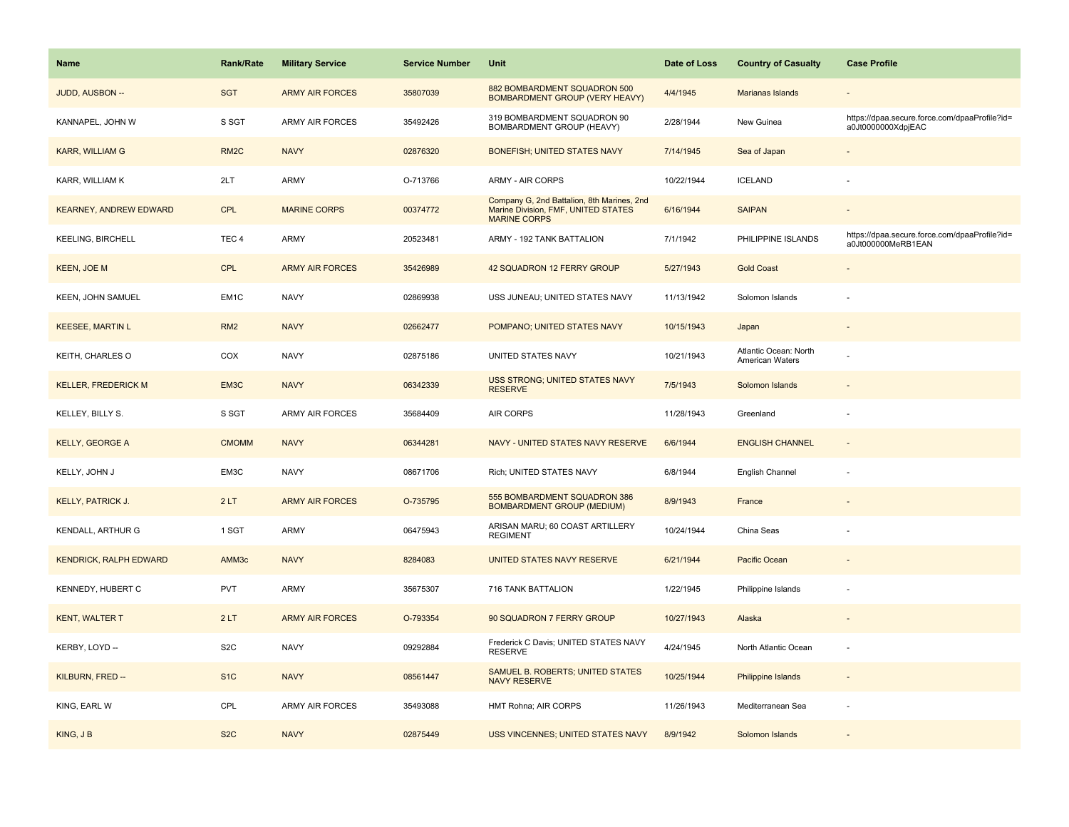| Name | Rank/Rate | Military Service | Service Number | Unit | Date of Loss | Country of Casualty | Case Profile |
|---|---|---|---|---|---|---|---|
| JUDD, AUSBON -- | SGT | ARMY AIR FORCES | 35807039 | 882 BOMBARDMENT SQUADRON 500 BOMBARDMENT GROUP (VERY HEAVY) | 4/4/1945 | Marianas Islands | - |
| KANNAPEL, JOHN W | S SGT | ARMY AIR FORCES | 35492426 | 319 BOMBARDMENT SQUADRON 90 BOMBARDMENT GROUP (HEAVY) | 2/28/1944 | New Guinea | https://dpaa.secure.force.com/dpaaProfile?id=a0Jt0000000XdpjEAC |
| KARR, WILLIAM G | RM2C | NAVY | 02876320 | BONEFISH; UNITED STATES NAVY | 7/14/1945 | Sea of Japan | - |
| KARR, WILLIAM K | 2LT | ARMY | O-713766 | ARMY - AIR CORPS | 10/22/1944 | ICELAND | - |
| KEARNEY, ANDREW EDWARD | CPL | MARINE CORPS | 00374772 | Company G, 2nd Battalion, 8th Marines, 2nd Marine Division, FMF, UNITED STATES MARINE CORPS | 6/16/1944 | SAIPAN | - |
| KEELING, BIRCHELL | TEC 4 | ARMY | 20523481 | ARMY - 192 TANK BATTALION | 7/1/1942 | PHILIPPINE ISLANDS | https://dpaa.secure.force.com/dpaaProfile?id=a0Jt000000MeRB1EAN |
| KEEN, JOE M | CPL | ARMY AIR FORCES | 35426989 | 42 SQUADRON 12 FERRY GROUP | 5/27/1943 | Gold Coast | - |
| KEEN, JOHN SAMUEL | EM1C | NAVY | 02869938 | USS JUNEAU; UNITED STATES NAVY | 11/13/1942 | Solomon Islands | - |
| KEESEE, MARTIN L | RM2 | NAVY | 02662477 | POMPANO; UNITED STATES NAVY | 10/15/1943 | Japan | - |
| KEITH, CHARLES O | COX | NAVY | 02875186 | UNITED STATES NAVY | 10/21/1943 | Atlantic Ocean: North American Waters | - |
| KELLER, FREDERICK M | EM3C | NAVY | 06342339 | USS STRONG; UNITED STATES NAVY RESERVE | 7/5/1943 | Solomon Islands | - |
| KELLEY, BILLY S. | S SGT | ARMY AIR FORCES | 35684409 | AIR CORPS | 11/28/1943 | Greenland | - |
| KELLY, GEORGE A | CMOMM | NAVY | 06344281 | NAVY - UNITED STATES NAVY RESERVE | 6/6/1944 | ENGLISH CHANNEL | - |
| KELLY, JOHN J | EM3C | NAVY | 08671706 | Rich; UNITED STATES NAVY | 6/8/1944 | English Channel | - |
| KELLY, PATRICK J. | 2 LT | ARMY AIR FORCES | O-735795 | 555 BOMBARDMENT SQUADRON 386 BOMBARDMENT GROUP (MEDIUM) | 8/9/1943 | France | - |
| KENDALL, ARTHUR G | 1 SGT | ARMY | 06475943 | ARISAN MARU; 60 COAST ARTILLERY REGIMENT | 10/24/1944 | China Seas | - |
| KENDRICK, RALPH EDWARD | AMM3c | NAVY | 8284083 | UNITED STATES NAVY RESERVE | 6/21/1944 | Pacific Ocean | - |
| KENNEDY, HUBERT C | PVT | ARMY | 35675307 | 716 TANK BATTALION | 1/22/1945 | Philippine Islands | - |
| KENT, WALTER T | 2 LT | ARMY AIR FORCES | O-793354 | 90 SQUADRON 7 FERRY GROUP | 10/27/1943 | Alaska | - |
| KERBY, LOYD -- | S2C | NAVY | 09292884 | Frederick C Davis; UNITED STATES NAVY RESERVE | 4/24/1945 | North Atlantic Ocean | - |
| KILBURN, FRED -- | S1C | NAVY | 08561447 | SAMUEL B. ROBERTS; UNITED STATES NAVY RESERVE | 10/25/1944 | Philippine Islands | - |
| KING, EARL W | CPL | ARMY AIR FORCES | 35493088 | HMT Rohna; AIR CORPS | 11/26/1943 | Mediterranean Sea | - |
| KING, J B | S2C | NAVY | 02875449 | USS VINCENNES; UNITED STATES NAVY | 8/9/1942 | Solomon Islands | - |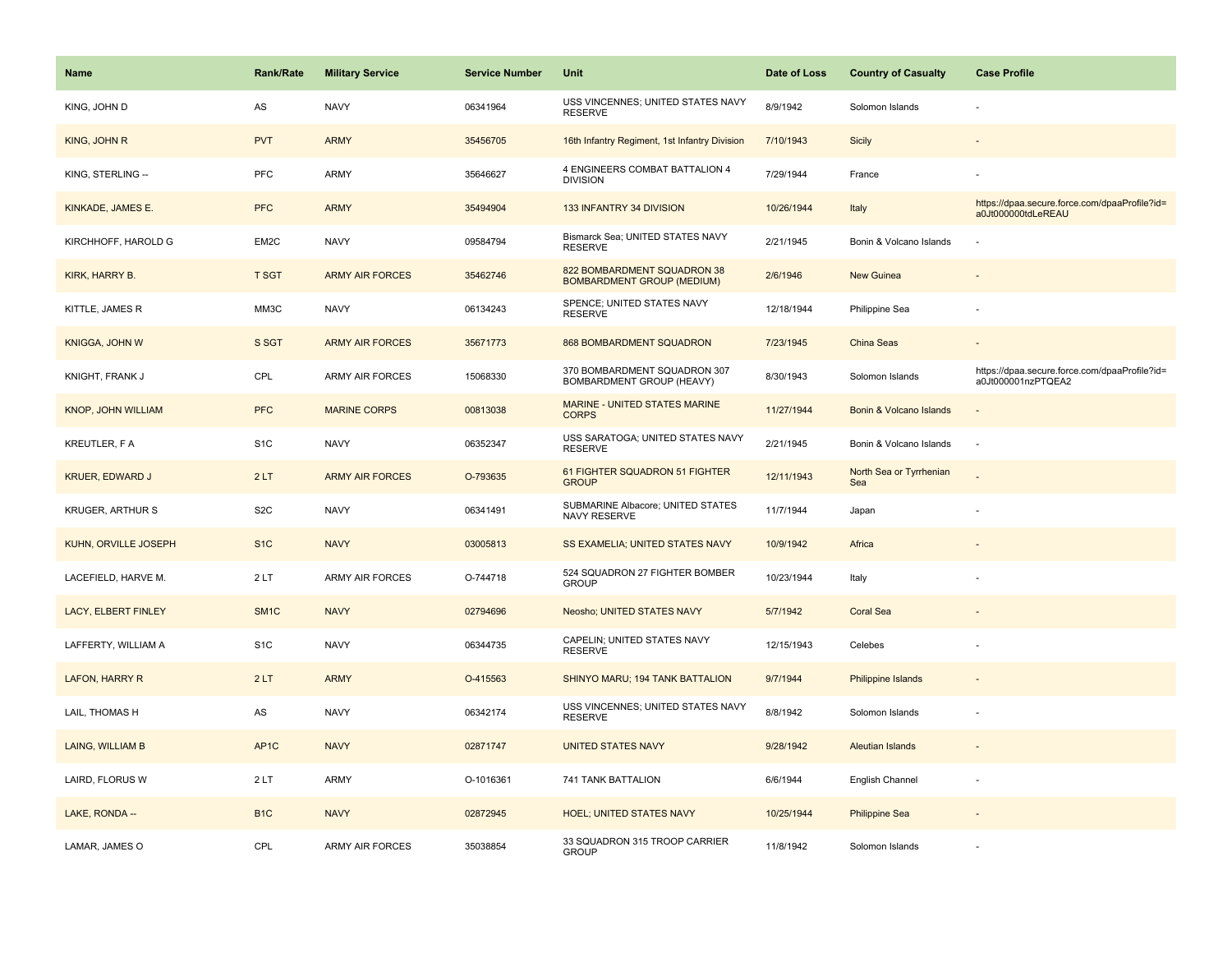| Name | Rank/Rate | Military Service | Service Number | Unit | Date of Loss | Country of Casualty | Case Profile |
|---|---|---|---|---|---|---|---|
| KING, JOHN D | AS | NAVY | 06341964 | USS VINCENNES; UNITED STATES NAVY RESERVE | 8/9/1942 | Solomon Islands | - |
| KING, JOHN R | PVT | ARMY | 35456705 | 16th Infantry Regiment, 1st Infantry Division | 7/10/1943 | Sicily | - |
| KING, STERLING -- | PFC | ARMY | 35646627 | 4 ENGINEERS COMBAT BATTALION 4 DIVISION | 7/29/1944 | France | - |
| KINKADE, JAMES E. | PFC | ARMY | 35494904 | 133 INFANTRY 34 DIVISION | 10/26/1944 | Italy | https://dpaa.secure.force.com/dpaaProfile?id=a0Jt000000tdLeREAU |
| KIRCHHOFF, HAROLD G | EM2C | NAVY | 09584794 | Bismarck Sea; UNITED STATES NAVY RESERVE | 2/21/1945 | Bonin & Volcano Islands | - |
| KIRK, HARRY B. | T SGT | ARMY AIR FORCES | 35462746 | 822 BOMBARDMENT SQUADRON 38 BOMBARDMENT GROUP (MEDIUM) | 2/6/1946 | New Guinea | - |
| KITTLE, JAMES R | MM3C | NAVY | 06134243 | SPENCE; UNITED STATES NAVY RESERVE | 12/18/1944 | Philippine Sea | - |
| KNIGGA, JOHN W | S SGT | ARMY AIR FORCES | 35671773 | 868 BOMBARDMENT SQUADRON | 7/23/1945 | China Seas | - |
| KNIGHT, FRANK J | CPL | ARMY AIR FORCES | 15068330 | 370 BOMBARDMENT SQUADRON 307 BOMBARDMENT GROUP (HEAVY) | 8/30/1943 | Solomon Islands | https://dpaa.secure.force.com/dpaaProfile?id=a0Jt000001nzPTQEA2 |
| KNOP, JOHN WILLIAM | PFC | MARINE CORPS | 00813038 | MARINE - UNITED STATES MARINE CORPS | 11/27/1944 | Bonin & Volcano Islands | - |
| KREUTLER, F A | S1C | NAVY | 06352347 | USS SARATOGA; UNITED STATES NAVY RESERVE | 2/21/1945 | Bonin & Volcano Islands | - |
| KRUER, EDWARD J | 2 LT | ARMY AIR FORCES | O-793635 | 61 FIGHTER SQUADRON 51 FIGHTER GROUP | 12/11/1943 | North Sea or Tyrrhenian Sea | - |
| KRUGER, ARTHUR S | S2C | NAVY | 06341491 | SUBMARINE Albacore; UNITED STATES NAVY RESERVE | 11/7/1944 | Japan | - |
| KUHN, ORVILLE JOSEPH | S1C | NAVY | 03005813 | SS EXAMELIA; UNITED STATES NAVY | 10/9/1942 | Africa | - |
| LACEFIELD, HARVE M. | 2 LT | ARMY AIR FORCES | O-744718 | 524 SQUADRON 27 FIGHTER BOMBER GROUP | 10/23/1944 | Italy | - |
| LACY, ELBERT FINLEY | SM1C | NAVY | 02794696 | Neosho; UNITED STATES NAVY | 5/7/1942 | Coral Sea | - |
| LAFFERTY, WILLIAM A | S1C | NAVY | 06344735 | CAPELIN; UNITED STATES NAVY RESERVE | 12/15/1943 | Celebes | - |
| LAFON, HARRY R | 2 LT | ARMY | O-415563 | SHINYO MARU; 194 TANK BATTALION | 9/7/1944 | Philippine Islands | - |
| LAIL, THOMAS H | AS | NAVY | 06342174 | USS VINCENNES; UNITED STATES NAVY RESERVE | 8/8/1942 | Solomon Islands | - |
| LAING, WILLIAM B | AP1C | NAVY | 02871747 | UNITED STATES NAVY | 9/28/1942 | Aleutian Islands | - |
| LAIRD, FLORUS W | 2 LT | ARMY | O-1016361 | 741 TANK BATTALION | 6/6/1944 | English Channel | - |
| LAKE, RONDA -- | B1C | NAVY | 02872945 | HOEL; UNITED STATES NAVY | 10/25/1944 | Philippine Sea | - |
| LAMAR, JAMES O | CPL | ARMY AIR FORCES | 35038854 | 33 SQUADRON 315 TROOP CARRIER GROUP | 11/8/1942 | Solomon Islands | - |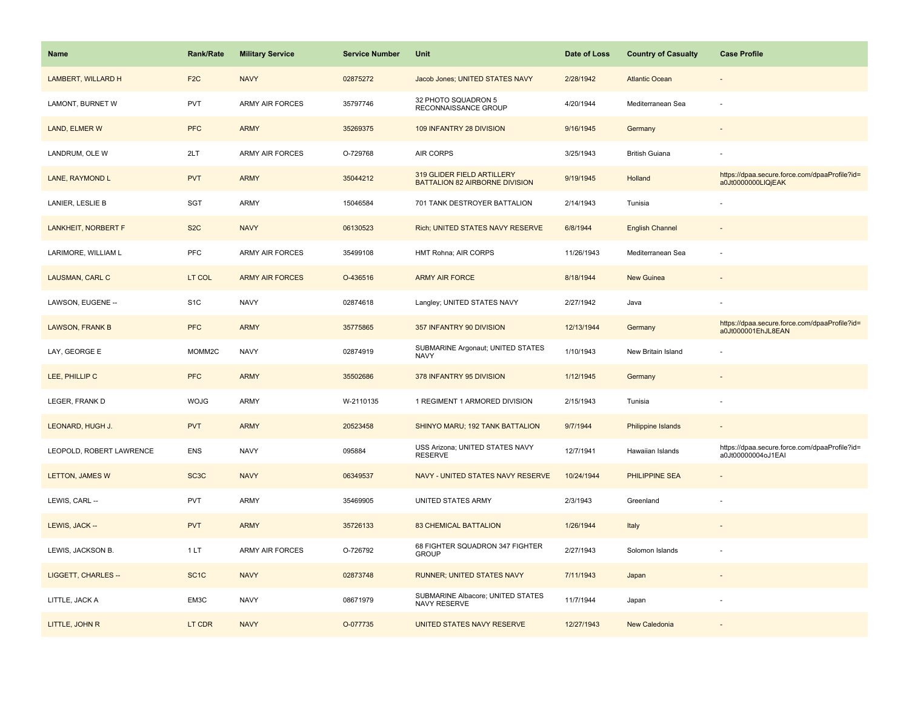| Name | Rank/Rate | Military Service | Service Number | Unit | Date of Loss | Country of Casualty | Case Profile |
|---|---|---|---|---|---|---|---|
| LAMBERT, WILLARD H | F2C | NAVY | 02875272 | Jacob Jones; UNITED STATES NAVY | 2/28/1942 | Atlantic Ocean | - |
| LAMONT, BURNET W | PVT | ARMY AIR FORCES | 35797746 | 32 PHOTO SQUADRON 5 RECONNAISSANCE GROUP | 4/20/1944 | Mediterranean Sea | - |
| LAND, ELMER W | PFC | ARMY | 35269375 | 109 INFANTRY 28 DIVISION | 9/16/1945 | Germany | - |
| LANDRUM, OLE W | 2LT | ARMY AIR FORCES | O-729768 | AIR CORPS | 3/25/1943 | British Guiana | - |
| LANE, RAYMOND L | PVT | ARMY | 35044212 | 319 GLIDER FIELD ARTILLERY BATTALION 82 AIRBORNE DIVISION | 9/19/1945 | Holland | https://dpaa.secure.force.com/dpaaProfile?id=a0Jt0000000LlQjEAK |
| LANIER, LESLIE B | SGT | ARMY | 15046584 | 701 TANK DESTROYER BATTALION | 2/14/1943 | Tunisia | - |
| LANKHEIT, NORBERT F | S2C | NAVY | 06130523 | Rich; UNITED STATES NAVY RESERVE | 6/8/1944 | English Channel | - |
| LARIMORE, WILLIAM L | PFC | ARMY AIR FORCES | 35499108 | HMT Rohna; AIR CORPS | 11/26/1943 | Mediterranean Sea | - |
| LAUSMAN, CARL C | LT COL | ARMY AIR FORCES | O-436516 | ARMY AIR FORCE | 8/18/1944 | New Guinea | - |
| LAWSON, EUGENE -- | S1C | NAVY | 02874618 | Langley; UNITED STATES NAVY | 2/27/1942 | Java | - |
| LAWSON, FRANK B | PFC | ARMY | 35775865 | 357 INFANTRY 90 DIVISION | 12/13/1944 | Germany | https://dpaa.secure.force.com/dpaaProfile?id=a0Jt000001EhJL8EAN |
| LAY, GEORGE E | MOMM2C | NAVY | 02874919 | SUBMARINE Argonaut; UNITED STATES NAVY | 1/10/1943 | New Britain Island | - |
| LEE, PHILLIP C | PFC | ARMY | 35502686 | 378 INFANTRY 95 DIVISION | 1/12/1945 | Germany | - |
| LEGER, FRANK D | WOJG | ARMY | W-2110135 | 1 REGIMENT 1 ARMORED DIVISION | 2/15/1943 | Tunisia | - |
| LEONARD, HUGH J. | PVT | ARMY | 20523458 | SHINYO MARU; 192 TANK BATTALION | 9/7/1944 | Philippine Islands | - |
| LEOPOLD, ROBERT LAWRENCE | ENS | NAVY | 095884 | USS Arizona; UNITED STATES NAVY RESERVE | 12/7/1941 | Hawaiian Islands | https://dpaa.secure.force.com/dpaaProfile?id=a0Jt00000004oJ1EAI |
| LETTON, JAMES W | SC3C | NAVY | 06349537 | NAVY - UNITED STATES NAVY RESERVE | 10/24/1944 | PHILIPPINE SEA | - |
| LEWIS, CARL -- | PVT | ARMY | 35469905 | UNITED STATES ARMY | 2/3/1943 | Greenland | - |
| LEWIS, JACK -- | PVT | ARMY | 35726133 | 83 CHEMICAL BATTALION | 1/26/1944 | Italy | - |
| LEWIS, JACKSON B. | 1 LT | ARMY AIR FORCES | O-726792 | 68 FIGHTER SQUADRON 347 FIGHTER GROUP | 2/27/1943 | Solomon Islands | - |
| LIGGETT, CHARLES -- | SC1C | NAVY | 02873748 | RUNNER; UNITED STATES NAVY | 7/11/1943 | Japan | - |
| LITTLE, JACK A | EM3C | NAVY | 08671979 | SUBMARINE Albacore; UNITED STATES NAVY RESERVE | 11/7/1944 | Japan | - |
| LITTLE, JOHN R | LT CDR | NAVY | O-077735 | UNITED STATES NAVY RESERVE | 12/27/1943 | New Caledonia | - |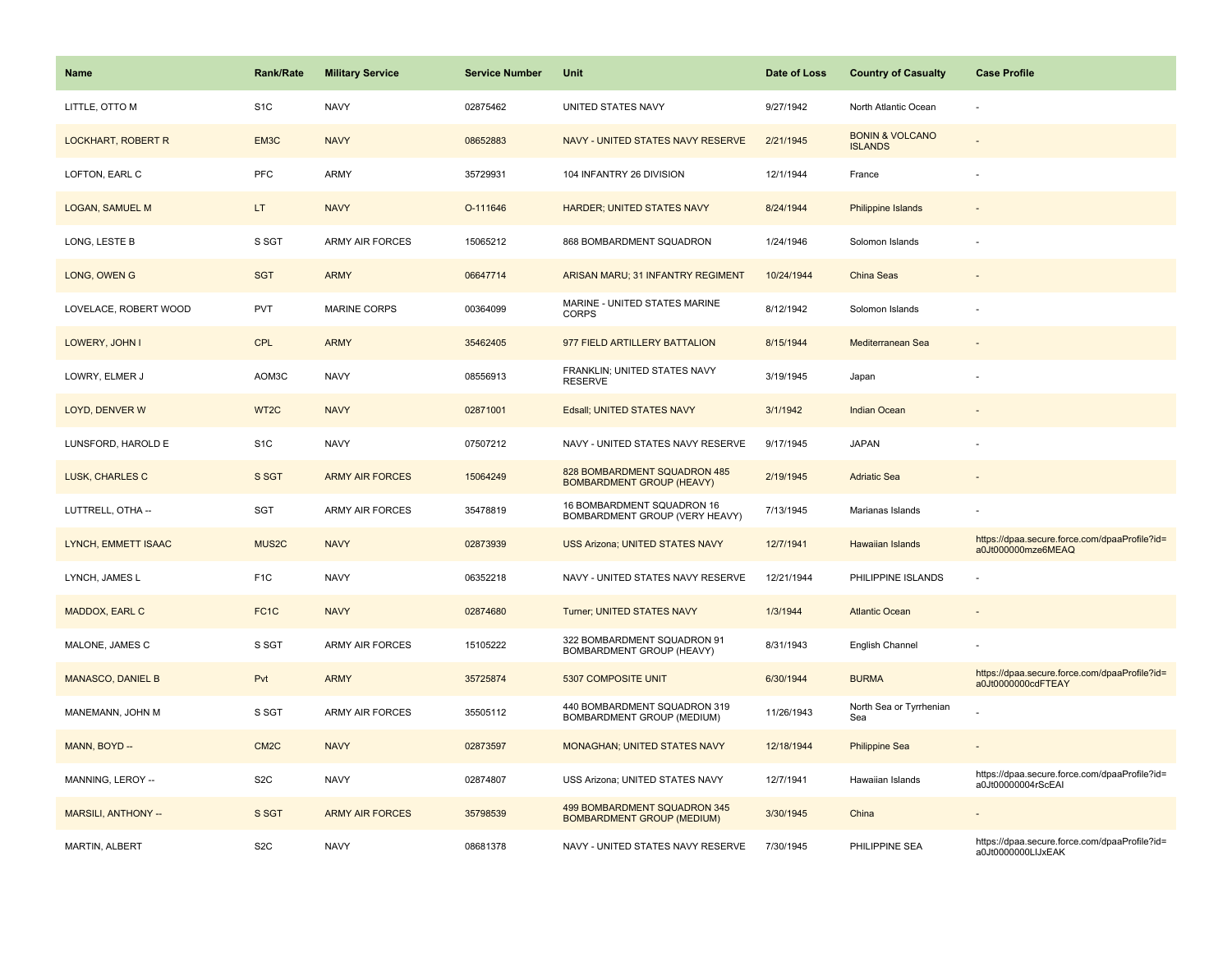| Name | Rank/Rate | Military Service | Service Number | Unit | Date of Loss | Country of Casualty | Case Profile |
|---|---|---|---|---|---|---|---|
| LITTLE, OTTO M | S1C | NAVY | 02875462 | UNITED STATES NAVY | 9/27/1942 | North Atlantic Ocean | - |
| LOCKHART, ROBERT R | EM3C | NAVY | 08652883 | NAVY - UNITED STATES NAVY RESERVE | 2/21/1945 | BONIN & VOLCANO ISLANDS | - |
| LOFTON, EARL C | PFC | ARMY | 35729931 | 104 INFANTRY 26 DIVISION | 12/1/1944 | France | - |
| LOGAN, SAMUEL M | LT | NAVY | O-111646 | HARDER; UNITED STATES NAVY | 8/24/1944 | Philippine Islands | - |
| LONG, LESTE B | S SGT | ARMY AIR FORCES | 15065212 | 868 BOMBARDMENT SQUADRON | 1/24/1946 | Solomon Islands | - |
| LONG, OWEN G | SGT | ARMY | 06647714 | ARISAN MARU; 31 INFANTRY REGIMENT | 10/24/1944 | China Seas | - |
| LOVELACE, ROBERT WOOD | PVT | MARINE CORPS | 00364099 | MARINE - UNITED STATES MARINE CORPS | 8/12/1942 | Solomon Islands | - |
| LOWERY, JOHN I | CPL | ARMY | 35462405 | 977 FIELD ARTILLERY BATTALION | 8/15/1944 | Mediterranean Sea | - |
| LOWRY, ELMER J | AOM3C | NAVY | 08556913 | FRANKLIN; UNITED STATES NAVY RESERVE | 3/19/1945 | Japan | - |
| LOYD, DENVER W | WT2C | NAVY | 02871001 | Edsall; UNITED STATES NAVY | 3/1/1942 | Indian Ocean | - |
| LUNSFORD, HAROLD E | S1C | NAVY | 07507212 | NAVY - UNITED STATES NAVY RESERVE | 9/17/1945 | JAPAN | - |
| LUSK, CHARLES C | S SGT | ARMY AIR FORCES | 15064249 | 828 BOMBARDMENT SQUADRON 485 BOMBARDMENT GROUP (HEAVY) | 2/19/1945 | Adriatic Sea | - |
| LUTTRELL, OTHA -- | SGT | ARMY AIR FORCES | 35478819 | 16 BOMBARDMENT SQUADRON 16 BOMBARDMENT GROUP (VERY HEAVY) | 7/13/1945 | Marianas Islands | - |
| LYNCH, EMMETT ISAAC | MUS2C | NAVY | 02873939 | USS Arizona; UNITED STATES NAVY | 12/7/1941 | Hawaiian Islands | https://dpaa.secure.force.com/dpaaProfile?id=a0Jt000000mze6MEAQ |
| LYNCH, JAMES L | F1C | NAVY | 06352218 | NAVY - UNITED STATES NAVY RESERVE | 12/21/1944 | PHILIPPINE ISLANDS | - |
| MADDOX, EARL C | FC1C | NAVY | 02874680 | Turner; UNITED STATES NAVY | 1/3/1944 | Atlantic Ocean | - |
| MALONE, JAMES C | S SGT | ARMY AIR FORCES | 15105222 | 322 BOMBARDMENT SQUADRON 91 BOMBARDMENT GROUP (HEAVY) | 8/31/1943 | English Channel | - |
| MANASCO, DANIEL B | Pvt | ARMY | 35725874 | 5307 COMPOSITE UNIT | 6/30/1944 | BURMA | https://dpaa.secure.force.com/dpaaProfile?id=a0Jt0000000cdFTEAY |
| MANEMANN, JOHN M | S SGT | ARMY AIR FORCES | 35505112 | 440 BOMBARDMENT SQUADRON 319 BOMBARDMENT GROUP (MEDIUM) | 11/26/1943 | North Sea or Tyrrhenian Sea | - |
| MANN, BOYD -- | CM2C | NAVY | 02873597 | MONAGHAN; UNITED STATES NAVY | 12/18/1944 | Philippine Sea | - |
| MANNING, LEROY -- | S2C | NAVY | 02874807 | USS Arizona; UNITED STATES NAVY | 12/7/1941 | Hawaiian Islands | https://dpaa.secure.force.com/dpaaProfile?id=a0Jt00000004rScEAI |
| MARSILI, ANTHONY -- | S SGT | ARMY AIR FORCES | 35798539 | 499 BOMBARDMENT SQUADRON 345 BOMBARDMENT GROUP (MEDIUM) | 3/30/1945 | China | - |
| MARTIN, ALBERT | S2C | NAVY | 08681378 | NAVY - UNITED STATES NAVY RESERVE | 7/30/1945 | PHILIPPINE SEA | https://dpaa.secure.force.com/dpaaProfile?id=a0Jt0000000LlJxEAK |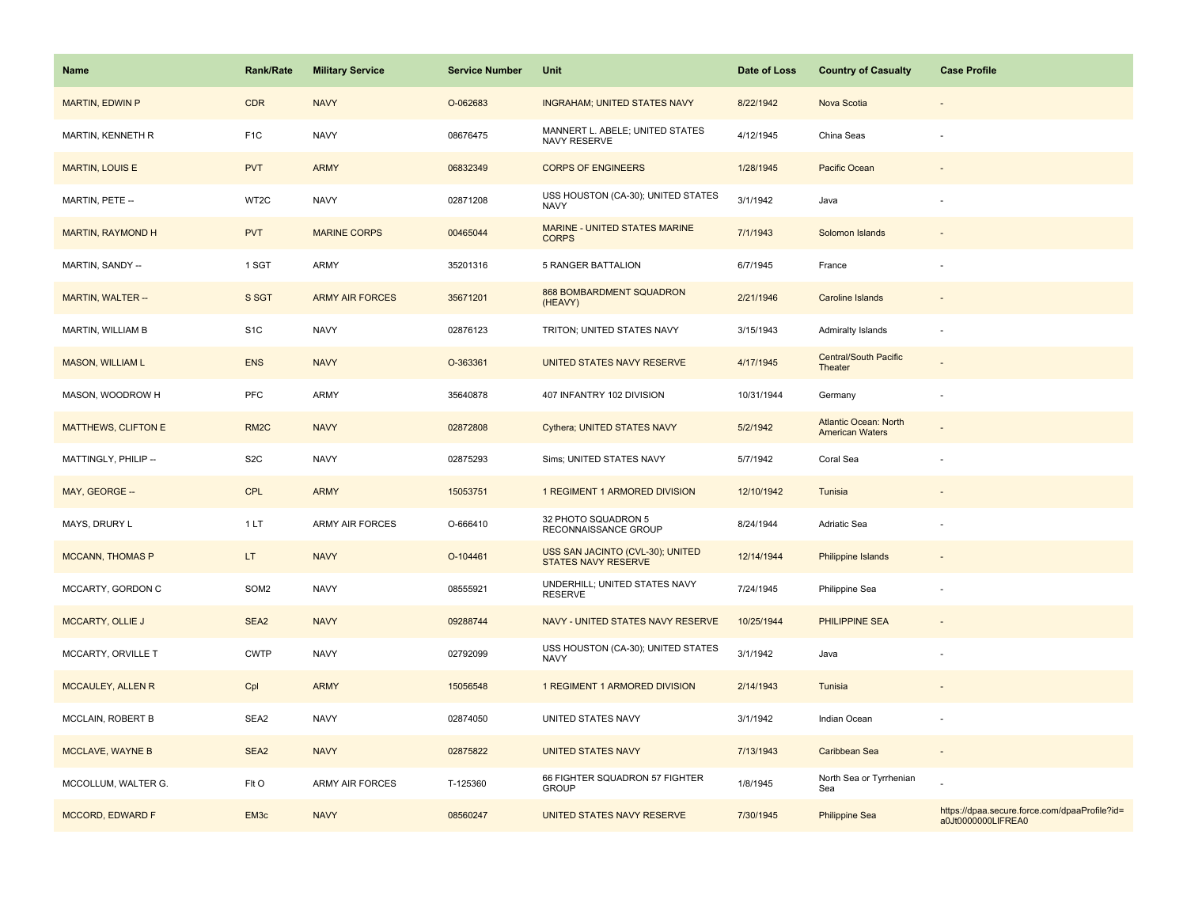| Name | Rank/Rate | Military Service | Service Number | Unit | Date of Loss | Country of Casualty | Case Profile |
|---|---|---|---|---|---|---|---|
| MARTIN, EDWIN P | CDR | NAVY | O-062683 | INGRAHAM; UNITED STATES NAVY | 8/22/1942 | Nova Scotia | - |
| MARTIN, KENNETH R | F1C | NAVY | 08676475 | MANNERT L. ABELE; UNITED STATES NAVY RESERVE | 4/12/1945 | China Seas | - |
| MARTIN, LOUIS E | PVT | ARMY | 06832349 | CORPS OF ENGINEERS | 1/28/1945 | Pacific Ocean | - |
| MARTIN, PETE -- | WT2C | NAVY | 02871208 | USS HOUSTON (CA-30); UNITED STATES NAVY | 3/1/1942 | Java | - |
| MARTIN, RAYMOND H | PVT | MARINE CORPS | 00465044 | MARINE - UNITED STATES MARINE CORPS | 7/1/1943 | Solomon Islands | - |
| MARTIN, SANDY -- | 1 SGT | ARMY | 35201316 | 5 RANGER BATTALION | 6/7/1945 | France | - |
| MARTIN, WALTER -- | S SGT | ARMY AIR FORCES | 35671201 | 868 BOMBARDMENT SQUADRON (HEAVY) | 2/21/1946 | Caroline Islands | - |
| MARTIN, WILLIAM B | S1C | NAVY | 02876123 | TRITON; UNITED STATES NAVY | 3/15/1943 | Admiralty Islands | - |
| MASON, WILLIAM L | ENS | NAVY | O-363361 | UNITED STATES NAVY RESERVE | 4/17/1945 | Central/South Pacific Theater | - |
| MASON, WOODROW H | PFC | ARMY | 35640878 | 407 INFANTRY 102 DIVISION | 10/31/1944 | Germany | - |
| MATTHEWS, CLIFTON E | RM2C | NAVY | 02872808 | Cythera; UNITED STATES NAVY | 5/2/1942 | Atlantic Ocean: North American Waters | - |
| MATTINGLY, PHILIP -- | S2C | NAVY | 02875293 | Sims; UNITED STATES NAVY | 5/7/1942 | Coral Sea | - |
| MAY, GEORGE -- | CPL | ARMY | 15053751 | 1 REGIMENT 1 ARMORED DIVISION | 12/10/1942 | Tunisia | - |
| MAYS, DRURY L | 1 LT | ARMY AIR FORCES | O-666410 | 32 PHOTO SQUADRON 5 RECONNAISSANCE GROUP | 8/24/1944 | Adriatic Sea | - |
| MCCANN, THOMAS P | LT | NAVY | O-104461 | USS SAN JACINTO (CVL-30); UNITED STATES NAVY RESERVE | 12/14/1944 | Philippine Islands | - |
| MCCARTY, GORDON C | SOM2 | NAVY | 08555921 | UNDERHILL; UNITED STATES NAVY RESERVE | 7/24/1945 | Philippine Sea | - |
| MCCARTY, OLLIE J | SEA2 | NAVY | 09288744 | NAVY - UNITED STATES NAVY RESERVE | 10/25/1944 | PHILIPPINE SEA | - |
| MCCARTY, ORVILLE T | CWTP | NAVY | 02792099 | USS HOUSTON (CA-30); UNITED STATES NAVY | 3/1/1942 | Java | - |
| MCCAULEY, ALLEN R | Cpl | ARMY | 15056548 | 1 REGIMENT 1 ARMORED DIVISION | 2/14/1943 | Tunisia | - |
| MCCLAIN, ROBERT B | SEA2 | NAVY | 02874050 | UNITED STATES NAVY | 3/1/1942 | Indian Ocean | - |
| MCCLAVE, WAYNE B | SEA2 | NAVY | 02875822 | UNITED STATES NAVY | 7/13/1943 | Caribbean Sea | - |
| MCCOLLUM, WALTER G. | Flt O | ARMY AIR FORCES | T-125360 | 66 FIGHTER SQUADRON 57 FIGHTER GROUP | 1/8/1945 | North Sea or Tyrrhenian Sea | - |
| MCCORD, EDWARD F | EM3c | NAVY | 08560247 | UNITED STATES NAVY RESERVE | 7/30/1945 | Philippine Sea | https://dpaa.secure.force.com/dpaaProfile?id=a0Jt0000000LlFREA0 |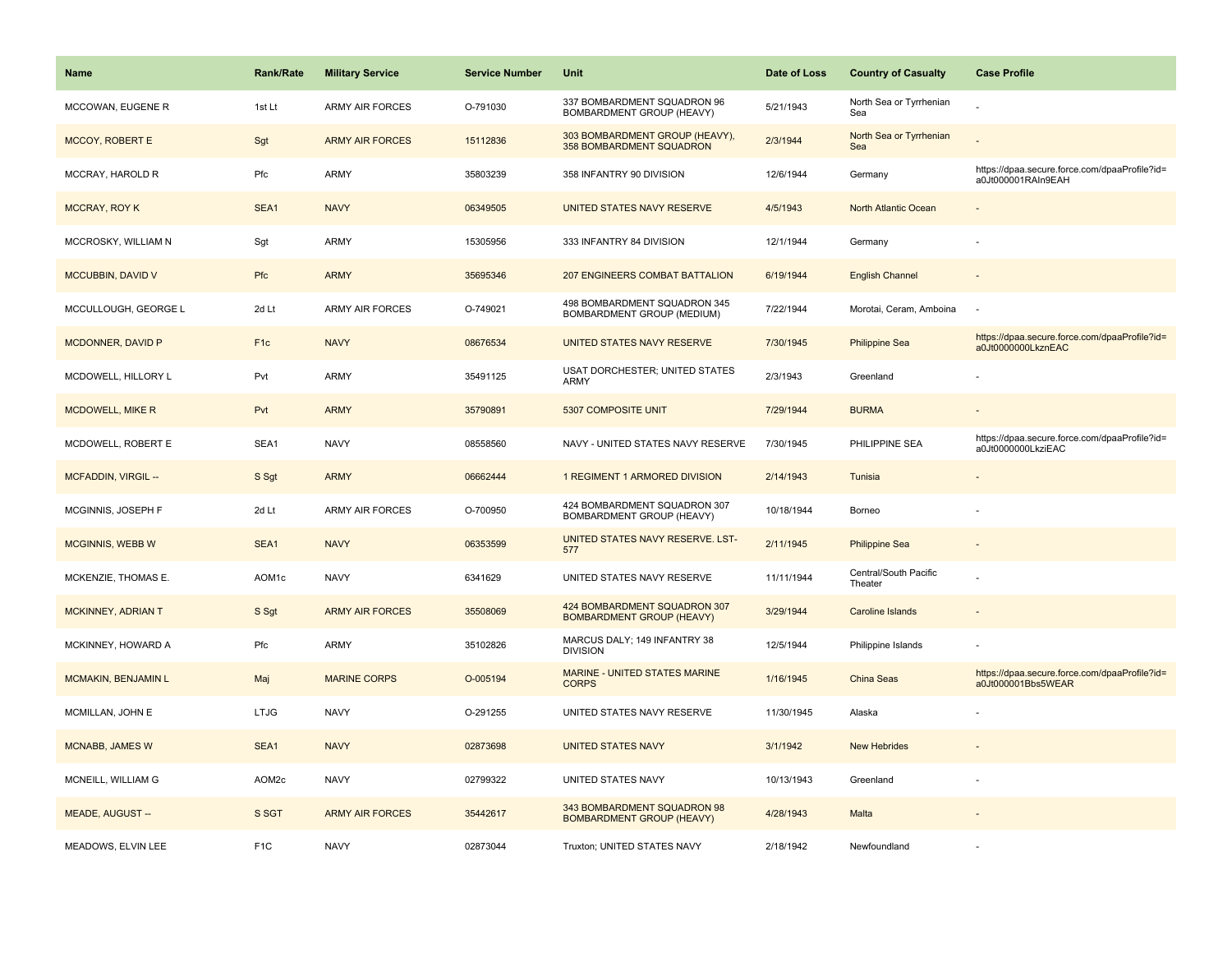| Name | Rank/Rate | Military Service | Service Number | Unit | Date of Loss | Country of Casualty | Case Profile |
| --- | --- | --- | --- | --- | --- | --- | --- |
| MCCOWAN, EUGENE R | 1st Lt | ARMY AIR FORCES | O-791030 | 337 BOMBARDMENT SQUADRON 96 BOMBARDMENT GROUP (HEAVY) | 5/21/1943 | North Sea or Tyrrhenian Sea | - |
| MCCOY, ROBERT E | Sgt | ARMY AIR FORCES | 15112836 | 303 BOMBARDMENT GROUP (HEAVY), 358 BOMBARDMENT SQUADRON | 2/3/1944 | North Sea or Tyrrhenian Sea | - |
| MCCRAY, HAROLD R | Pfc | ARMY | 35803239 | 358 INFANTRY 90 DIVISION | 12/6/1944 | Germany | https://dpaa.secure.force.com/dpaaProfile?id=a0Jt000001RAIn9EAH |
| MCCRAY, ROY K | SEA1 | NAVY | 06349505 | UNITED STATES NAVY RESERVE | 4/5/1943 | North Atlantic Ocean | - |
| MCCROSKY, WILLIAM N | Sgt | ARMY | 15305956 | 333 INFANTRY 84 DIVISION | 12/1/1944 | Germany | - |
| MCCUBBIN, DAVID V | Pfc | ARMY | 35695346 | 207 ENGINEERS COMBAT BATTALION | 6/19/1944 | English Channel | - |
| MCCULLOUGH, GEORGE L | 2d Lt | ARMY AIR FORCES | O-749021 | 498 BOMBARDMENT SQUADRON 345 BOMBARDMENT GROUP (MEDIUM) | 7/22/1944 | Morotai, Ceram, Amboina | - |
| MCDONNER, DAVID P | F1c | NAVY | 08676534 | UNITED STATES NAVY RESERVE | 7/30/1945 | Philippine Sea | https://dpaa.secure.force.com/dpaaProfile?id=a0Jt0000000LkznEAC |
| MCDOWELL, HILLORY L | Pvt | ARMY | 35491125 | USAT DORCHESTER; UNITED STATES ARMY | 2/3/1943 | Greenland | - |
| MCDOWELL, MIKE R | Pvt | ARMY | 35790891 | 5307 COMPOSITE UNIT | 7/29/1944 | BURMA | - |
| MCDOWELL, ROBERT E | SEA1 | NAVY | 08558560 | NAVY - UNITED STATES NAVY RESERVE | 7/30/1945 | PHILIPPINE SEA | https://dpaa.secure.force.com/dpaaProfile?id=a0Jt0000000LkziEAC |
| MCFADDIN, VIRGIL -- | S Sgt | ARMY | 06662444 | 1 REGIMENT 1 ARMORED DIVISION | 2/14/1943 | Tunisia | - |
| MCGINNIS, JOSEPH F | 2d Lt | ARMY AIR FORCES | O-700950 | 424 BOMBARDMENT SQUADRON 307 BOMBARDMENT GROUP (HEAVY) | 10/18/1944 | Borneo | - |
| MCGINNIS, WEBB W | SEA1 | NAVY | 06353599 | UNITED STATES NAVY RESERVE. LST-577 | 2/11/1945 | Philippine Sea | - |
| MCKENZIE, THOMAS E. | AOM1c | NAVY | 6341629 | UNITED STATES NAVY RESERVE | 11/11/1944 | Central/South Pacific Theater | - |
| MCKINNEY, ADRIAN T | S Sgt | ARMY AIR FORCES | 35508069 | 424 BOMBARDMENT SQUADRON 307 BOMBARDMENT GROUP (HEAVY) | 3/29/1944 | Caroline Islands | - |
| MCKINNEY, HOWARD A | Pfc | ARMY | 35102826 | MARCUS DALY; 149 INFANTRY 38 DIVISION | 12/5/1944 | Philippine Islands | - |
| MCMAKIN, BENJAMIN L | Maj | MARINE CORPS | O-005194 | MARINE - UNITED STATES MARINE CORPS | 1/16/1945 | China Seas | https://dpaa.secure.force.com/dpaaProfile?id=a0Jt000001Bbs5WEAR |
| MCMILLAN, JOHN E | LTJG | NAVY | O-291255 | UNITED STATES NAVY RESERVE | 11/30/1945 | Alaska | - |
| MCNABB, JAMES W | SEA1 | NAVY | 02873698 | UNITED STATES NAVY | 3/1/1942 | New Hebrides | - |
| MCNEILL, WILLIAM G | AOM2c | NAVY | 02799322 | UNITED STATES NAVY | 10/13/1943 | Greenland | - |
| MEADE, AUGUST -- | S SGT | ARMY AIR FORCES | 35442617 | 343 BOMBARDMENT SQUADRON 98 BOMBARDMENT GROUP (HEAVY) | 4/28/1943 | Malta | - |
| MEADOWS, ELVIN LEE | F1C | NAVY | 02873044 | Truxton; UNITED STATES NAVY | 2/18/1942 | Newfoundland | - |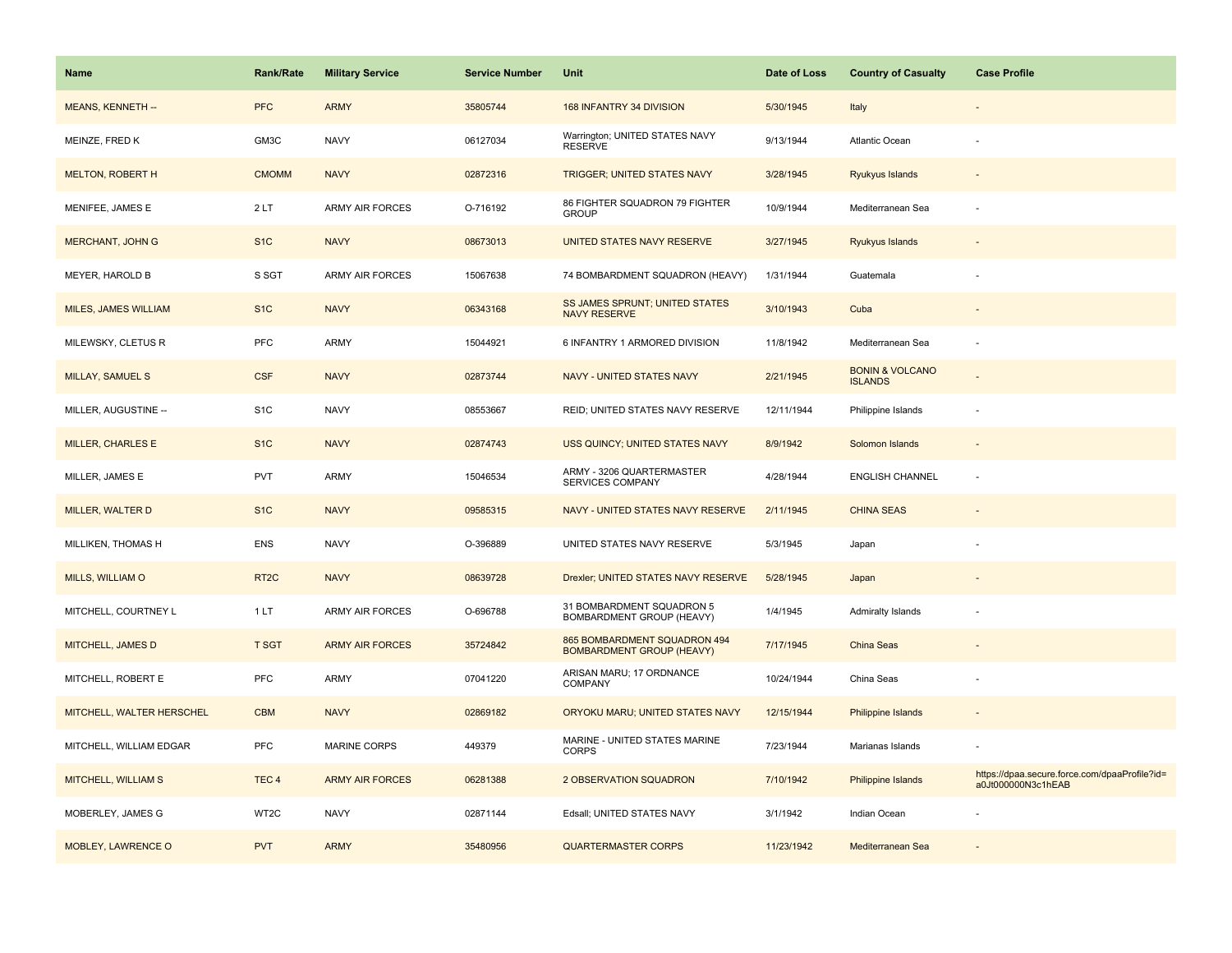| Name | Rank/Rate | Military Service | Service Number | Unit | Date of Loss | Country of Casualty | Case Profile |
| --- | --- | --- | --- | --- | --- | --- | --- |
| MEANS, KENNETH -- | PFC | ARMY | 35805744 | 168 INFANTRY 34 DIVISION | 5/30/1945 | Italy | - |
| MEINZE, FRED K | GM3C | NAVY | 06127034 | Warrington; UNITED STATES NAVY RESERVE | 9/13/1944 | Atlantic Ocean | - |
| MELTON, ROBERT H | CMOMM | NAVY | 02872316 | TRIGGER; UNITED STATES NAVY | 3/28/1945 | Ryukyus Islands | - |
| MENIFEE, JAMES E | 2 LT | ARMY AIR FORCES | O-716192 | 86 FIGHTER SQUADRON 79 FIGHTER GROUP | 10/9/1944 | Mediterranean Sea | - |
| MERCHANT, JOHN G | S1C | NAVY | 08673013 | UNITED STATES NAVY RESERVE | 3/27/1945 | Ryukyus Islands | - |
| MEYER, HAROLD B | S SGT | ARMY AIR FORCES | 15067638 | 74 BOMBARDMENT SQUADRON (HEAVY) | 1/31/1944 | Guatemala | - |
| MILES, JAMES WILLIAM | S1C | NAVY | 06343168 | SS JAMES SPRUNT; UNITED STATES NAVY RESERVE | 3/10/1943 | Cuba | - |
| MILEWSKY, CLETUS R | PFC | ARMY | 15044921 | 6 INFANTRY 1 ARMORED DIVISION | 11/8/1942 | Mediterranean Sea | - |
| MILLAY, SAMUEL S | CSF | NAVY | 02873744 | NAVY - UNITED STATES NAVY | 2/21/1945 | BONIN & VOLCANO ISLANDS | - |
| MILLER, AUGUSTINE -- | S1C | NAVY | 08553667 | REID; UNITED STATES NAVY RESERVE | 12/11/1944 | Philippine Islands | - |
| MILLER, CHARLES E | S1C | NAVY | 02874743 | USS QUINCY; UNITED STATES NAVY | 8/9/1942 | Solomon Islands | - |
| MILLER, JAMES E | PVT | ARMY | 15046534 | ARMY - 3206 QUARTERMASTER SERVICES COMPANY | 4/28/1944 | ENGLISH CHANNEL | - |
| MILLER, WALTER D | S1C | NAVY | 09585315 | NAVY - UNITED STATES NAVY RESERVE | 2/11/1945 | CHINA SEAS | - |
| MILLIKEN, THOMAS H | ENS | NAVY | O-396889 | UNITED STATES NAVY RESERVE | 5/3/1945 | Japan | - |
| MILLS, WILLIAM O | RT2C | NAVY | 08639728 | Drexler; UNITED STATES NAVY RESERVE | 5/28/1945 | Japan | - |
| MITCHELL, COURTNEY L | 1 LT | ARMY AIR FORCES | O-696788 | 31 BOMBARDMENT SQUADRON 5 BOMBARDMENT GROUP (HEAVY) | 1/4/1945 | Admiralty Islands | - |
| MITCHELL, JAMES D | T SGT | ARMY AIR FORCES | 35724842 | 865 BOMBARDMENT SQUADRON 494 BOMBARDMENT GROUP (HEAVY) | 7/17/1945 | China Seas | - |
| MITCHELL, ROBERT E | PFC | ARMY | 07041220 | ARISAN MARU; 17 ORDNANCE COMPANY | 10/24/1944 | China Seas | - |
| MITCHELL, WALTER HERSCHEL | CBM | NAVY | 02869182 | ORYOKU MARU; UNITED STATES NAVY | 12/15/1944 | Philippine Islands | - |
| MITCHELL, WILLIAM EDGAR | PFC | MARINE CORPS | 449379 | MARINE - UNITED STATES MARINE CORPS | 7/23/1944 | Marianas Islands | - |
| MITCHELL, WILLIAM S | TEC 4 | ARMY AIR FORCES | 06281388 | 2 OBSERVATION SQUADRON | 7/10/1942 | Philippine Islands | https://dpaa.secure.force.com/dpaaProfile?id=a0Jt000000N3c1hEAB |
| MOBERLEY, JAMES G | WT2C | NAVY | 02871144 | Edsall; UNITED STATES NAVY | 3/1/1942 | Indian Ocean | - |
| MOBLEY, LAWRENCE O | PVT | ARMY | 35480956 | QUARTERMASTER CORPS | 11/23/1942 | Mediterranean Sea | - |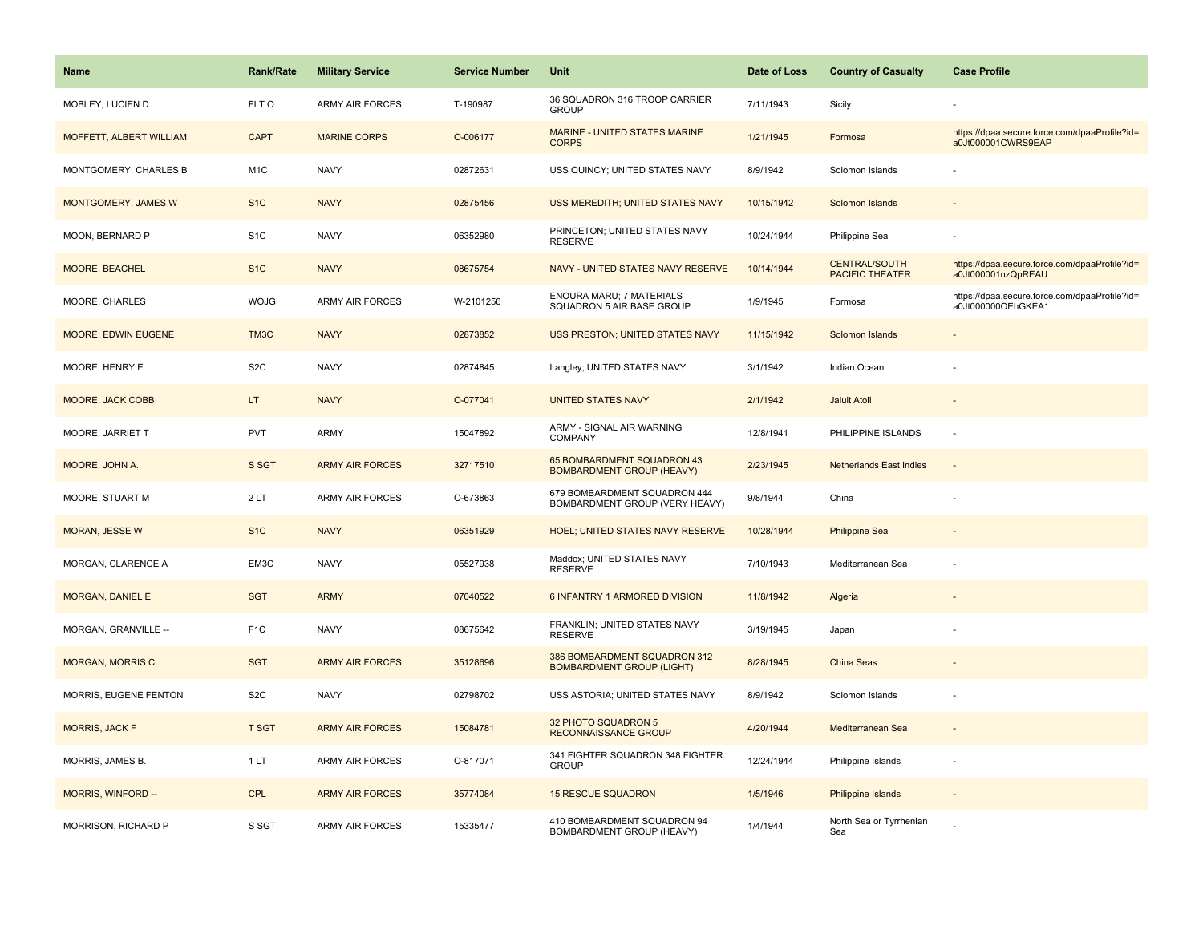| Name | Rank/Rate | Military Service | Service Number | Unit | Date of Loss | Country of Casualty | Case Profile |
|---|---|---|---|---|---|---|---|
| MOBLEY, LUCIEN D | FLT O | ARMY AIR FORCES | T-190987 | 36 SQUADRON 316 TROOP CARRIER GROUP | 7/11/1943 | Sicily | - |
| MOFFETT, ALBERT WILLIAM | CAPT | MARINE CORPS | O-006177 | MARINE - UNITED STATES MARINE CORPS | 1/21/1945 | Formosa | https://dpaa.secure.force.com/dpaaProfile?id=a0Jt000001CWRS9EAP |
| MONTGOMERY, CHARLES B | M1C | NAVY | 02872631 | USS QUINCY; UNITED STATES NAVY | 8/9/1942 | Solomon Islands | - |
| MONTGOMERY, JAMES W | S1C | NAVY | 02875456 | USS MEREDITH; UNITED STATES NAVY | 10/15/1942 | Solomon Islands | - |
| MOON, BERNARD P | S1C | NAVY | 06352980 | PRINCETON; UNITED STATES NAVY RESERVE | 10/24/1944 | Philippine Sea | - |
| MOORE, BEACHEL | S1C | NAVY | 08675754 | NAVY - UNITED STATES NAVY RESERVE | 10/14/1944 | CENTRAL/SOUTH PACIFIC THEATER | https://dpaa.secure.force.com/dpaaProfile?id=a0Jt000001nzQpREAU |
| MOORE, CHARLES | WOJG | ARMY AIR FORCES | W-2101256 | ENOURA MARU; 7 MATERIALS SQUADRON 5 AIR BASE GROUP | 1/9/1945 | Formosa | https://dpaa.secure.force.com/dpaaProfile?id=a0Jt000000OEhGKEA1 |
| MOORE, EDWIN EUGENE | TM3C | NAVY | 02873852 | USS PRESTON; UNITED STATES NAVY | 11/15/1942 | Solomon Islands | - |
| MOORE, HENRY E | S2C | NAVY | 02874845 | Langley; UNITED STATES NAVY | 3/1/1942 | Indian Ocean | - |
| MOORE, JACK COBB | LT | NAVY | O-077041 | UNITED STATES NAVY | 2/1/1942 | Jaluit Atoll | - |
| MOORE, JARRIET T | PVT | ARMY | 15047892 | ARMY - SIGNAL AIR WARNING COMPANY | 12/8/1941 | PHILIPPINE ISLANDS | - |
| MOORE, JOHN A. | S SGT | ARMY AIR FORCES | 32717510 | 65 BOMBARDMENT SQUADRON 43 BOMBARDMENT GROUP (HEAVY) | 2/23/1945 | Netherlands East Indies | - |
| MOORE, STUART M | 2 LT | ARMY AIR FORCES | O-673863 | 679 BOMBARDMENT SQUADRON 444 BOMBARDMENT GROUP (VERY HEAVY) | 9/8/1944 | China | - |
| MORAN, JESSE W | S1C | NAVY | 06351929 | HOEL; UNITED STATES NAVY RESERVE | 10/28/1944 | Philippine Sea | - |
| MORGAN, CLARENCE A | EM3C | NAVY | 05527938 | Maddox; UNITED STATES NAVY RESERVE | 7/10/1943 | Mediterranean Sea | - |
| MORGAN, DANIEL E | SGT | ARMY | 07040522 | 6 INFANTRY 1 ARMORED DIVISION | 11/8/1942 | Algeria | - |
| MORGAN, GRANVILLE -- | F1C | NAVY | 08675642 | FRANKLIN; UNITED STATES NAVY RESERVE | 3/19/1945 | Japan | - |
| MORGAN, MORRIS C | SGT | ARMY AIR FORCES | 35128696 | 386 BOMBARDMENT SQUADRON 312 BOMBARDMENT GROUP (LIGHT) | 8/28/1945 | China Seas | - |
| MORRIS, EUGENE FENTON | S2C | NAVY | 02798702 | USS ASTORIA; UNITED STATES NAVY | 8/9/1942 | Solomon Islands | - |
| MORRIS, JACK F | T SGT | ARMY AIR FORCES | 15084781 | 32 PHOTO SQUADRON 5 RECONNAISSANCE GROUP | 4/20/1944 | Mediterranean Sea | - |
| MORRIS, JAMES B. | 1 LT | ARMY AIR FORCES | O-817071 | 341 FIGHTER SQUADRON 348 FIGHTER GROUP | 12/24/1944 | Philippine Islands | - |
| MORRIS, WINFORD -- | CPL | ARMY AIR FORCES | 35774084 | 15 RESCUE SQUADRON | 1/5/1946 | Philippine Islands | - |
| MORRISON, RICHARD P | S SGT | ARMY AIR FORCES | 15335477 | 410 BOMBARDMENT SQUADRON 94 BOMBARDMENT GROUP (HEAVY) | 1/4/1944 | North Sea or Tyrrhenian Sea | - |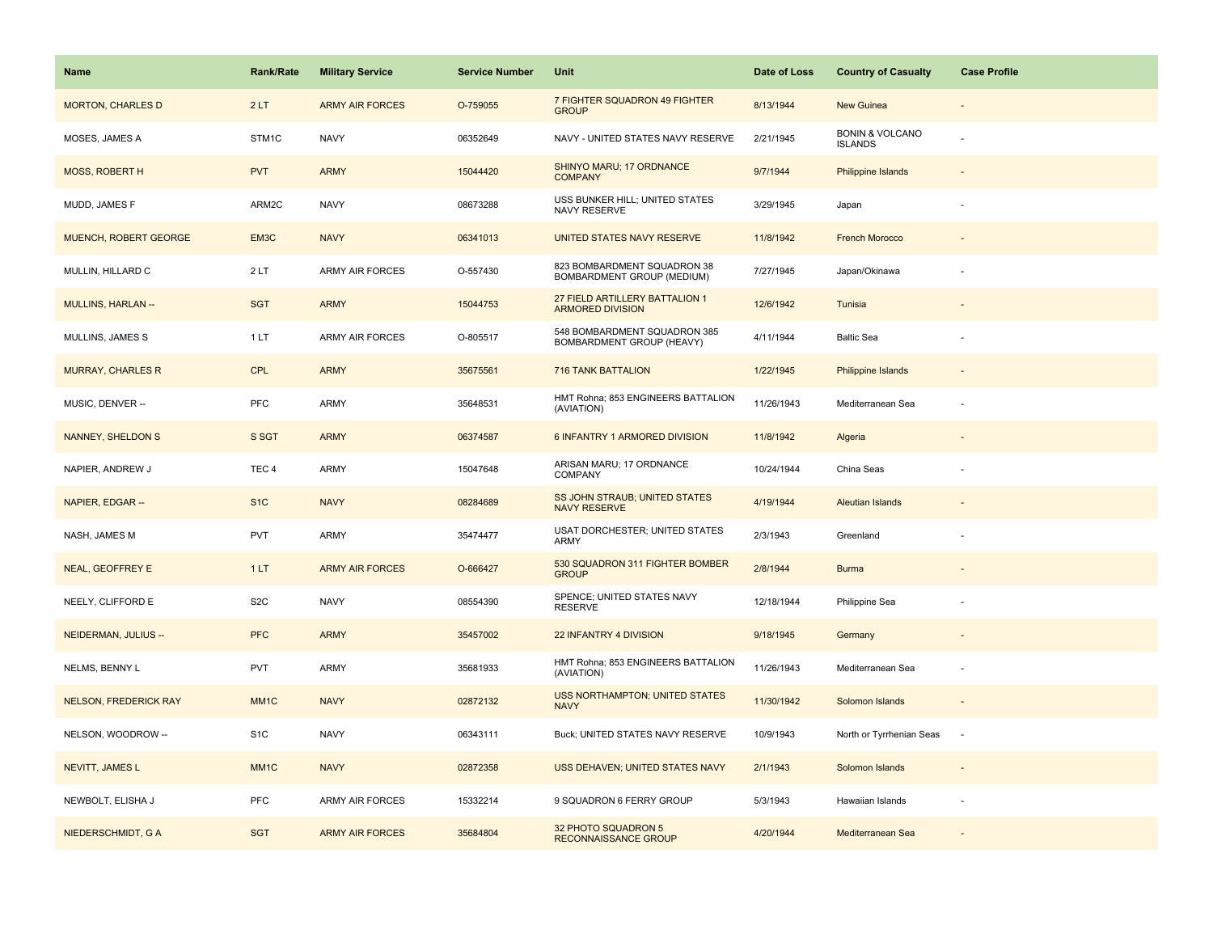| Name | Rank/Rate | Military Service | Service Number | Unit | Date of Loss | Country of Casualty | Case Profile |
|---|---|---|---|---|---|---|---|
| MORTON, CHARLES D | 2 LT | ARMY AIR FORCES | O-759055 | 7 FIGHTER SQUADRON 49 FIGHTER GROUP | 8/13/1944 | New Guinea | - |
| MOSES, JAMES A | STM1C | NAVY | 06352649 | NAVY - UNITED STATES NAVY RESERVE | 2/21/1945 | BONIN & VOLCANO ISLANDS | - |
| MOSS, ROBERT H | PVT | ARMY | 15044420 | SHINYO MARU; 17 ORDNANCE COMPANY | 9/7/1944 | Philippine Islands | - |
| MUDD, JAMES F | ARM2C | NAVY | 08673288 | USS BUNKER HILL; UNITED STATES NAVY RESERVE | 3/29/1945 | Japan | - |
| MUENCH, ROBERT GEORGE | EM3C | NAVY | 06341013 | UNITED STATES NAVY RESERVE | 11/8/1942 | French Morocco | - |
| MULLIN, HILLARD C | 2 LT | ARMY AIR FORCES | O-557430 | 823 BOMBARDMENT SQUADRON 38 BOMBARDMENT GROUP (MEDIUM) | 7/27/1945 | Japan/Okinawa | - |
| MULLINS, HARLAN -- | SGT | ARMY | 15044753 | 27 FIELD ARTILLERY BATTALION 1 ARMORED DIVISION | 12/6/1942 | Tunisia | - |
| MULLINS, JAMES S | 1 LT | ARMY AIR FORCES | O-805517 | 548 BOMBARDMENT SQUADRON 385 BOMBARDMENT GROUP (HEAVY) | 4/11/1944 | Baltic Sea | - |
| MURRAY, CHARLES R | CPL | ARMY | 35675561 | 716 TANK BATTALION | 1/22/1945 | Philippine Islands | - |
| MUSIC, DENVER -- | PFC | ARMY | 35648531 | HMT Rohna; 853 ENGINEERS BATTALION (AVIATION) | 11/26/1943 | Mediterranean Sea | - |
| NANNEY, SHELDON S | S SGT | ARMY | 06374587 | 6 INFANTRY 1 ARMORED DIVISION | 11/8/1942 | Algeria | - |
| NAPIER, ANDREW J | TEC 4 | ARMY | 15047648 | ARISAN MARU; 17 ORDNANCE COMPANY | 10/24/1944 | China Seas | - |
| NAPIER, EDGAR -- | S1C | NAVY | 08284689 | SS JOHN STRAUB; UNITED STATES NAVY RESERVE | 4/19/1944 | Aleutian Islands | - |
| NASH, JAMES M | PVT | ARMY | 35474477 | USAT DORCHESTER; UNITED STATES ARMY | 2/3/1943 | Greenland | - |
| NEAL, GEOFFREY E | 1 LT | ARMY AIR FORCES | O-666427 | 530 SQUADRON 311 FIGHTER BOMBER GROUP | 2/8/1944 | Burma | - |
| NEELY, CLIFFORD E | S2C | NAVY | 08554390 | SPENCE; UNITED STATES NAVY RESERVE | 12/18/1944 | Philippine Sea | - |
| NEIDERMAN, JULIUS -- | PFC | ARMY | 35457002 | 22 INFANTRY 4 DIVISION | 9/18/1945 | Germany | - |
| NELMS, BENNY L | PVT | ARMY | 35681933 | HMT Rohna; 853 ENGINEERS BATTALION (AVIATION) | 11/26/1943 | Mediterranean Sea | - |
| NELSON, FREDERICK RAY | MM1C | NAVY | 02872132 | USS NORTHAMPTON; UNITED STATES NAVY | 11/30/1942 | Solomon Islands | - |
| NELSON, WOODROW -- | S1C | NAVY | 06343111 | Buck; UNITED STATES NAVY RESERVE | 10/9/1943 | North or Tyrrhenian Seas | - |
| NEVITT, JAMES L | MM1C | NAVY | 02872358 | USS DEHAVEN; UNITED STATES NAVY | 2/1/1943 | Solomon Islands | - |
| NEWBOLT, ELISHA J | PFC | ARMY AIR FORCES | 15332214 | 9 SQUADRON 6 FERRY GROUP | 5/3/1943 | Hawaiian Islands | - |
| NIEDERSCHMIDT, G A | SGT | ARMY AIR FORCES | 35684804 | 32 PHOTO SQUADRON 5 RECONNAISSANCE GROUP | 4/20/1944 | Mediterranean Sea | - |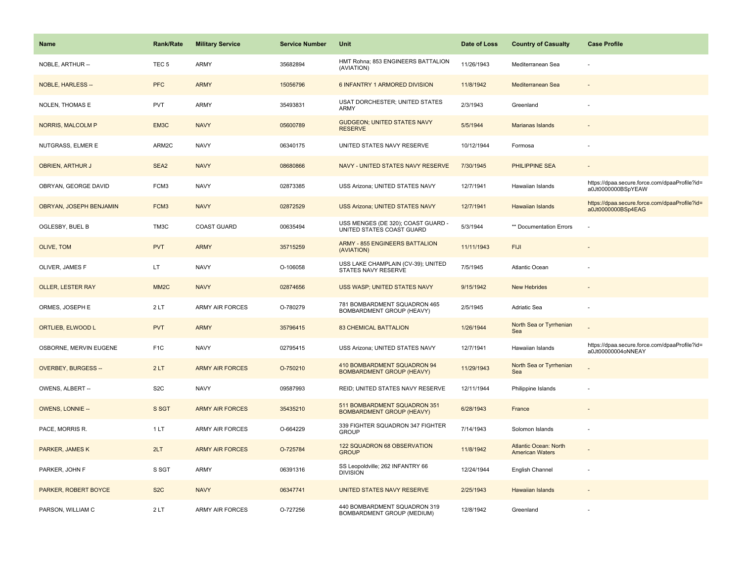| Name | Rank/Rate | Military Service | Service Number | Unit | Date of Loss | Country of Casualty | Case Profile |
|---|---|---|---|---|---|---|---|
| NOBLE, ARTHUR -- | TEC 5 | ARMY | 35682894 | HMT Rohna; 853 ENGINEERS BATTALION (AVIATION) | 11/26/1943 | Mediterranean Sea | - |
| NOBLE, HARLESS -- | PFC | ARMY | 15056796 | 6 INFANTRY 1 ARMORED DIVISION | 11/8/1942 | Mediterranean Sea | - |
| NOLEN, THOMAS E | PVT | ARMY | 35493831 | USAT DORCHESTER; UNITED STATES ARMY | 2/3/1943 | Greenland | - |
| NORRIS, MALCOLM P | EM3C | NAVY | 05600789 | GUDGEON; UNITED STATES NAVY RESERVE | 5/5/1944 | Marianas Islands | - |
| NUTGRASS, ELMER E | ARM2C | NAVY | 06340175 | UNITED STATES NAVY RESERVE | 10/12/1944 | Formosa | - |
| OBRIEN, ARTHUR J | SEA2 | NAVY | 08680866 | NAVY - UNITED STATES NAVY RESERVE | 7/30/1945 | PHILIPPINE SEA | - |
| OBRYAN, GEORGE DAVID | FCM3 | NAVY | 02873385 | USS Arizona; UNITED STATES NAVY | 12/7/1941 | Hawaiian Islands | https://dpaa.secure.force.com/dpaaProfile?id=a0Jt0000000BSpYEAW |
| OBRYAN, JOSEPH BENJAMIN | FCM3 | NAVY | 02872529 | USS Arizona; UNITED STATES NAVY | 12/7/1941 | Hawaiian Islands | https://dpaa.secure.force.com/dpaaProfile?id=a0Jt0000000BSp4EAG |
| OGLESBY, BUEL B | TM3C | COAST GUARD | 00635494 | USS MENGES (DE 320); COAST GUARD - UNITED STATES COAST GUARD | 5/3/1944 | ** Documentation Errors | - |
| OLIVE, TOM | PVT | ARMY | 35715259 | ARMY - 855 ENGINEERS BATTALION (AVIATION) | 11/11/1943 | FIJI | - |
| OLIVER, JAMES F | LT | NAVY | O-106058 | USS LAKE CHAMPLAIN (CV-39); UNITED STATES NAVY RESERVE | 7/5/1945 | Atlantic Ocean | - |
| OLLER, LESTER RAY | MM2C | NAVY | 02874656 | USS WASP; UNITED STATES NAVY | 9/15/1942 | New Hebrides | - |
| ORMES, JOSEPH E | 2 LT | ARMY AIR FORCES | O-780279 | 781 BOMBARDMENT SQUADRON 465 BOMBARDMENT GROUP (HEAVY) | 2/5/1945 | Adriatic Sea | - |
| ORTLIEB, ELWOOD L | PVT | ARMY | 35796415 | 83 CHEMICAL BATTALION | 1/26/1944 | North Sea or Tyrrhenian Sea | - |
| OSBORNE, MERVIN EUGENE | F1C | NAVY | 02795415 | USS Arizona; UNITED STATES NAVY | 12/7/1941 | Hawaiian Islands | https://dpaa.secure.force.com/dpaaProfile?id=a0Jt00000004oNNEAY |
| OVERBEY, BURGESS -- | 2 LT | ARMY AIR FORCES | O-750210 | 410 BOMBARDMENT SQUADRON 94 BOMBARDMENT GROUP (HEAVY) | 11/29/1943 | North Sea or Tyrrhenian Sea | - |
| OWENS, ALBERT -- | S2C | NAVY | 09587993 | REID; UNITED STATES NAVY RESERVE | 12/11/1944 | Philippine Islands | - |
| OWENS, LONNIE -- | S SGT | ARMY AIR FORCES | 35435210 | 511 BOMBARDMENT SQUADRON 351 BOMBARDMENT GROUP (HEAVY) | 6/28/1943 | France | - |
| PACE, MORRIS R. | 1 LT | ARMY AIR FORCES | O-664229 | 339 FIGHTER SQUADRON 347 FIGHTER GROUP | 7/14/1943 | Solomon Islands | - |
| PARKER, JAMES K | 2LT | ARMY AIR FORCES | O-725784 | 122 SQUADRON 68 OBSERVATION GROUP | 11/8/1942 | Atlantic Ocean: North American Waters | - |
| PARKER, JOHN F | S SGT | ARMY | 06391316 | SS Leopoldville; 262 INFANTRY 66 DIVISION | 12/24/1944 | English Channel | - |
| PARKER, ROBERT BOYCE | S2C | NAVY | 06347741 | UNITED STATES NAVY RESERVE | 2/25/1943 | Hawaiian Islands | - |
| PARSON, WILLIAM C | 2 LT | ARMY AIR FORCES | O-727256 | 440 BOMBARDMENT SQUADRON 319 BOMBARDMENT GROUP (MEDIUM) | 12/8/1942 | Greenland | - |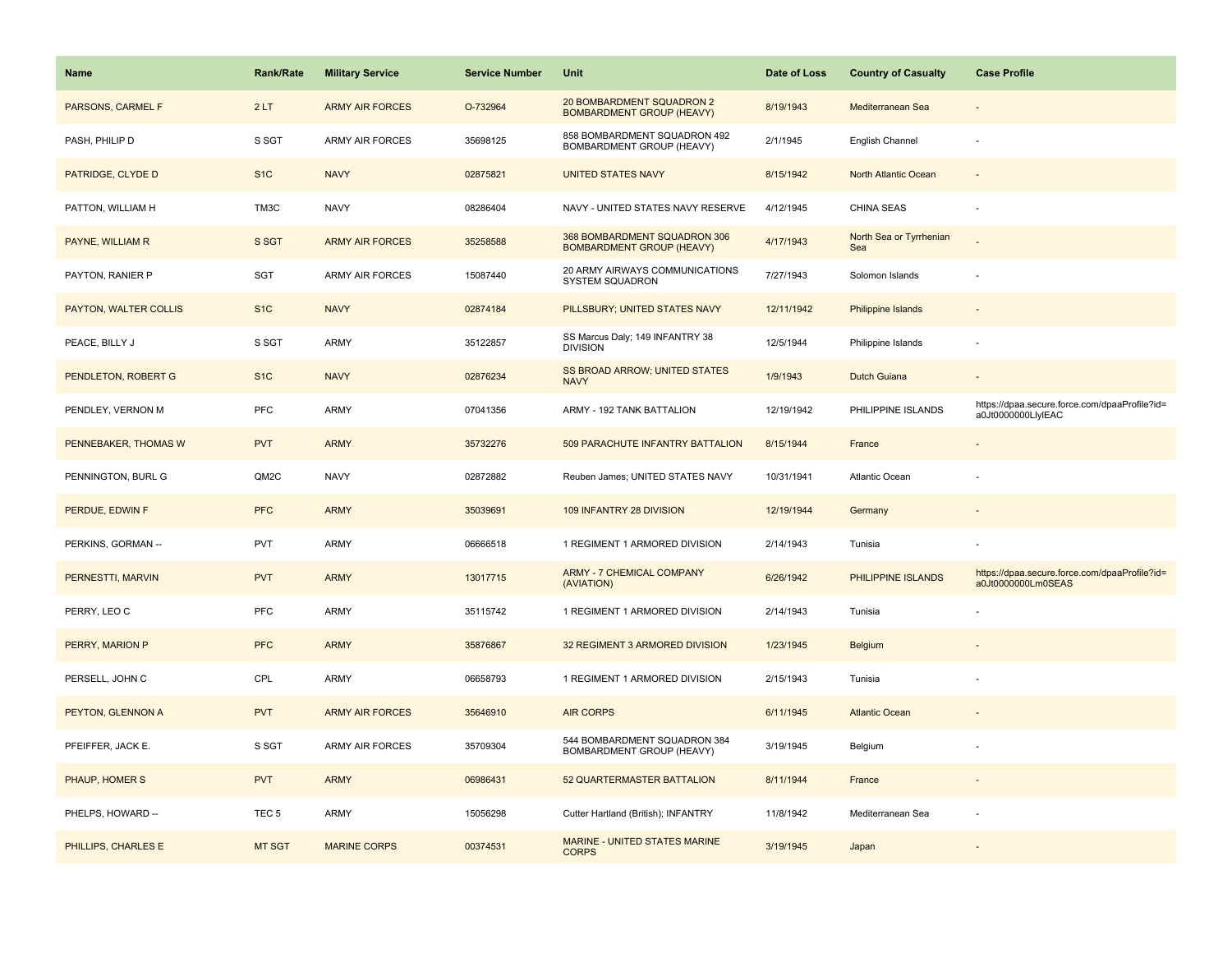| Name | Rank/Rate | Military Service | Service Number | Unit | Date of Loss | Country of Casualty | Case Profile |
|---|---|---|---|---|---|---|---|
| PARSONS, CARMEL F | 2 LT | ARMY AIR FORCES | O-732964 | 20 BOMBARDMENT SQUADRON 2 BOMBARDMENT GROUP (HEAVY) | 8/19/1943 | Mediterranean Sea | - |
| PASH, PHILIP D | S SGT | ARMY AIR FORCES | 35698125 | 858 BOMBARDMENT SQUADRON 492 BOMBARDMENT GROUP (HEAVY) | 2/1/1945 | English Channel | - |
| PATRIDGE, CLYDE D | S1C | NAVY | 02875821 | UNITED STATES NAVY | 8/15/1942 | North Atlantic Ocean | - |
| PATTON, WILLIAM H | TM3C | NAVY | 08286404 | NAVY - UNITED STATES NAVY RESERVE | 4/12/1945 | CHINA SEAS | - |
| PAYNE, WILLIAM R | S SGT | ARMY AIR FORCES | 35258588 | 368 BOMBARDMENT SQUADRON 306 BOMBARDMENT GROUP (HEAVY) | 4/17/1943 | North Sea or Tyrrhenian Sea | - |
| PAYTON, RANIER P | SGT | ARMY AIR FORCES | 15087440 | 20 ARMY AIRWAYS COMMUNICATIONS SYSTEM SQUADRON | 7/27/1943 | Solomon Islands | - |
| PAYTON, WALTER COLLIS | S1C | NAVY | 02874184 | PILLSBURY; UNITED STATES NAVY | 12/11/1942 | Philippine Islands | - |
| PEACE, BILLY J | S SGT | ARMY | 35122857 | SS Marcus Daly; 149 INFANTRY 38 DIVISION | 12/5/1944 | Philippine Islands | - |
| PENDLETON, ROBERT G | S1C | NAVY | 02876234 | SS BROAD ARROW; UNITED STATES NAVY | 1/9/1943 | Dutch Guiana | - |
| PENDLEY, VERNON M | PFC | ARMY | 07041356 | ARMY - 192 TANK BATTALION | 12/19/1942 | PHILIPPINE ISLANDS | https://dpaa.secure.force.com/dpaaProfile?id=a0Jt0000000LlylEAC |
| PENNEBAKER, THOMAS W | PVT | ARMY | 35732276 | 509 PARACHUTE INFANTRY BATTALION | 8/15/1944 | France | - |
| PENNINGTON, BURL G | QM2C | NAVY | 02872882 | Reuben James; UNITED STATES NAVY | 10/31/1941 | Atlantic Ocean | - |
| PERDUE, EDWIN F | PFC | ARMY | 35039691 | 109 INFANTRY 28 DIVISION | 12/19/1944 | Germany | - |
| PERKINS, GORMAN -- | PVT | ARMY | 06666518 | 1 REGIMENT 1 ARMORED DIVISION | 2/14/1943 | Tunisia | - |
| PERNESTTI, MARVIN | PVT | ARMY | 13017715 | ARMY - 7 CHEMICAL COMPANY (AVIATION) | 6/26/1942 | PHILIPPINE ISLANDS | https://dpaa.secure.force.com/dpaaProfile?id=a0Jt0000000Lm0SEAS |
| PERRY, LEO C | PFC | ARMY | 35115742 | 1 REGIMENT 1 ARMORED DIVISION | 2/14/1943 | Tunisia | - |
| PERRY, MARION P | PFC | ARMY | 35876867 | 32 REGIMENT 3 ARMORED DIVISION | 1/23/1945 | Belgium | - |
| PERSELL, JOHN C | CPL | ARMY | 06658793 | 1 REGIMENT 1 ARMORED DIVISION | 2/15/1943 | Tunisia | - |
| PEYTON, GLENNON A | PVT | ARMY AIR FORCES | 35646910 | AIR CORPS | 6/11/1945 | Atlantic Ocean | - |
| PFEIFFER, JACK E. | S SGT | ARMY AIR FORCES | 35709304 | 544 BOMBARDMENT SQUADRON 384 BOMBARDMENT GROUP (HEAVY) | 3/19/1945 | Belgium | - |
| PHAUP, HOMER S | PVT | ARMY | 06986431 | 52 QUARTERMASTER BATTALION | 8/11/1944 | France | - |
| PHELPS, HOWARD -- | TEC 5 | ARMY | 15056298 | Cutter Hartland (British); INFANTRY | 11/8/1942 | Mediterranean Sea | - |
| PHILLIPS, CHARLES E | MT SGT | MARINE CORPS | 00374531 | MARINE - UNITED STATES MARINE CORPS | 3/19/1945 | Japan | - |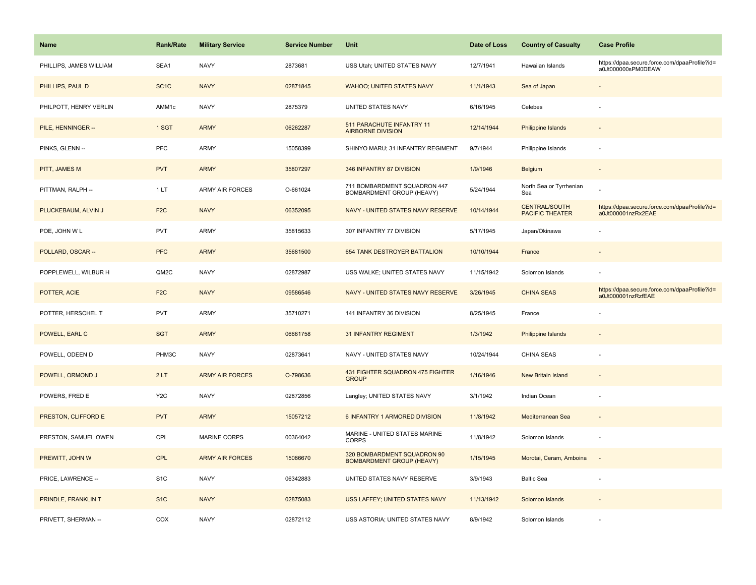| Name | Rank/Rate | Military Service | Service Number | Unit | Date of Loss | Country of Casualty | Case Profile |
| --- | --- | --- | --- | --- | --- | --- | --- |
| PHILLIPS, JAMES WILLIAM | SEA1 | NAVY | 2873681 | USS Utah; UNITED STATES NAVY | 12/7/1941 | Hawaiian Islands | https://dpaa.secure.force.com/dpaaProfile?id=a0Jt000000sPM0DEAW |
| PHILLIPS, PAUL D | SC1C | NAVY | 02871845 | WAHOO; UNITED STATES NAVY | 11/1/1943 | Sea of Japan | - |
| PHILPOTT, HENRY VERLIN | AMM1c | NAVY | 2875379 | UNITED STATES NAVY | 6/16/1945 | Celebes | - |
| PILE, HENNINGER -- | 1 SGT | ARMY | 06262287 | 511 PARACHUTE INFANTRY 11 AIRBORNE DIVISION | 12/14/1944 | Philippine Islands | - |
| PINKS, GLENN -- | PFC | ARMY | 15058399 | SHINYO MARU; 31 INFANTRY REGIMENT | 9/7/1944 | Philippine Islands | - |
| PITT, JAMES M | PVT | ARMY | 35807297 | 346 INFANTRY 87 DIVISION | 1/9/1946 | Belgium | - |
| PITTMAN, RALPH -- | 1 LT | ARMY AIR FORCES | O-661024 | 711 BOMBARDMENT SQUADRON 447 BOMBARDMENT GROUP (HEAVY) | 5/24/1944 | North Sea or Tyrrhenian Sea | - |
| PLUCKEBAUM, ALVIN J | F2C | NAVY | 06352095 | NAVY - UNITED STATES NAVY RESERVE | 10/14/1944 | CENTRAL/SOUTH PACIFIC THEATER | https://dpaa.secure.force.com/dpaaProfile?id=a0Jt000001nzRx2EAE |
| POE, JOHN W L | PVT | ARMY | 35815633 | 307 INFANTRY 77 DIVISION | 5/17/1945 | Japan/Okinawa | - |
| POLLARD, OSCAR -- | PFC | ARMY | 35681500 | 654 TANK DESTROYER BATTALION | 10/10/1944 | France | - |
| POPPLEWELL, WILBUR H | QM2C | NAVY | 02872987 | USS WALKE; UNITED STATES NAVY | 11/15/1942 | Solomon Islands | - |
| POTTER, ACIE | F2C | NAVY | 09586546 | NAVY - UNITED STATES NAVY RESERVE | 3/26/1945 | CHINA SEAS | https://dpaa.secure.force.com/dpaaProfile?id=a0Jt000001nzRzfEAE |
| POTTER, HERSCHEL T | PVT | ARMY | 35710271 | 141 INFANTRY 36 DIVISION | 8/25/1945 | France | - |
| POWELL, EARL C | SGT | ARMY | 06661758 | 31 INFANTRY REGIMENT | 1/3/1942 | Philippine Islands | - |
| POWELL, ODEEN D | PHM3C | NAVY | 02873641 | NAVY - UNITED STATES NAVY | 10/24/1944 | CHINA SEAS | - |
| POWELL, ORMOND J | 2 LT | ARMY AIR FORCES | O-798636 | 431 FIGHTER SQUADRON 475 FIGHTER GROUP | 1/16/1946 | New Britain Island | - |
| POWERS, FRED E | Y2C | NAVY | 02872856 | Langley; UNITED STATES NAVY | 3/1/1942 | Indian Ocean | - |
| PRESTON, CLIFFORD E | PVT | ARMY | 15057212 | 6 INFANTRY 1 ARMORED DIVISION | 11/8/1942 | Mediterranean Sea | - |
| PRESTON, SAMUEL OWEN | CPL | MARINE CORPS | 00364042 | MARINE - UNITED STATES MARINE CORPS | 11/8/1942 | Solomon Islands | - |
| PREWITT, JOHN W | CPL | ARMY AIR FORCES | 15086670 | 320 BOMBARDMENT SQUADRON 90 BOMBARDMENT GROUP (HEAVY) | 1/15/1945 | Morotai, Ceram, Amboina | - |
| PRICE, LAWRENCE -- | S1C | NAVY | 06342883 | UNITED STATES NAVY RESERVE | 3/9/1943 | Baltic Sea | - |
| PRINDLE, FRANKLIN T | S1C | NAVY | 02875083 | USS LAFFEY; UNITED STATES NAVY | 11/13/1942 | Solomon Islands | - |
| PRIVETT, SHERMAN -- | COX | NAVY | 02872112 | USS ASTORIA; UNITED STATES NAVY | 8/9/1942 | Solomon Islands | - |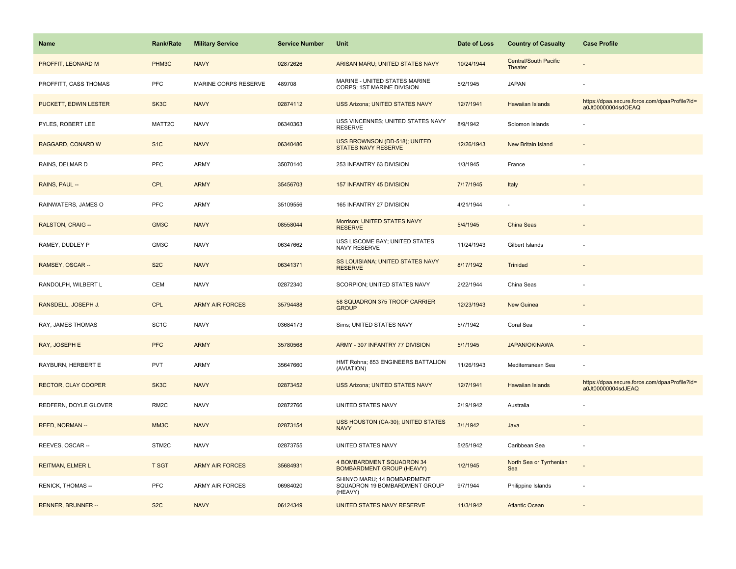| Name | Rank/Rate | Military Service | Service Number | Unit | Date of Loss | Country of Casualty | Case Profile |
|---|---|---|---|---|---|---|---|
| PROFFIT, LEONARD M | PHM3C | NAVY | 02872626 | ARISAN MARU; UNITED STATES NAVY | 10/24/1944 | Central/South Pacific Theater | - |
| PROFFITT, CASS THOMAS | PFC | MARINE CORPS RESERVE | 489708 | MARINE - UNITED STATES MARINE CORPS; 1ST MARINE DIVISION | 5/2/1945 | JAPAN | - |
| PUCKETT, EDWIN LESTER | SK3C | NAVY | 02874112 | USS Arizona; UNITED STATES NAVY | 12/7/1941 | Hawaiian Islands | https://dpaa.secure.force.com/dpaaProfile?id=a0Jt00000004sdOEAQ |
| PYLES, ROBERT LEE | MATT2C | NAVY | 06340363 | USS VINCENNES; UNITED STATES NAVY RESERVE | 8/9/1942 | Solomon Islands | - |
| RAGGARD, CONARD W | S1C | NAVY | 06340486 | USS BROWNSON (DD-518); UNITED STATES NAVY RESERVE | 12/26/1943 | New Britain Island | - |
| RAINS, DELMAR D | PFC | ARMY | 35070140 | 253 INFANTRY 63 DIVISION | 1/3/1945 | France | - |
| RAINS, PAUL -- | CPL | ARMY | 35456703 | 157 INFANTRY 45 DIVISION | 7/17/1945 | Italy | - |
| RAINWATERS, JAMES O | PFC | ARMY | 35109556 | 165 INFANTRY 27 DIVISION | 4/21/1944 | - | - |
| RALSTON, CRAIG -- | GM3C | NAVY | 08558044 | Morrison; UNITED STATES NAVY RESERVE | 5/4/1945 | China Seas | - |
| RAMEY, DUDLEY P | GM3C | NAVY | 06347662 | USS LISCOME BAY; UNITED STATES NAVY RESERVE | 11/24/1943 | Gilbert Islands | - |
| RAMSEY, OSCAR -- | S2C | NAVY | 06341371 | SS LOUISIANA; UNITED STATES NAVY RESERVE | 8/17/1942 | Trinidad | - |
| RANDOLPH, WILBERT L | CEM | NAVY | 02872340 | SCORPION; UNITED STATES NAVY | 2/22/1944 | China Seas | - |
| RANSDELL, JOSEPH J. | CPL | ARMY AIR FORCES | 35794488 | 58 SQUADRON 375 TROOP CARRIER GROUP | 12/23/1943 | New Guinea | - |
| RAY, JAMES THOMAS | SC1C | NAVY | 03684173 | Sims; UNITED STATES NAVY | 5/7/1942 | Coral Sea | - |
| RAY, JOSEPH E | PFC | ARMY | 35780568 | ARMY - 307 INFANTRY 77 DIVISION | 5/1/1945 | JAPAN/OKINAWA | - |
| RAYBURN, HERBERT E | PVT | ARMY | 35647660 | HMT Rohna; 853 ENGINEERS BATTALION (AVIATION) | 11/26/1943 | Mediterranean Sea | - |
| RECTOR, CLAY COOPER | SK3C | NAVY | 02873452 | USS Arizona; UNITED STATES NAVY | 12/7/1941 | Hawaiian Islands | https://dpaa.secure.force.com/dpaaProfile?id=a0Jt00000004sdJEAQ |
| REDFERN, DOYLE GLOVER | RM2C | NAVY | 02872766 | UNITED STATES NAVY | 2/19/1942 | Australia | - |
| REED, NORMAN -- | MM3C | NAVY | 02873154 | USS HOUSTON (CA-30); UNITED STATES NAVY | 3/1/1942 | Java | - |
| REEVES, OSCAR -- | STM2C | NAVY | 02873755 | UNITED STATES NAVY | 5/25/1942 | Caribbean Sea | - |
| REITMAN, ELMER L | T SGT | ARMY AIR FORCES | 35684931 | 4 BOMBARDMENT SQUADRON 34 BOMBARDMENT GROUP (HEAVY) | 1/2/1945 | North Sea or Tyrrhenian Sea | - |
| RENICK, THOMAS -- | PFC | ARMY AIR FORCES | 06984020 | SHINYO MARU; 14 BOMBARDMENT SQUADRON 19 BOMBARDMENT GROUP (HEAVY) | 9/7/1944 | Philippine Islands | - |
| RENNER, BRUNNER -- | S2C | NAVY | 06124349 | UNITED STATES NAVY RESERVE | 11/3/1942 | Atlantic Ocean | - |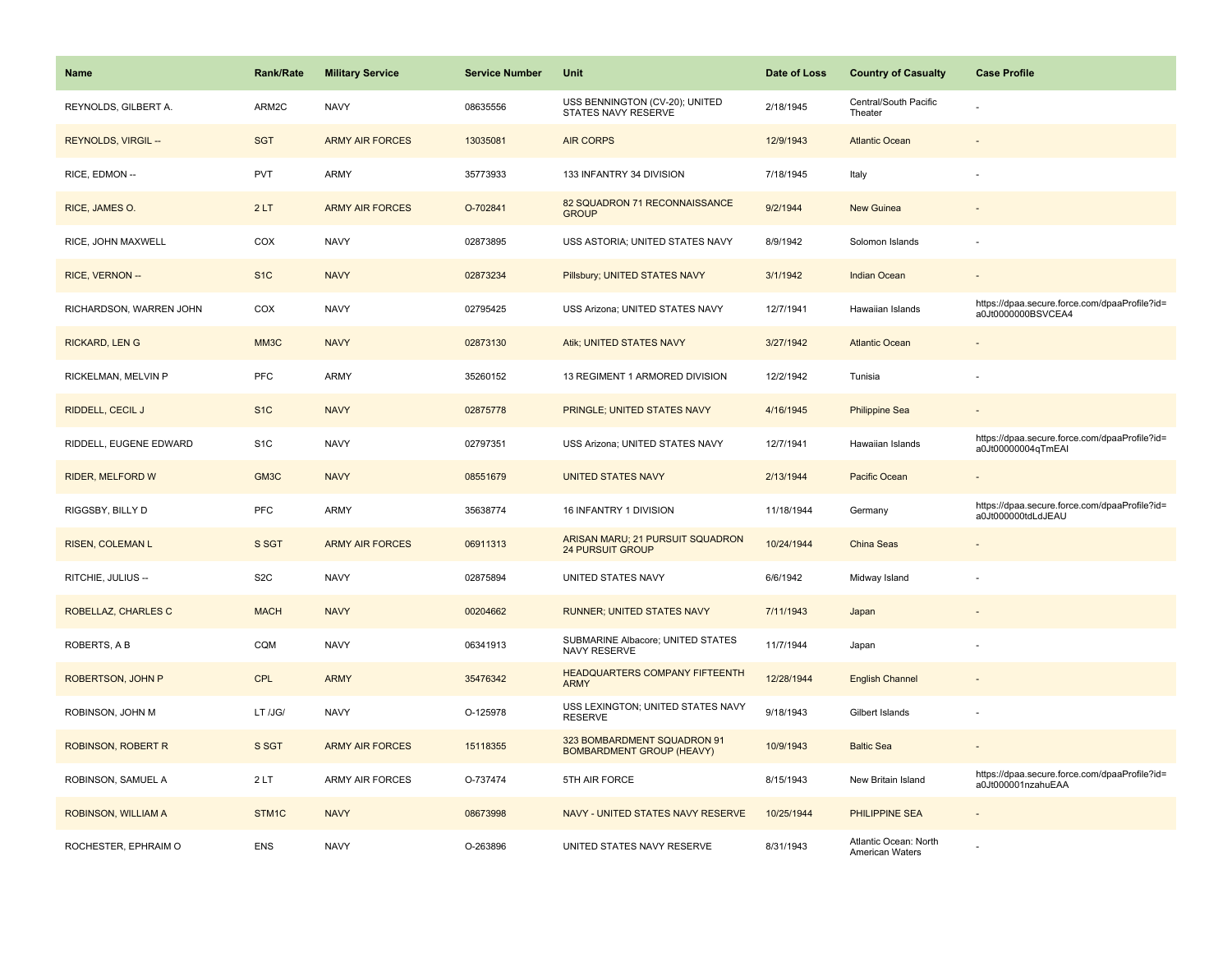| Name | Rank/Rate | Military Service | Service Number | Unit | Date of Loss | Country of Casualty | Case Profile |
| --- | --- | --- | --- | --- | --- | --- | --- |
| REYNOLDS, GILBERT A. | ARM2C | NAVY | 08635556 | USS BENNINGTON (CV-20); UNITED STATES NAVY RESERVE | 2/18/1945 | Central/South Pacific Theater | - |
| REYNOLDS, VIRGIL -- | SGT | ARMY AIR FORCES | 13035081 | AIR CORPS | 12/9/1943 | Atlantic Ocean | - |
| RICE, EDMON -- | PVT | ARMY | 35773933 | 133 INFANTRY 34 DIVISION | 7/18/1945 | Italy | - |
| RICE, JAMES O. | 2 LT | ARMY AIR FORCES | O-702841 | 82 SQUADRON 71 RECONNAISSANCE GROUP | 9/2/1944 | New Guinea | - |
| RICE, JOHN MAXWELL | COX | NAVY | 02873895 | USS ASTORIA; UNITED STATES NAVY | 8/9/1942 | Solomon Islands | - |
| RICE, VERNON -- | S1C | NAVY | 02873234 | Pillsbury; UNITED STATES NAVY | 3/1/1942 | Indian Ocean | - |
| RICHARDSON, WARREN JOHN | COX | NAVY | 02795425 | USS Arizona; UNITED STATES NAVY | 12/7/1941 | Hawaiian Islands | https://dpaa.secure.force.com/dpaaProfile?id=a0Jt0000000BSVCEA4 |
| RICKARD, LEN G | MM3C | NAVY | 02873130 | Atik; UNITED STATES NAVY | 3/27/1942 | Atlantic Ocean | - |
| RICKELMAN, MELVIN P | PFC | ARMY | 35260152 | 13 REGIMENT 1 ARMORED DIVISION | 12/2/1942 | Tunisia | - |
| RIDDELL, CECIL J | S1C | NAVY | 02875778 | PRINGLE; UNITED STATES NAVY | 4/16/1945 | Philippine Sea | - |
| RIDDELL, EUGENE EDWARD | S1C | NAVY | 02797351 | USS Arizona; UNITED STATES NAVY | 12/7/1941 | Hawaiian Islands | https://dpaa.secure.force.com/dpaaProfile?id=a0Jt00000004qTmEAI |
| RIDER, MELFORD W | GM3C | NAVY | 08551679 | UNITED STATES NAVY | 2/13/1944 | Pacific Ocean | - |
| RIGGSBY, BILLY D | PFC | ARMY | 35638774 | 16 INFANTRY 1 DIVISION | 11/18/1944 | Germany | https://dpaa.secure.force.com/dpaaProfile?id=a0Jt000000tdLdJEAU |
| RISEN, COLEMAN L | S SGT | ARMY AIR FORCES | 06911313 | ARISAN MARU; 21 PURSUIT SQUADRON 24 PURSUIT GROUP | 10/24/1944 | China Seas | - |
| RITCHIE, JULIUS -- | S2C | NAVY | 02875894 | UNITED STATES NAVY | 6/6/1942 | Midway Island | - |
| ROBELLAZ, CHARLES C | MACH | NAVY | 00204662 | RUNNER; UNITED STATES NAVY | 7/11/1943 | Japan | - |
| ROBERTS, A B | CQM | NAVY | 06341913 | SUBMARINE Albacore; UNITED STATES NAVY RESERVE | 11/7/1944 | Japan | - |
| ROBERTSON, JOHN P | CPL | ARMY | 35476342 | HEADQUARTERS COMPANY FIFTEENTH ARMY | 12/28/1944 | English Channel | - |
| ROBINSON, JOHN M | LT /JG/ | NAVY | O-125978 | USS LEXINGTON; UNITED STATES NAVY RESERVE | 9/18/1943 | Gilbert Islands | - |
| ROBINSON, ROBERT R | S SGT | ARMY AIR FORCES | 15118355 | 323 BOMBARDMENT SQUADRON 91 BOMBARDMENT GROUP (HEAVY) | 10/9/1943 | Baltic Sea | - |
| ROBINSON, SAMUEL A | 2 LT | ARMY AIR FORCES | O-737474 | 5TH AIR FORCE | 8/15/1943 | New Britain Island | https://dpaa.secure.force.com/dpaaProfile?id=a0Jt000001nzahuEAA |
| ROBINSON, WILLIAM A | STM1C | NAVY | 08673998 | NAVY - UNITED STATES NAVY RESERVE | 10/25/1944 | PHILIPPINE SEA | - |
| ROCHESTER, EPHRAIM O | ENS | NAVY | O-263896 | UNITED STATES NAVY RESERVE | 8/31/1943 | Atlantic Ocean: North American Waters | - |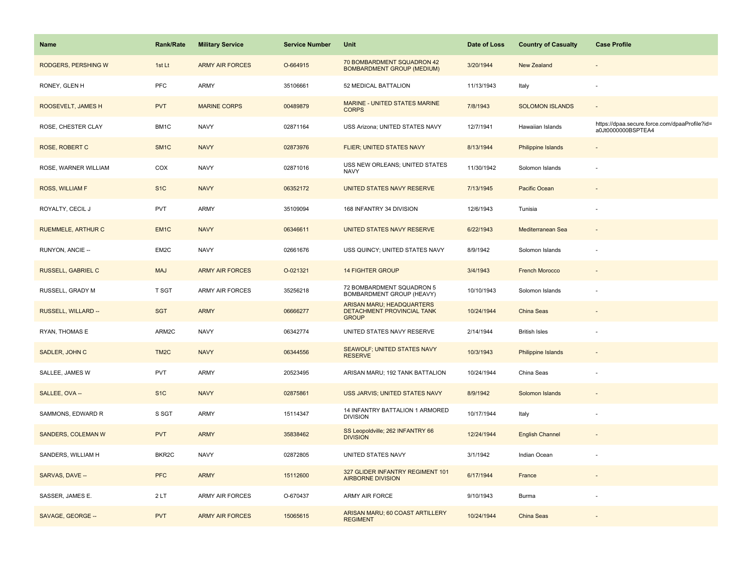| Name | Rank/Rate | Military Service | Service Number | Unit | Date of Loss | Country of Casualty | Case Profile |
| --- | --- | --- | --- | --- | --- | --- | --- |
| RODGERS, PERSHING W | 1st Lt | ARMY AIR FORCES | O-664915 | 70 BOMBARDMENT SQUADRON 42 BOMBARDMENT GROUP (MEDIUM) | 3/20/1944 | New Zealand | - |
| RONEY, GLEN H | PFC | ARMY | 35106661 | 52 MEDICAL BATTALION | 11/13/1943 | Italy | - |
| ROOSEVELT, JAMES H | PVT | MARINE CORPS | 00489879 | MARINE - UNITED STATES MARINE CORPS | 7/8/1943 | SOLOMON ISLANDS | - |
| ROSE, CHESTER CLAY | BM1C | NAVY | 02871164 | USS Arizona; UNITED STATES NAVY | 12/7/1941 | Hawaiian Islands | https://dpaa.secure.force.com/dpaaProfile?id=a0Jt0000000BSPTEA4 |
| ROSE, ROBERT C | SM1C | NAVY | 02873976 | FLIER; UNITED STATES NAVY | 8/13/1944 | Philippine Islands | - |
| ROSE, WARNER WILLIAM | COX | NAVY | 02871016 | USS NEW ORLEANS; UNITED STATES NAVY | 11/30/1942 | Solomon Islands | - |
| ROSS, WILLIAM F | S1C | NAVY | 06352172 | UNITED STATES NAVY RESERVE | 7/13/1945 | Pacific Ocean | - |
| ROYALTY, CECIL J | PVT | ARMY | 35109094 | 168 INFANTRY 34 DIVISION | 12/6/1943 | Tunisia | - |
| RUEMMELE, ARTHUR C | EM1C | NAVY | 06346611 | UNITED STATES NAVY RESERVE | 6/22/1943 | Mediterranean Sea | - |
| RUNYON, ANCIE -- | EM2C | NAVY | 02661676 | USS QUINCY; UNITED STATES NAVY | 8/9/1942 | Solomon Islands | - |
| RUSSELL, GABRIEL C | MAJ | ARMY AIR FORCES | O-021321 | 14 FIGHTER GROUP | 3/4/1943 | French Morocco | - |
| RUSSELL, GRADY M | T SGT | ARMY AIR FORCES | 35256218 | 72 BOMBARDMENT SQUADRON 5 BOMBARDMENT GROUP (HEAVY) | 10/10/1943 | Solomon Islands | - |
| RUSSELL, WILLARD -- | SGT | ARMY | 06666277 | ARISAN MARU; HEADQUARTERS DETACHMENT PROVINCIAL TANK GROUP | 10/24/1944 | China Seas | - |
| RYAN, THOMAS E | ARM2C | NAVY | 06342774 | UNITED STATES NAVY RESERVE | 2/14/1944 | British Isles | - |
| SADLER, JOHN C | TM2C | NAVY | 06344556 | SEAWOLF; UNITED STATES NAVY RESERVE | 10/3/1943 | Philippine Islands | - |
| SALLEE, JAMES W | PVT | ARMY | 20523495 | ARISAN MARU; 192 TANK BATTALION | 10/24/1944 | China Seas | - |
| SALLEE, OVA -- | S1C | NAVY | 02875861 | USS JARVIS; UNITED STATES NAVY | 8/9/1942 | Solomon Islands | - |
| SAMMONS, EDWARD R | S SGT | ARMY | 15114347 | 14 INFANTRY BATTALION 1 ARMORED DIVISION | 10/17/1944 | Italy | - |
| SANDERS, COLEMAN W | PVT | ARMY | 35838462 | SS Leopoldville; 262 INFANTRY 66 DIVISION | 12/24/1944 | English Channel | - |
| SANDERS, WILLIAM H | BKR2C | NAVY | 02872805 | UNITED STATES NAVY | 3/1/1942 | Indian Ocean | - |
| SARVAS, DAVE -- | PFC | ARMY | 15112600 | 327 GLIDER INFANTRY REGIMENT 101 AIRBORNE DIVISION | 6/17/1944 | France | - |
| SASSER, JAMES E. | 2 LT | ARMY AIR FORCES | O-670437 | ARMY AIR FORCE | 9/10/1943 | Burma | - |
| SAVAGE, GEORGE -- | PVT | ARMY AIR FORCES | 15065615 | ARISAN MARU; 60 COAST ARTILLERY REGIMENT | 10/24/1944 | China Seas | - |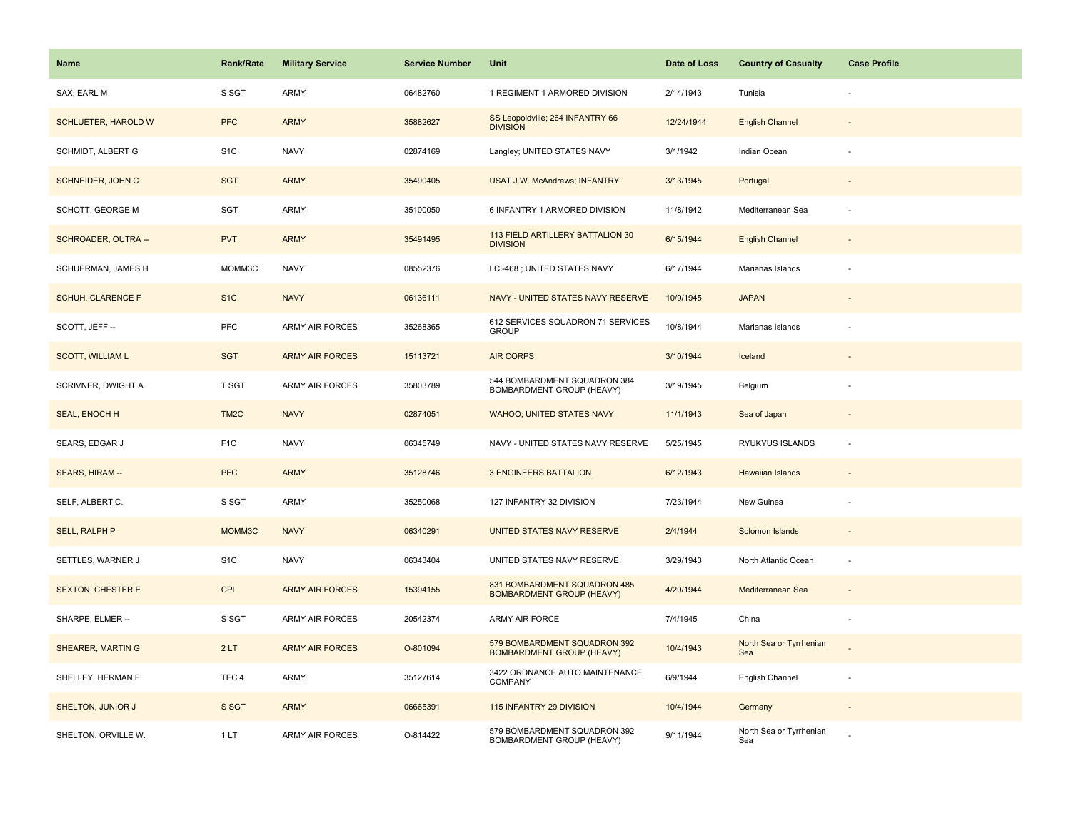| Name | Rank/Rate | Military Service | Service Number | Unit | Date of Loss | Country of Casualty | Case Profile |
| --- | --- | --- | --- | --- | --- | --- | --- |
| SAX, EARL M | S SGT | ARMY | 06482760 | 1 REGIMENT 1 ARMORED DIVISION | 2/14/1943 | Tunisia | - |
| SCHLUETER, HAROLD W | PFC | ARMY | 35882627 | SS Leopoldville; 264 INFANTRY 66 DIVISION | 12/24/1944 | English Channel | - |
| SCHMIDT, ALBERT G | S1C | NAVY | 02874169 | Langley; UNITED STATES NAVY | 3/1/1942 | Indian Ocean | - |
| SCHNEIDER, JOHN C | SGT | ARMY | 35490405 | USAT J.W. McAndrews; INFANTRY | 3/13/1945 | Portugal | - |
| SCHOTT, GEORGE M | SGT | ARMY | 35100050 | 6 INFANTRY 1 ARMORED DIVISION | 11/8/1942 | Mediterranean Sea | - |
| SCHROADER, OUTRA -- | PVT | ARMY | 35491495 | 113 FIELD ARTILLERY BATTALION 30 DIVISION | 6/15/1944 | English Channel | - |
| SCHUERMAN, JAMES H | MOMM3C | NAVY | 08552376 | LCI-468 ; UNITED STATES NAVY | 6/17/1944 | Marianas Islands | - |
| SCHUH, CLARENCE F | S1C | NAVY | 06136111 | NAVY - UNITED STATES NAVY RESERVE | 10/9/1945 | JAPAN | - |
| SCOTT, JEFF -- | PFC | ARMY AIR FORCES | 35268365 | 612 SERVICES SQUADRON 71 SERVICES GROUP | 10/8/1944 | Marianas Islands | - |
| SCOTT, WILLIAM L | SGT | ARMY AIR FORCES | 15113721 | AIR CORPS | 3/10/1944 | Iceland | - |
| SCRIVNER, DWIGHT A | T SGT | ARMY AIR FORCES | 35803789 | 544 BOMBARDMENT SQUADRON 384 BOMBARDMENT GROUP (HEAVY) | 3/19/1945 | Belgium | - |
| SEAL, ENOCH H | TM2C | NAVY | 02874051 | WAHOO; UNITED STATES NAVY | 11/1/1943 | Sea of Japan | - |
| SEARS, EDGAR J | F1C | NAVY | 06345749 | NAVY - UNITED STATES NAVY RESERVE | 5/25/1945 | RYUKYUS ISLANDS | - |
| SEARS, HIRAM -- | PFC | ARMY | 35128746 | 3 ENGINEERS BATTALION | 6/12/1943 | Hawaiian Islands | - |
| SELF, ALBERT C. | S SGT | ARMY | 35250068 | 127 INFANTRY 32 DIVISION | 7/23/1944 | New Guinea | - |
| SELL, RALPH P | MOMM3C | NAVY | 06340291 | UNITED STATES NAVY RESERVE | 2/4/1944 | Solomon Islands | - |
| SETTLES, WARNER J | S1C | NAVY | 06343404 | UNITED STATES NAVY RESERVE | 3/29/1943 | North Atlantic Ocean | - |
| SEXTON, CHESTER E | CPL | ARMY AIR FORCES | 15394155 | 831 BOMBARDMENT SQUADRON 485 BOMBARDMENT GROUP (HEAVY) | 4/20/1944 | Mediterranean Sea | - |
| SHARPE, ELMER -- | S SGT | ARMY AIR FORCES | 20542374 | ARMY AIR FORCE | 7/4/1945 | China | - |
| SHEARER, MARTIN G | 2 LT | ARMY AIR FORCES | O-801094 | 579 BOMBARDMENT SQUADRON 392 BOMBARDMENT GROUP (HEAVY) | 10/4/1943 | North Sea or Tyrrhenian Sea | - |
| SHELLEY, HERMAN F | TEC 4 | ARMY | 35127614 | 3422 ORDNANCE AUTO MAINTENANCE COMPANY | 6/9/1944 | English Channel | - |
| SHELTON, JUNIOR J | S SGT | ARMY | 06665391 | 115 INFANTRY 29 DIVISION | 10/4/1944 | Germany | - |
| SHELTON, ORVILLE W. | 1 LT | ARMY AIR FORCES | O-814422 | 579 BOMBARDMENT SQUADRON 392 BOMBARDMENT GROUP (HEAVY) | 9/11/1944 | North Sea or Tyrrhenian Sea | - |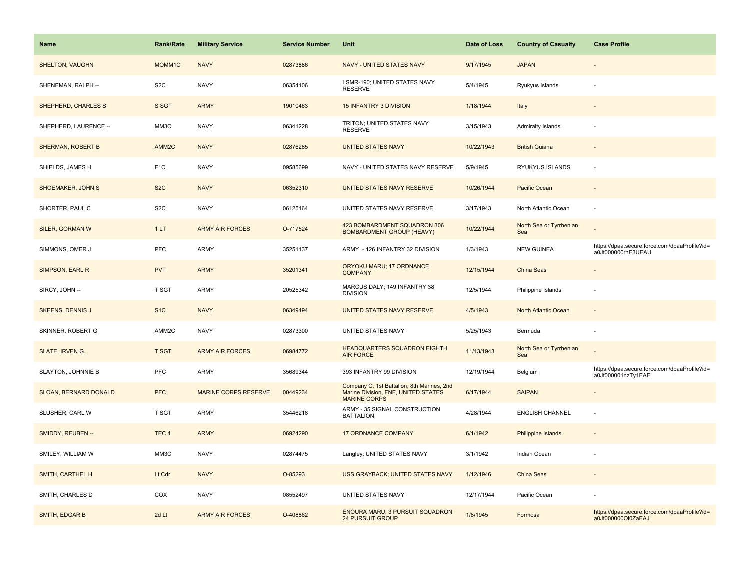| Name | Rank/Rate | Military Service | Service Number | Unit | Date of Loss | Country of Casualty | Case Profile |
|---|---|---|---|---|---|---|---|
| SHELTON, VAUGHN | MOMM1C | NAVY | 02873886 | NAVY - UNITED STATES NAVY | 9/17/1945 | JAPAN | - |
| SHENEMAN, RALPH -- | S2C | NAVY | 06354106 | LSMR-190; UNITED STATES NAVY RESERVE | 5/4/1945 | Ryukyus Islands | - |
| SHEPHERD, CHARLES S | S SGT | ARMY | 19010463 | 15 INFANTRY 3 DIVISION | 1/18/1944 | Italy | - |
| SHEPHERD, LAURENCE -- | MM3C | NAVY | 06341228 | TRITON; UNITED STATES NAVY RESERVE | 3/15/1943 | Admiralty Islands | - |
| SHERMAN, ROBERT B | AMM2C | NAVY | 02876285 | UNITED STATES NAVY | 10/22/1943 | British Guiana | - |
| SHIELDS, JAMES H | F1C | NAVY | 09585699 | NAVY - UNITED STATES NAVY RESERVE | 5/9/1945 | RYUKYUS ISLANDS | - |
| SHOEMAKER, JOHN S | S2C | NAVY | 06352310 | UNITED STATES NAVY RESERVE | 10/26/1944 | Pacific Ocean | - |
| SHORTER, PAUL C | S2C | NAVY | 06125164 | UNITED STATES NAVY RESERVE | 3/17/1943 | North Atlantic Ocean | - |
| SILER, GORMAN W | 1 LT | ARMY AIR FORCES | O-717524 | 423 BOMBARDMENT SQUADRON 306 BOMBARDMENT GROUP (HEAVY) | 10/22/1944 | North Sea or Tyrrhenian Sea | - |
| SIMMONS, OMER J | PFC | ARMY | 35251137 | ARMY - 126 INFANTRY 32 DIVISION | 1/3/1943 | NEW GUINEA | https://dpaa.secure.force.com/dpaaProfile?id=a0Jt000000rhE3UEAU |
| SIMPSON, EARL R | PVT | ARMY | 35201341 | ORYOKU MARU; 17 ORDNANCE COMPANY | 12/15/1944 | China Seas | - |
| SIRCY, JOHN -- | T SGT | ARMY | 20525342 | MARCUS DALY; 149 INFANTRY 38 DIVISION | 12/5/1944 | Philippine Islands | - |
| SKEENS, DENNIS J | S1C | NAVY | 06349494 | UNITED STATES NAVY RESERVE | 4/5/1943 | North Atlantic Ocean | - |
| SKINNER, ROBERT G | AMM2C | NAVY | 02873300 | UNITED STATES NAVY | 5/25/1943 | Bermuda | - |
| SLATE, IRVEN G. | T SGT | ARMY AIR FORCES | 06984772 | HEADQUARTERS SQUADRON EIGHTH AIR FORCE | 11/13/1943 | North Sea or Tyrrhenian Sea | - |
| SLAYTON, JOHNNIE B | PFC | ARMY | 35689344 | 393 INFANTRY 99 DIVISION | 12/19/1944 | Belgium | https://dpaa.secure.force.com/dpaaProfile?id=a0Jt000001nzTy1EAE |
| SLOAN, BERNARD DONALD | PFC | MARINE CORPS RESERVE | 00449234 | Company C, 1st Battalion, 8th Marines, 2nd Marine Division, FNF, UNITED STATES MARINE CORPS | 6/17/1944 | SAIPAN | - |
| SLUSHER, CARL W | T SGT | ARMY | 35446218 | ARMY - 35 SIGNAL CONSTRUCTION BATTALION | 4/28/1944 | ENGLISH CHANNEL | - |
| SMIDDY, REUBEN -- | TEC 4 | ARMY | 06924290 | 17 ORDNANCE COMPANY | 6/1/1942 | Philippine Islands | - |
| SMILEY, WILLIAM W | MM3C | NAVY | 02874475 | Langley; UNITED STATES NAVY | 3/1/1942 | Indian Ocean | - |
| SMITH, CARTHEL H | Lt Cdr | NAVY | O-85293 | USS GRAYBACK; UNITED STATES NAVY | 1/12/1946 | China Seas | - |
| SMITH, CHARLES D | COX | NAVY | 08552497 | UNITED STATES NAVY | 12/17/1944 | Pacific Ocean | - |
| SMITH, EDGAR B | 2d Lt | ARMY AIR FORCES | O-408862 | ENOURA MARU; 3 PURSUIT SQUADRON 24 PURSUIT GROUP | 1/8/1945 | Formosa | https://dpaa.secure.force.com/dpaaProfile?id=a0Jt000000Ol0ZaEAJ |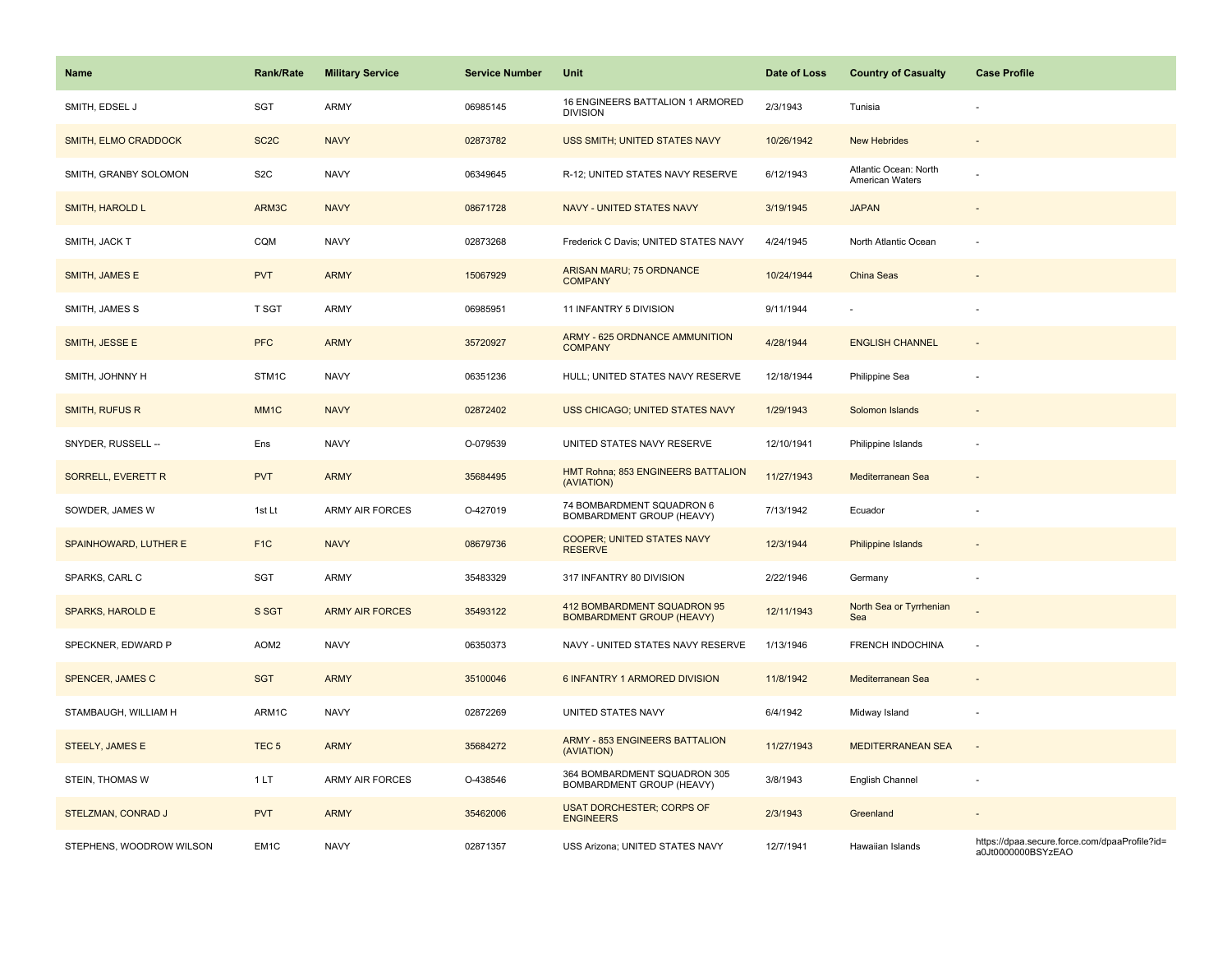| Name | Rank/Rate | Military Service | Service Number | Unit | Date of Loss | Country of Casualty | Case Profile |
|---|---|---|---|---|---|---|---|
| SMITH, EDSEL J | SGT | ARMY | 06985145 | 16 ENGINEERS BATTALION 1 ARMORED DIVISION | 2/3/1943 | Tunisia | - |
| SMITH, ELMO CRADDOCK | SC2C | NAVY | 02873782 | USS SMITH; UNITED STATES NAVY | 10/26/1942 | New Hebrides | - |
| SMITH, GRANBY SOLOMON | S2C | NAVY | 06349645 | R-12; UNITED STATES NAVY RESERVE | 6/12/1943 | Atlantic Ocean: North American Waters | - |
| SMITH, HAROLD L | ARM3C | NAVY | 08671728 | NAVY - UNITED STATES NAVY | 3/19/1945 | JAPAN | - |
| SMITH, JACK T | CQM | NAVY | 02873268 | Frederick C Davis; UNITED STATES NAVY | 4/24/1945 | North Atlantic Ocean | - |
| SMITH, JAMES E | PVT | ARMY | 15067929 | ARISAN MARU; 75 ORDNANCE COMPANY | 10/24/1944 | China Seas | - |
| SMITH, JAMES S | T SGT | ARMY | 06985951 | 11 INFANTRY 5 DIVISION | 9/11/1944 | - | - |
| SMITH, JESSE E | PFC | ARMY | 35720927 | ARMY - 625 ORDNANCE AMMUNITION COMPANY | 4/28/1944 | ENGLISH CHANNEL | - |
| SMITH, JOHNNY H | STM1C | NAVY | 06351236 | HULL; UNITED STATES NAVY RESERVE | 12/18/1944 | Philippine Sea | - |
| SMITH, RUFUS R | MM1C | NAVY | 02872402 | USS CHICAGO; UNITED STATES NAVY | 1/29/1943 | Solomon Islands | - |
| SNYDER, RUSSELL -- | Ens | NAVY | O-079539 | UNITED STATES NAVY RESERVE | 12/10/1941 | Philippine Islands | - |
| SORRELL, EVERETT R | PVT | ARMY | 35684495 | HMT Rohna; 853 ENGINEERS BATTALION (AVIATION) | 11/27/1943 | Mediterranean Sea | - |
| SOWDER, JAMES W | 1st Lt | ARMY AIR FORCES | O-427019 | 74 BOMBARDMENT SQUADRON 6 BOMBARDMENT GROUP (HEAVY) | 7/13/1942 | Ecuador | - |
| SPAINHOWARD, LUTHER E | F1C | NAVY | 08679736 | COOPER; UNITED STATES NAVY RESERVE | 12/3/1944 | Philippine Islands | - |
| SPARKS, CARL C | SGT | ARMY | 35483329 | 317 INFANTRY 80 DIVISION | 2/22/1946 | Germany | - |
| SPARKS, HAROLD E | S SGT | ARMY AIR FORCES | 35493122 | 412 BOMBARDMENT SQUADRON 95 BOMBARDMENT GROUP (HEAVY) | 12/11/1943 | North Sea or Tyrrhenian Sea | - |
| SPECKNER, EDWARD P | AOM2 | NAVY | 06350373 | NAVY - UNITED STATES NAVY RESERVE | 1/13/1946 | FRENCH INDOCHINA | - |
| SPENCER, JAMES C | SGT | ARMY | 35100046 | 6 INFANTRY 1 ARMORED DIVISION | 11/8/1942 | Mediterranean Sea | - |
| STAMBAUGH, WILLIAM H | ARM1C | NAVY | 02872269 | UNITED STATES NAVY | 6/4/1942 | Midway Island | - |
| STEELY, JAMES E | TEC 5 | ARMY | 35684272 | ARMY - 853 ENGINEERS BATTALION (AVIATION) | 11/27/1943 | MEDITERRANEAN SEA | - |
| STEIN, THOMAS W | 1 LT | ARMY AIR FORCES | O-438546 | 364 BOMBARDMENT SQUADRON 305 BOMBARDMENT GROUP (HEAVY) | 3/8/1943 | English Channel | - |
| STELZMAN, CONRAD J | PVT | ARMY | 35462006 | USAT DORCHESTER; CORPS OF ENGINEERS | 2/3/1943 | Greenland | - |
| STEPHENS, WOODROW WILSON | EM1C | NAVY | 02871357 | USS Arizona; UNITED STATES NAVY | 12/7/1941 | Hawaiian Islands | https://dpaa.secure.force.com/dpaaProfile?id=a0Jt0000000BSYzEAO |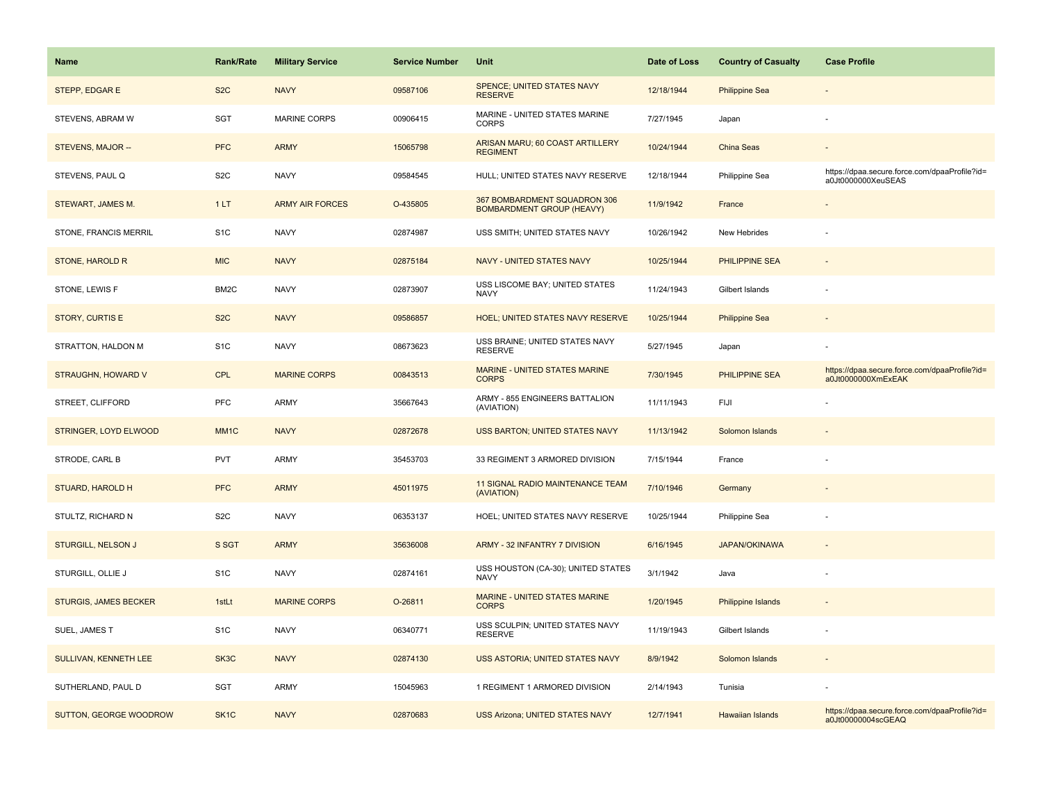| Name | Rank/Rate | Military Service | Service Number | Unit | Date of Loss | Country of Casualty | Case Profile |
|---|---|---|---|---|---|---|---|
| STEPP, EDGAR E | S2C | NAVY | 09587106 | SPENCE; UNITED STATES NAVY RESERVE | 12/18/1944 | Philippine Sea | - |
| STEVENS, ABRAM W | SGT | MARINE CORPS | 00906415 | MARINE - UNITED STATES MARINE CORPS | 7/27/1945 | Japan | - |
| STEVENS, MAJOR -- | PFC | ARMY | 15065798 | ARISAN MARU; 60 COAST ARTILLERY REGIMENT | 10/24/1944 | China Seas | - |
| STEVENS, PAUL Q | S2C | NAVY | 09584545 | HULL; UNITED STATES NAVY RESERVE | 12/18/1944 | Philippine Sea | https://dpaa.secure.force.com/dpaaProfile?id=a0Jt0000000XeuSEAS |
| STEWART, JAMES M. | 1 LT | ARMY AIR FORCES | O-435805 | 367 BOMBARDMENT SQUADRON 306 BOMBARDMENT GROUP (HEAVY) | 11/9/1942 | France | - |
| STONE, FRANCIS MERRIL | S1C | NAVY | 02874987 | USS SMITH; UNITED STATES NAVY | 10/26/1942 | New Hebrides | - |
| STONE, HAROLD R | MIC | NAVY | 02875184 | NAVY - UNITED STATES NAVY | 10/25/1944 | PHILIPPINE SEA | - |
| STONE, LEWIS F | BM2C | NAVY | 02873907 | USS LISCOME BAY; UNITED STATES NAVY | 11/24/1943 | Gilbert Islands | - |
| STORY, CURTIS E | S2C | NAVY | 09586857 | HOEL; UNITED STATES NAVY RESERVE | 10/25/1944 | Philippine Sea | - |
| STRATTON, HALDON M | S1C | NAVY | 08673623 | USS BRAINE; UNITED STATES NAVY RESERVE | 5/27/1945 | Japan | - |
| STRAUGHN, HOWARD V | CPL | MARINE CORPS | 00843513 | MARINE - UNITED STATES MARINE CORPS | 7/30/1945 | PHILIPPINE SEA | https://dpaa.secure.force.com/dpaaProfile?id=a0Jt0000000XmExEAK |
| STREET, CLIFFORD | PFC | ARMY | 35667643 | ARMY - 855 ENGINEERS BATTALION (AVIATION) | 11/11/1943 | FIJI | - |
| STRINGER, LOYD ELWOOD | MM1C | NAVY | 02872678 | USS BARTON; UNITED STATES NAVY | 11/13/1942 | Solomon Islands | - |
| STRODE, CARL B | PVT | ARMY | 35453703 | 33 REGIMENT 3 ARMORED DIVISION | 7/15/1944 | France | - |
| STUARD, HAROLD H | PFC | ARMY | 45011975 | 11 SIGNAL RADIO MAINTENANCE TEAM (AVIATION) | 7/10/1946 | Germany | - |
| STULTZ, RICHARD N | S2C | NAVY | 06353137 | HOEL; UNITED STATES NAVY RESERVE | 10/25/1944 | Philippine Sea | - |
| STURGILL, NELSON J | S SGT | ARMY | 35636008 | ARMY - 32 INFANTRY 7 DIVISION | 6/16/1945 | JAPAN/OKINAWA | - |
| STURGILL, OLLIE J | S1C | NAVY | 02874161 | USS HOUSTON (CA-30); UNITED STATES NAVY | 3/1/1942 | Java | - |
| STURGIS, JAMES BECKER | 1stLt | MARINE CORPS | O-26811 | MARINE - UNITED STATES MARINE CORPS | 1/20/1945 | Philippine Islands | - |
| SUEL, JAMES T | S1C | NAVY | 06340771 | USS SCULPIN; UNITED STATES NAVY RESERVE | 11/19/1943 | Gilbert Islands | - |
| SULLIVAN, KENNETH LEE | SK3C | NAVY | 02874130 | USS ASTORIA; UNITED STATES NAVY | 8/9/1942 | Solomon Islands | - |
| SUTHERLAND, PAUL D | SGT | ARMY | 15045963 | 1 REGIMENT 1 ARMORED DIVISION | 2/14/1943 | Tunisia | - |
| SUTTON, GEORGE WOODROW | SK1C | NAVY | 02870683 | USS Arizona; UNITED STATES NAVY | 12/7/1941 | Hawaiian Islands | https://dpaa.secure.force.com/dpaaProfile?id=a0Jt00000004scGEAQ |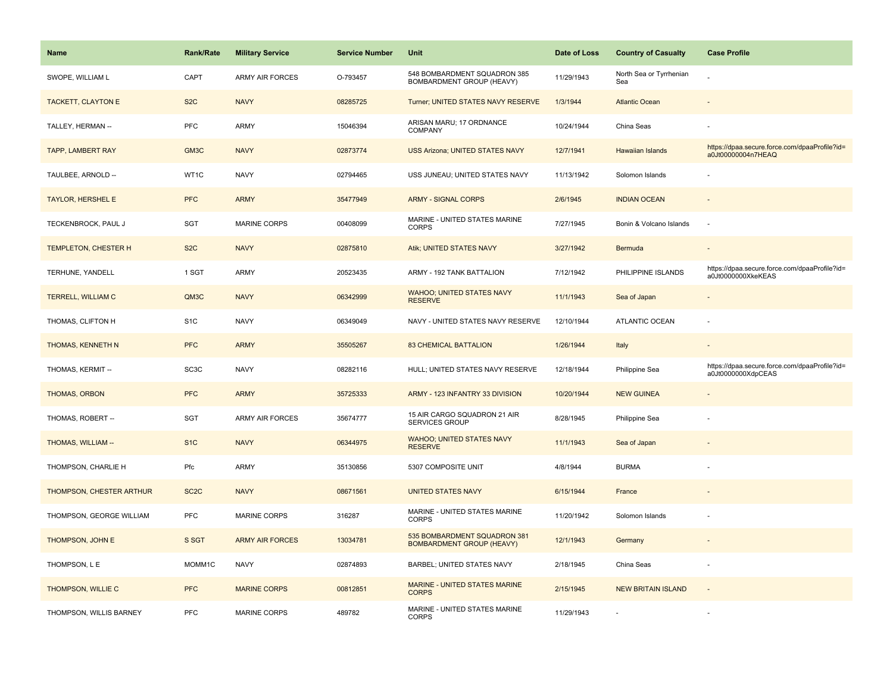| Name | Rank/Rate | Military Service | Service Number | Unit | Date of Loss | Country of Casualty | Case Profile |
| --- | --- | --- | --- | --- | --- | --- | --- |
| SWOPE, WILLIAM L | CAPT | ARMY AIR FORCES | O-793457 | 548 BOMBARDMENT SQUADRON 385 BOMBARDMENT GROUP (HEAVY) | 11/29/1943 | North Sea or Tyrrhenian Sea | - |
| TACKETT, CLAYTON E | S2C | NAVY | 08285725 | Turner; UNITED STATES NAVY RESERVE | 1/3/1944 | Atlantic Ocean | - |
| TALLEY, HERMAN -- | PFC | ARMY | 15046394 | ARISAN MARU; 17 ORDNANCE COMPANY | 10/24/1944 | China Seas | - |
| TAPP, LAMBERT RAY | GM3C | NAVY | 02873774 | USS Arizona; UNITED STATES NAVY | 12/7/1941 | Hawaiian Islands | https://dpaa.secure.force.com/dpaaProfile?id=a0Jt00000004n7HEAQ |
| TAULBEE, ARNOLD -- | WT1C | NAVY | 02794465 | USS JUNEAU; UNITED STATES NAVY | 11/13/1942 | Solomon Islands | - |
| TAYLOR, HERSHEL E | PFC | ARMY | 35477949 | ARMY - SIGNAL CORPS | 2/6/1945 | INDIAN OCEAN | - |
| TECKENBROCK, PAUL J | SGT | MARINE CORPS | 00408099 | MARINE - UNITED STATES MARINE CORPS | 7/27/1945 | Bonin & Volcano Islands | - |
| TEMPLETON, CHESTER H | S2C | NAVY | 02875810 | Atik; UNITED STATES NAVY | 3/27/1942 | Bermuda | - |
| TERHUNE, YANDELL | 1 SGT | ARMY | 20523435 | ARMY - 192 TANK BATTALION | 7/12/1942 | PHILIPPINE ISLANDS | https://dpaa.secure.force.com/dpaaProfile?id=a0Jt0000000XkeKEAS |
| TERRELL, WILLIAM C | QM3C | NAVY | 06342999 | WAHOO; UNITED STATES NAVY RESERVE | 11/1/1943 | Sea of Japan | - |
| THOMAS, CLIFTON H | S1C | NAVY | 06349049 | NAVY - UNITED STATES NAVY RESERVE | 12/10/1944 | ATLANTIC OCEAN | - |
| THOMAS, KENNETH N | PFC | ARMY | 35505267 | 83 CHEMICAL BATTALION | 1/26/1944 | Italy | - |
| THOMAS, KERMIT -- | SC3C | NAVY | 08282116 | HULL; UNITED STATES NAVY RESERVE | 12/18/1944 | Philippine Sea | https://dpaa.secure.force.com/dpaaProfile?id=a0Jt0000000XdpCEAS |
| THOMAS, ORBON | PFC | ARMY | 35725333 | ARMY - 123 INFANTRY 33 DIVISION | 10/20/1944 | NEW GUINEA | - |
| THOMAS, ROBERT -- | SGT | ARMY AIR FORCES | 35674777 | 15 AIR CARGO SQUADRON 21 AIR SERVICES GROUP | 8/28/1945 | Philippine Sea | - |
| THOMAS, WILLIAM -- | S1C | NAVY | 06344975 | WAHOO; UNITED STATES NAVY RESERVE | 11/1/1943 | Sea of Japan | - |
| THOMPSON, CHARLIE H | Pfc | ARMY | 35130856 | 5307 COMPOSITE UNIT | 4/8/1944 | BURMA | - |
| THOMPSON, CHESTER ARTHUR | SC2C | NAVY | 08671561 | UNITED STATES NAVY | 6/15/1944 | France | - |
| THOMPSON, GEORGE WILLIAM | PFC | MARINE CORPS | 316287 | MARINE - UNITED STATES MARINE CORPS | 11/20/1942 | Solomon Islands | - |
| THOMPSON, JOHN E | S SGT | ARMY AIR FORCES | 13034781 | 535 BOMBARDMENT SQUADRON 381 BOMBARDMENT GROUP (HEAVY) | 12/1/1943 | Germany | - |
| THOMPSON, L E | MOMM1C | NAVY | 02874893 | BARBEL; UNITED STATES NAVY | 2/18/1945 | China Seas | - |
| THOMPSON, WILLIE C | PFC | MARINE CORPS | 00812851 | MARINE - UNITED STATES MARINE CORPS | 2/15/1945 | NEW BRITAIN ISLAND | - |
| THOMPSON, WILLIS BARNEY | PFC | MARINE CORPS | 489782 | MARINE - UNITED STATES MARINE CORPS | 11/29/1943 | - | - |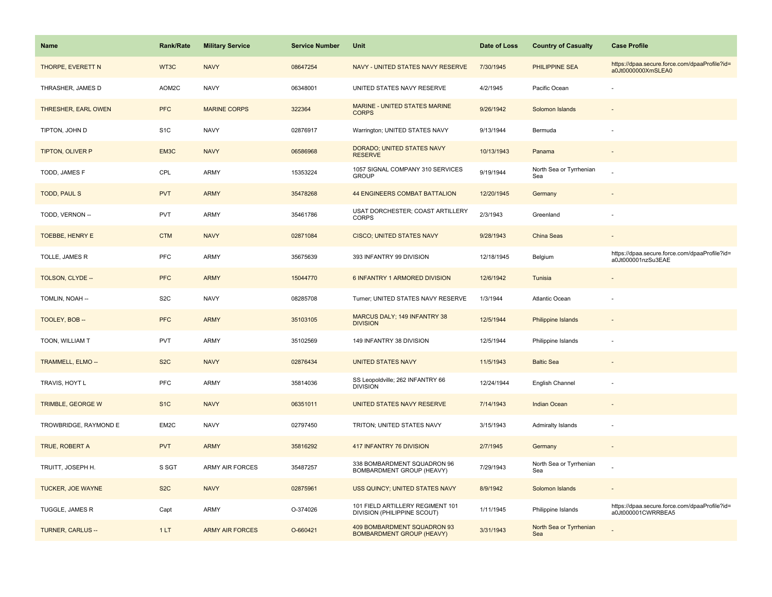| Name | Rank/Rate | Military Service | Service Number | Unit | Date of Loss | Country of Casualty | Case Profile |
|---|---|---|---|---|---|---|---|
| THORPE, EVERETT N | WT3C | NAVY | 08647254 | NAVY - UNITED STATES NAVY RESERVE | 7/30/1945 | PHILIPPINE SEA | https://dpaa.secure.force.com/dpaaProfile?id=a0Jt0000000XmSLEA0 |
| THRASHER, JAMES D | AOM2C | NAVY | 06348001 | UNITED STATES NAVY RESERVE | 4/2/1945 | Pacific Ocean | - |
| THRESHER, EARL OWEN | PFC | MARINE CORPS | 322364 | MARINE - UNITED STATES MARINE CORPS | 9/26/1942 | Solomon Islands | - |
| TIPTON, JOHN D | S1C | NAVY | 02876917 | Warrington; UNITED STATES NAVY | 9/13/1944 | Bermuda | - |
| TIPTON, OLIVER P | EM3C | NAVY | 06586968 | DORADO; UNITED STATES NAVY RESERVE | 10/13/1943 | Panama | - |
| TODD, JAMES F | CPL | ARMY | 15353224 | 1057 SIGNAL COMPANY 310 SERVICES GROUP | 9/19/1944 | North Sea or Tyrrhenian Sea | - |
| TODD, PAUL S | PVT | ARMY | 35478268 | 44 ENGINEERS COMBAT BATTALION | 12/20/1945 | Germany | - |
| TODD, VERNON -- | PVT | ARMY | 35461786 | USAT DORCHESTER; COAST ARTILLERY CORPS | 2/3/1943 | Greenland | - |
| TOEBBE, HENRY E | CTM | NAVY | 02871084 | CISCO; UNITED STATES NAVY | 9/28/1943 | China Seas | - |
| TOLLE, JAMES R | PFC | ARMY | 35675639 | 393 INFANTRY 99 DIVISION | 12/18/1945 | Belgium | https://dpaa.secure.force.com/dpaaProfile?id=a0Jt000001nzSu3EAE |
| TOLSON, CLYDE -- | PFC | ARMY | 15044770 | 6 INFANTRY 1 ARMORED DIVISION | 12/6/1942 | Tunisia | - |
| TOMLIN, NOAH -- | S2C | NAVY | 08285708 | Turner; UNITED STATES NAVY RESERVE | 1/3/1944 | Atlantic Ocean | - |
| TOOLEY, BOB -- | PFC | ARMY | 35103105 | MARCUS DALY; 149 INFANTRY 38 DIVISION | 12/5/1944 | Philippine Islands | - |
| TOON, WILLIAM T | PVT | ARMY | 35102569 | 149 INFANTRY 38 DIVISION | 12/5/1944 | Philippine Islands | - |
| TRAMMELL, ELMO -- | S2C | NAVY | 02876434 | UNITED STATES NAVY | 11/5/1943 | Baltic Sea | - |
| TRAVIS, HOYT L | PFC | ARMY | 35814036 | SS Leopoldville; 262 INFANTRY 66 DIVISION | 12/24/1944 | English Channel | - |
| TRIMBLE, GEORGE W | S1C | NAVY | 06351011 | UNITED STATES NAVY RESERVE | 7/14/1943 | Indian Ocean | - |
| TROWBRIDGE, RAYMOND E | EM2C | NAVY | 02797450 | TRITON; UNITED STATES NAVY | 3/15/1943 | Admiralty Islands | - |
| TRUE, ROBERT A | PVT | ARMY | 35816292 | 417 INFANTRY 76 DIVISION | 2/7/1945 | Germany | - |
| TRUITT, JOSEPH H. | S SGT | ARMY AIR FORCES | 35487257 | 338 BOMBARDMENT SQUADRON 96 BOMBARDMENT GROUP (HEAVY) | 7/29/1943 | North Sea or Tyrrhenian Sea | - |
| TUCKER, JOE WAYNE | S2C | NAVY | 02875961 | USS QUINCY; UNITED STATES NAVY | 8/9/1942 | Solomon Islands | - |
| TUGGLE, JAMES R | Capt | ARMY | O-374026 | 101 FIELD ARTILLERY REGIMENT 101 DIVISION (PHILIPPINE SCOUT) | 1/11/1945 | Philippine Islands | https://dpaa.secure.force.com/dpaaProfile?id=a0Jt000001CWRRBEA5 |
| TURNER, CARLUS -- | 1 LT | ARMY AIR FORCES | O-660421 | 409 BOMBARDMENT SQUADRON 93 BOMBARDMENT GROUP (HEAVY) | 3/31/1943 | North Sea or Tyrrhenian Sea | - |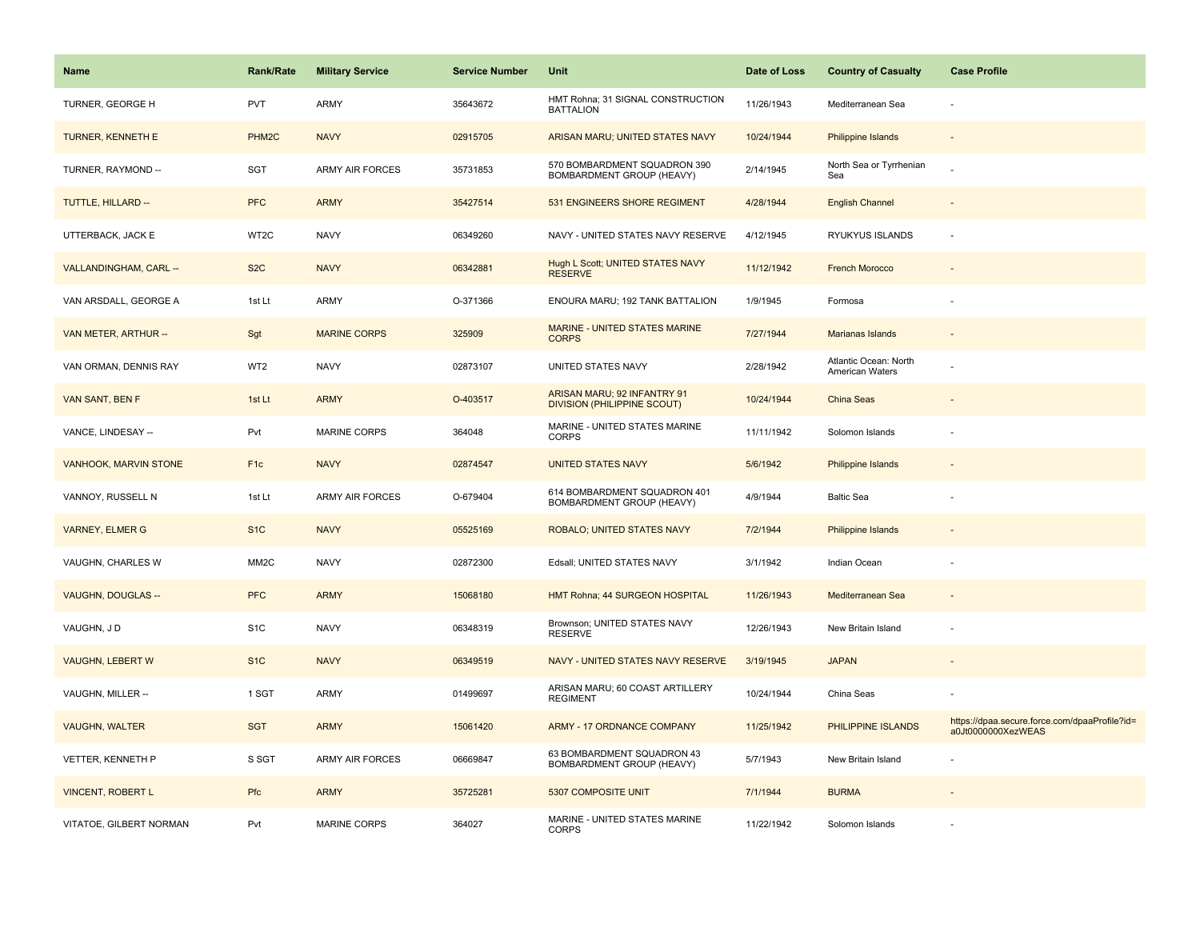| Name | Rank/Rate | Military Service | Service Number | Unit | Date of Loss | Country of Casualty | Case Profile |
|---|---|---|---|---|---|---|---|
| TURNER, GEORGE H | PVT | ARMY | 35643672 | HMT Rohna; 31 SIGNAL CONSTRUCTION BATTALION | 11/26/1943 | Mediterranean Sea | - |
| TURNER, KENNETH E | PHM2C | NAVY | 02915705 | ARISAN MARU; UNITED STATES NAVY | 10/24/1944 | Philippine Islands | - |
| TURNER, RAYMOND -- | SGT | ARMY AIR FORCES | 35731853 | 570 BOMBARDMENT SQUADRON 390 BOMBARDMENT GROUP (HEAVY) | 2/14/1945 | North Sea or Tyrrhenian Sea | - |
| TUTTLE, HILLARD -- | PFC | ARMY | 35427514 | 531 ENGINEERS SHORE REGIMENT | 4/28/1944 | English Channel | - |
| UTTERBACK, JACK E | WT2C | NAVY | 06349260 | NAVY - UNITED STATES NAVY RESERVE | 4/12/1945 | RYUKYUS ISLANDS | - |
| VALLANDINGHAM, CARL -- | S2C | NAVY | 06342881 | Hugh L Scott; UNITED STATES NAVY RESERVE | 11/12/1942 | French Morocco | - |
| VAN ARSDALL, GEORGE A | 1st Lt | ARMY | O-371366 | ENOURA MARU; 192 TANK BATTALION | 1/9/1945 | Formosa | - |
| VAN METER, ARTHUR -- | Sgt | MARINE CORPS | 325909 | MARINE - UNITED STATES MARINE CORPS | 7/27/1944 | Marianas Islands | - |
| VAN ORMAN, DENNIS RAY | WT2 | NAVY | 02873107 | UNITED STATES NAVY | 2/28/1942 | Atlantic Ocean: North American Waters | - |
| VAN SANT, BEN F | 1st Lt | ARMY | O-403517 | ARISAN MARU; 92 INFANTRY 91 DIVISION (PHILIPPINE SCOUT) | 10/24/1944 | China Seas | - |
| VANCE, LINDESAY -- | Pvt | MARINE CORPS | 364048 | MARINE - UNITED STATES MARINE CORPS | 11/11/1942 | Solomon Islands | - |
| VANHOOK, MARVIN STONE | F1c | NAVY | 02874547 | UNITED STATES NAVY | 5/6/1942 | Philippine Islands | - |
| VANNOY, RUSSELL N | 1st Lt | ARMY AIR FORCES | O-679404 | 614 BOMBARDMENT SQUADRON 401 BOMBARDMENT GROUP (HEAVY) | 4/9/1944 | Baltic Sea | - |
| VARNEY, ELMER G | S1C | NAVY | 05525169 | ROBALO; UNITED STATES NAVY | 7/2/1944 | Philippine Islands | - |
| VAUGHN, CHARLES W | MM2C | NAVY | 02872300 | Edsall; UNITED STATES NAVY | 3/1/1942 | Indian Ocean | - |
| VAUGHN, DOUGLAS -- | PFC | ARMY | 15068180 | HMT Rohna; 44 SURGEON HOSPITAL | 11/26/1943 | Mediterranean Sea | - |
| VAUGHN, J D | S1C | NAVY | 06348319 | Brownson; UNITED STATES NAVY RESERVE | 12/26/1943 | New Britain Island | - |
| VAUGHN, LEBERT W | S1C | NAVY | 06349519 | NAVY - UNITED STATES NAVY RESERVE | 3/19/1945 | JAPAN | - |
| VAUGHN, MILLER -- | 1 SGT | ARMY | 01499697 | ARISAN MARU; 60 COAST ARTILLERY REGIMENT | 10/24/1944 | China Seas | - |
| VAUGHN, WALTER | SGT | ARMY | 15061420 | ARMY - 17 ORDNANCE COMPANY | 11/25/1942 | PHILIPPINE ISLANDS | https://dpaa.secure.force.com/dpaaProfile?id=a0Jt0000000XezWEAS |
| VETTER, KENNETH P | S SGT | ARMY AIR FORCES | 06669847 | 63 BOMBARDMENT SQUADRON 43 BOMBARDMENT GROUP (HEAVY) | 5/7/1943 | New Britain Island | - |
| VINCENT, ROBERT L | Pfc | ARMY | 35725281 | 5307 COMPOSITE UNIT | 7/1/1944 | BURMA | - |
| VITATOE, GILBERT NORMAN | Pvt | MARINE CORPS | 364027 | MARINE - UNITED STATES MARINE CORPS | 11/22/1942 | Solomon Islands | - |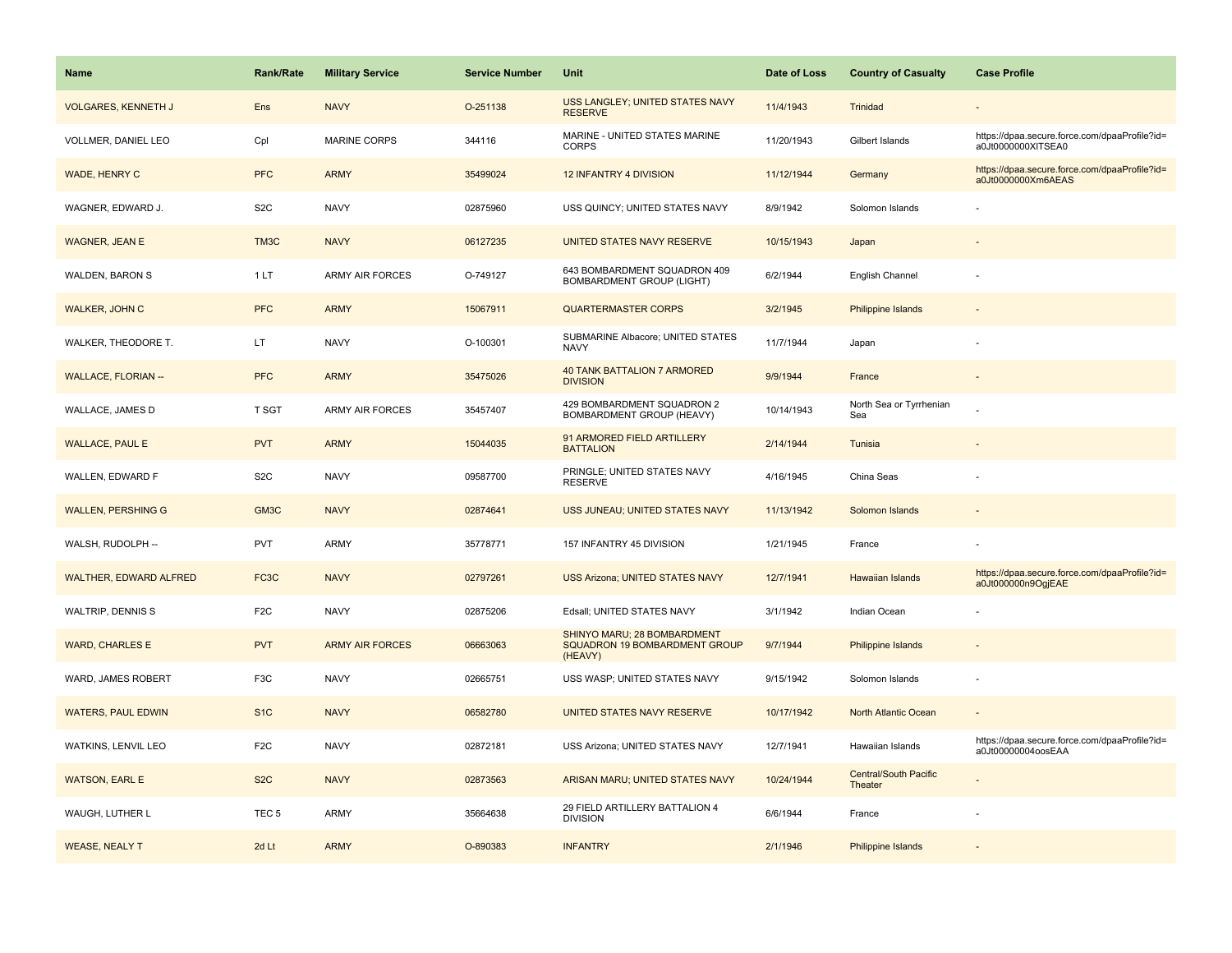| Name | Rank/Rate | Military Service | Service Number | Unit | Date of Loss | Country of Casualty | Case Profile |
|---|---|---|---|---|---|---|---|
| VOLGARES, KENNETH J | Ens | NAVY | O-251138 | USS LANGLEY; UNITED STATES NAVY RESERVE | 11/4/1943 | Trinidad | - |
| VOLLMER, DANIEL LEO | Cpl | MARINE CORPS | 344116 | MARINE - UNITED STATES MARINE CORPS | 11/20/1943 | Gilbert Islands | https://dpaa.secure.force.com/dpaaProfile?id=a0Jt0000000XlTSEA0 |
| WADE, HENRY C | PFC | ARMY | 35499024 | 12 INFANTRY 4 DIVISION | 11/12/1944 | Germany | https://dpaa.secure.force.com/dpaaProfile?id=a0Jt0000000Xm6AEAS |
| WAGNER, EDWARD J. | S2C | NAVY | 02875960 | USS QUINCY; UNITED STATES NAVY | 8/9/1942 | Solomon Islands | - |
| WAGNER, JEAN E | TM3C | NAVY | 06127235 | UNITED STATES NAVY RESERVE | 10/15/1943 | Japan | - |
| WALDEN, BARON S | 1 LT | ARMY AIR FORCES | O-749127 | 643 BOMBARDMENT SQUADRON 409 BOMBARDMENT GROUP (LIGHT) | 6/2/1944 | English Channel | - |
| WALKER, JOHN C | PFC | ARMY | 15067911 | QUARTERMASTER CORPS | 3/2/1945 | Philippine Islands | - |
| WALKER, THEODORE T. | LT | NAVY | O-100301 | SUBMARINE Albacore; UNITED STATES NAVY | 11/7/1944 | Japan | - |
| WALLACE, FLORIAN -- | PFC | ARMY | 35475026 | 40 TANK BATTALION 7 ARMORED DIVISION | 9/9/1944 | France | - |
| WALLACE, JAMES D | T SGT | ARMY AIR FORCES | 35457407 | 429 BOMBARDMENT SQUADRON 2 BOMBARDMENT GROUP (HEAVY) | 10/14/1943 | North Sea or Tyrrhenian Sea | - |
| WALLACE, PAUL E | PVT | ARMY | 15044035 | 91 ARMORED FIELD ARTILLERY BATTALION | 2/14/1944 | Tunisia | - |
| WALLEN, EDWARD F | S2C | NAVY | 09587700 | PRINGLE; UNITED STATES NAVY RESERVE | 4/16/1945 | China Seas | - |
| WALLEN, PERSHING G | GM3C | NAVY | 02874641 | USS JUNEAU; UNITED STATES NAVY | 11/13/1942 | Solomon Islands | - |
| WALSH, RUDOLPH -- | PVT | ARMY | 35778771 | 157 INFANTRY 45 DIVISION | 1/21/1945 | France | - |
| WALTHER, EDWARD ALFRED | FC3C | NAVY | 02797261 | USS Arizona; UNITED STATES NAVY | 12/7/1941 | Hawaiian Islands | https://dpaa.secure.force.com/dpaaProfile?id=a0Jt000000n9OgjEAE |
| WALTRIP, DENNIS S | F2C | NAVY | 02875206 | Edsall; UNITED STATES NAVY | 3/1/1942 | Indian Ocean | - |
| WARD, CHARLES E | PVT | ARMY AIR FORCES | 06663063 | SHINYO MARU; 28 BOMBARDMENT SQUADRON 19 BOMBARDMENT GROUP (HEAVY) | 9/7/1944 | Philippine Islands | - |
| WARD, JAMES ROBERT | F3C | NAVY | 02665751 | USS WASP; UNITED STATES NAVY | 9/15/1942 | Solomon Islands | - |
| WATERS, PAUL EDWIN | S1C | NAVY | 06582780 | UNITED STATES NAVY RESERVE | 10/17/1942 | North Atlantic Ocean | - |
| WATKINS, LENVIL LEO | F2C | NAVY | 02872181 | USS Arizona; UNITED STATES NAVY | 12/7/1941 | Hawaiian Islands | https://dpaa.secure.force.com/dpaaProfile?id=a0Jt00000004oosEAA |
| WATSON, EARL E | S2C | NAVY | 02873563 | ARISAN MARU; UNITED STATES NAVY | 10/24/1944 | Central/South Pacific Theater | - |
| WAUGH, LUTHER L | TEC 5 | ARMY | 35664638 | 29 FIELD ARTILLERY BATTALION 4 DIVISION | 6/6/1944 | France | - |
| WEASE, NEALY T | 2d Lt | ARMY | O-890383 | INFANTRY | 2/1/1946 | Philippine Islands | - |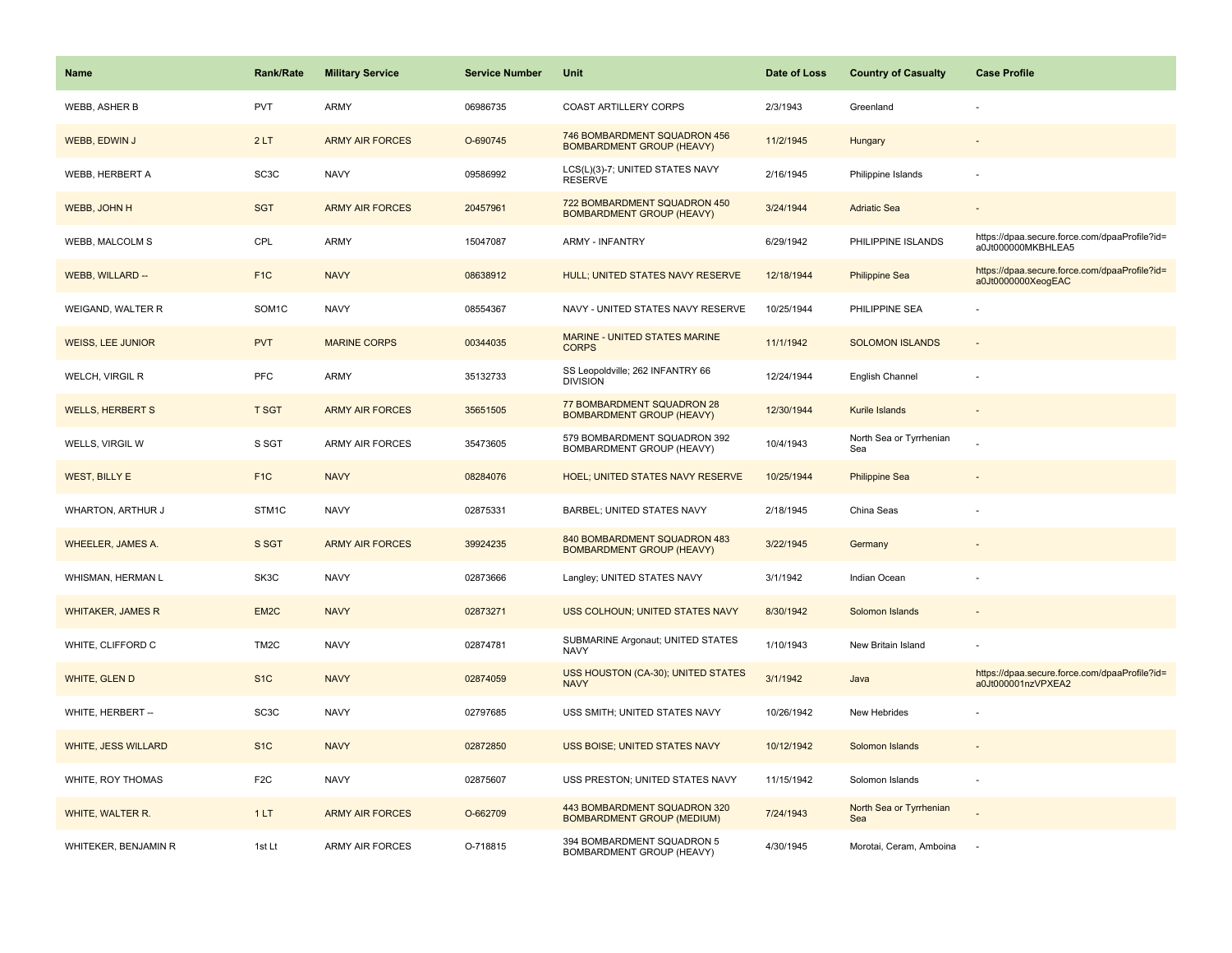| Name | Rank/Rate | Military Service | Service Number | Unit | Date of Loss | Country of Casualty | Case Profile |
|---|---|---|---|---|---|---|---|
| WEBB, ASHER B | PVT | ARMY | 06986735 | COAST ARTILLERY CORPS | 2/3/1943 | Greenland | - |
| WEBB, EDWIN J | 2 LT | ARMY AIR FORCES | O-690745 | 746 BOMBARDMENT SQUADRON 456 BOMBARDMENT GROUP (HEAVY) | 11/2/1945 | Hungary | - |
| WEBB, HERBERT A | SC3C | NAVY | 09586992 | LCS(L)(3)-7; UNITED STATES NAVY RESERVE | 2/16/1945 | Philippine Islands | - |
| WEBB, JOHN H | SGT | ARMY AIR FORCES | 20457961 | 722 BOMBARDMENT SQUADRON 450 BOMBARDMENT GROUP (HEAVY) | 3/24/1944 | Adriatic Sea | - |
| WEBB, MALCOLM S | CPL | ARMY | 15047087 | ARMY - INFANTRY | 6/29/1942 | PHILIPPINE ISLANDS | https://dpaa.secure.force.com/dpaaProfile?id=a0Jt000000MKBHLEA5 |
| WEBB, WILLARD -- | F1C | NAVY | 08638912 | HULL; UNITED STATES NAVY RESERVE | 12/18/1944 | Philippine Sea | https://dpaa.secure.force.com/dpaaProfile?id=a0Jt0000000XeogEAC |
| WEIGAND, WALTER R | SOM1C | NAVY | 08554367 | NAVY - UNITED STATES NAVY RESERVE | 10/25/1944 | PHILIPPINE SEA | - |
| WEISS, LEE JUNIOR | PVT | MARINE CORPS | 00344035 | MARINE - UNITED STATES MARINE CORPS | 11/1/1942 | SOLOMON ISLANDS | - |
| WELCH, VIRGIL R | PFC | ARMY | 35132733 | SS Leopoldville; 262 INFANTRY 66 DIVISION | 12/24/1944 | English Channel | - |
| WELLS, HERBERT S | T SGT | ARMY AIR FORCES | 35651505 | 77 BOMBARDMENT SQUADRON 28 BOMBARDMENT GROUP (HEAVY) | 12/30/1944 | Kurile Islands | - |
| WELLS, VIRGIL W | S SGT | ARMY AIR FORCES | 35473605 | 579 BOMBARDMENT SQUADRON 392 BOMBARDMENT GROUP (HEAVY) | 10/4/1943 | North Sea or Tyrrhenian Sea | - |
| WEST, BILLY E | F1C | NAVY | 08284076 | HOEL; UNITED STATES NAVY RESERVE | 10/25/1944 | Philippine Sea | - |
| WHARTON, ARTHUR J | STM1C | NAVY | 02875331 | BARBEL; UNITED STATES NAVY | 2/18/1945 | China Seas | - |
| WHEELER, JAMES A. | S SGT | ARMY AIR FORCES | 39924235 | 840 BOMBARDMENT SQUADRON 483 BOMBARDMENT GROUP (HEAVY) | 3/22/1945 | Germany | - |
| WHISMAN, HERMAN L | SK3C | NAVY | 02873666 | Langley; UNITED STATES NAVY | 3/1/1942 | Indian Ocean | - |
| WHITAKER, JAMES R | EM2C | NAVY | 02873271 | USS COLHOUN; UNITED STATES NAVY | 8/30/1942 | Solomon Islands | - |
| WHITE, CLIFFORD C | TM2C | NAVY | 02874781 | SUBMARINE Argonaut; UNITED STATES NAVY | 1/10/1943 | New Britain Island | - |
| WHITE, GLEN D | S1C | NAVY | 02874059 | USS HOUSTON (CA-30); UNITED STATES NAVY | 3/1/1942 | Java | https://dpaa.secure.force.com/dpaaProfile?id=a0Jt000001nzVPXEA2 |
| WHITE, HERBERT -- | SC3C | NAVY | 02797685 | USS SMITH; UNITED STATES NAVY | 10/26/1942 | New Hebrides | - |
| WHITE, JESS WILLARD | S1C | NAVY | 02872850 | USS BOISE; UNITED STATES NAVY | 10/12/1942 | Solomon Islands | - |
| WHITE, ROY THOMAS | F2C | NAVY | 02875607 | USS PRESTON; UNITED STATES NAVY | 11/15/1942 | Solomon Islands | - |
| WHITE, WALTER R. | 1 LT | ARMY AIR FORCES | O-662709 | 443 BOMBARDMENT SQUADRON 320 BOMBARDMENT GROUP (MEDIUM) | 7/24/1943 | North Sea or Tyrrhenian Sea | - |
| WHITEKER, BENJAMIN R | 1st Lt | ARMY AIR FORCES | O-718815 | 394 BOMBARDMENT SQUADRON 5 BOMBARDMENT GROUP (HEAVY) | 4/30/1945 | Morotai, Ceram, Amboina | - |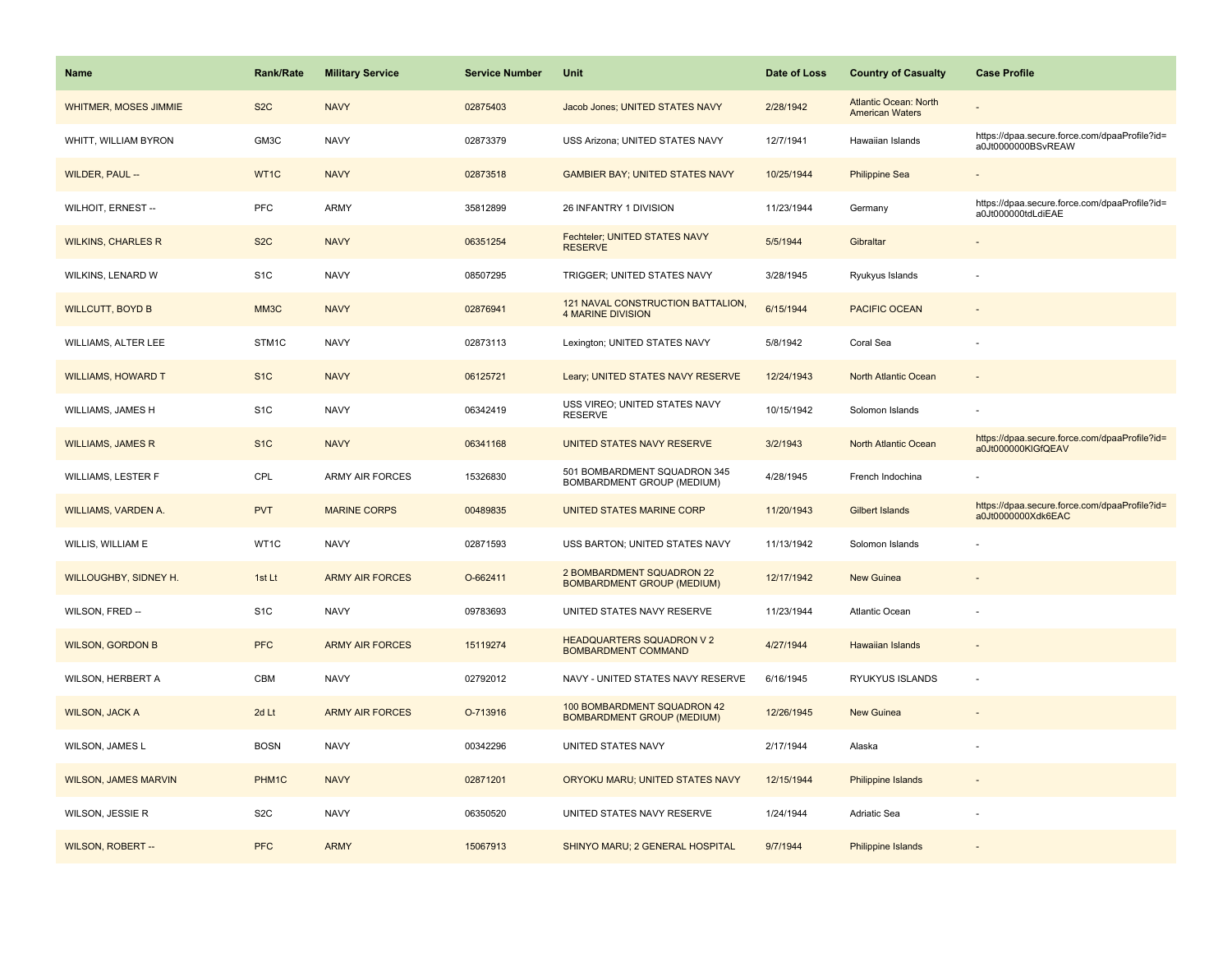| Name | Rank/Rate | Military Service | Service Number | Unit | Date of Loss | Country of Casualty | Case Profile |
|---|---|---|---|---|---|---|---|
| WHITMER, MOSES JIMMIE | S2C | NAVY | 02875403 | Jacob Jones; UNITED STATES NAVY | 2/28/1942 | Atlantic Ocean: North American Waters | - |
| WHITT, WILLIAM BYRON | GM3C | NAVY | 02873379 | USS Arizona; UNITED STATES NAVY | 12/7/1941 | Hawaiian Islands | https://dpaa.secure.force.com/dpaaProfile?id=a0Jt0000000BSvREAW |
| WILDER, PAUL -- | WT1C | NAVY | 02873518 | GAMBIER BAY; UNITED STATES NAVY | 10/25/1944 | Philippine Sea | - |
| WILHOIT, ERNEST -- | PFC | ARMY | 35812899 | 26 INFANTRY 1 DIVISION | 11/23/1944 | Germany | https://dpaa.secure.force.com/dpaaProfile?id=a0Jt000000tdLdiEAE |
| WILKINS, CHARLES R | S2C | NAVY | 06351254 | Fechteler; UNITED STATES NAVY RESERVE | 5/5/1944 | Gibraltar | - |
| WILKINS, LENARD W | S1C | NAVY | 08507295 | TRIGGER; UNITED STATES NAVY | 3/28/1945 | Ryukyus Islands | - |
| WILLCUTT, BOYD B | MM3C | NAVY | 02876941 | 121 NAVAL CONSTRUCTION BATTALION, 4 MARINE DIVISION | 6/15/1944 | PACIFIC OCEAN | - |
| WILLIAMS, ALTER LEE | STM1C | NAVY | 02873113 | Lexington; UNITED STATES NAVY | 5/8/1942 | Coral Sea | - |
| WILLIAMS, HOWARD T | S1C | NAVY | 06125721 | Leary; UNITED STATES NAVY RESERVE | 12/24/1943 | North Atlantic Ocean | - |
| WILLIAMS, JAMES H | S1C | NAVY | 06342419 | USS VIREO; UNITED STATES NAVY RESERVE | 10/15/1942 | Solomon Islands | - |
| WILLIAMS, JAMES R | S1C | NAVY | 06341168 | UNITED STATES NAVY RESERVE | 3/2/1943 | North Atlantic Ocean | https://dpaa.secure.force.com/dpaaProfile?id=a0Jt000000KlGfQEAV |
| WILLIAMS, LESTER F | CPL | ARMY AIR FORCES | 15326830 | 501 BOMBARDMENT SQUADRON 345 BOMBARDMENT GROUP (MEDIUM) | 4/28/1945 | French Indochina | - |
| WILLIAMS, VARDEN A. | PVT | MARINE CORPS | 00489835 | UNITED STATES MARINE CORP | 11/20/1943 | Gilbert Islands | https://dpaa.secure.force.com/dpaaProfile?id=a0Jt0000000Xdk6EAC |
| WILLIS, WILLIAM E | WT1C | NAVY | 02871593 | USS BARTON; UNITED STATES NAVY | 11/13/1942 | Solomon Islands | - |
| WILLOUGHBY, SIDNEY H. | 1st Lt | ARMY AIR FORCES | O-662411 | 2 BOMBARDMENT SQUADRON 22 BOMBARDMENT GROUP (MEDIUM) | 12/17/1942 | New Guinea | - |
| WILSON, FRED -- | S1C | NAVY | 09783693 | UNITED STATES NAVY RESERVE | 11/23/1944 | Atlantic Ocean | - |
| WILSON, GORDON B | PFC | ARMY AIR FORCES | 15119274 | HEADQUARTERS SQUADRON V 2 BOMBARDMENT COMMAND | 4/27/1944 | Hawaiian Islands | - |
| WILSON, HERBERT A | CBM | NAVY | 02792012 | NAVY - UNITED STATES NAVY RESERVE | 6/16/1945 | RYUKYUS ISLANDS | - |
| WILSON, JACK A | 2d Lt | ARMY AIR FORCES | O-713916 | 100 BOMBARDMENT SQUADRON 42 BOMBARDMENT GROUP (MEDIUM) | 12/26/1945 | New Guinea | - |
| WILSON, JAMES L | BOSN | NAVY | 00342296 | UNITED STATES NAVY | 2/17/1944 | Alaska | - |
| WILSON, JAMES MARVIN | PHM1C | NAVY | 02871201 | ORYOKU MARU; UNITED STATES NAVY | 12/15/1944 | Philippine Islands | - |
| WILSON, JESSIE R | S2C | NAVY | 06350520 | UNITED STATES NAVY RESERVE | 1/24/1944 | Adriatic Sea | - |
| WILSON, ROBERT -- | PFC | ARMY | 15067913 | SHINYO MARU; 2 GENERAL HOSPITAL | 9/7/1944 | Philippine Islands | - |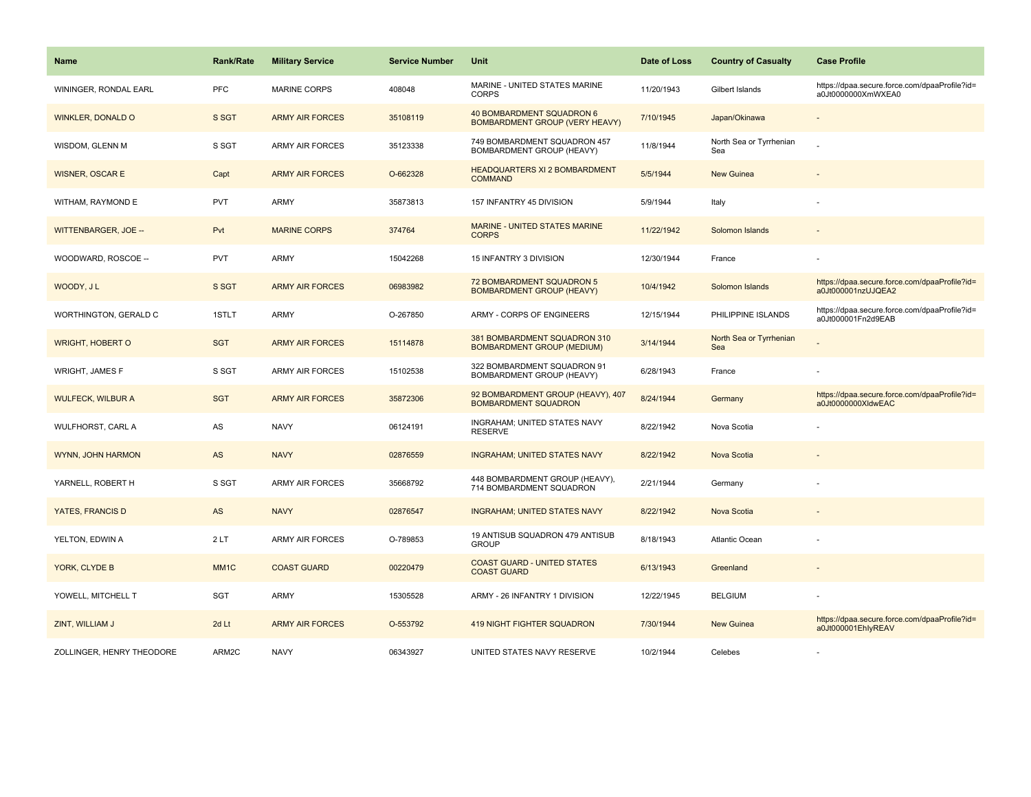| Name | Rank/Rate | Military Service | Service Number | Unit | Date of Loss | Country of Casualty | Case Profile |
|---|---|---|---|---|---|---|---|
| WININGER, RONDAL EARL | PFC | MARINE CORPS | 408048 | MARINE - UNITED STATES MARINE CORPS | 11/20/1943 | Gilbert Islands | https://dpaa.secure.force.com/dpaaProfile?id=a0Jt0000000XmWXEA0 |
| WINKLER, DONALD O | S SGT | ARMY AIR FORCES | 35108119 | 40 BOMBARDMENT SQUADRON 6 BOMBARDMENT GROUP (VERY HEAVY) | 7/10/1945 | Japan/Okinawa | - |
| WISDOM, GLENN M | S SGT | ARMY AIR FORCES | 35123338 | 749 BOMBARDMENT SQUADRON 457 BOMBARDMENT GROUP (HEAVY) | 11/8/1944 | North Sea or Tyrrhenian Sea | - |
| WISNER, OSCAR E | Capt | ARMY AIR FORCES | O-662328 | HEADQUARTERS XI 2 BOMBARDMENT COMMAND | 5/5/1944 | New Guinea | - |
| WITHAM, RAYMOND E | PVT | ARMY | 35873813 | 157 INFANTRY 45 DIVISION | 5/9/1944 | Italy | - |
| WITTENBARGER, JOE -- | Pvt | MARINE CORPS | 374764 | MARINE - UNITED STATES MARINE CORPS | 11/22/1942 | Solomon Islands | - |
| WOODWARD, ROSCOE -- | PVT | ARMY | 15042268 | 15 INFANTRY 3 DIVISION | 12/30/1944 | France | - |
| WOODY, J L | S SGT | ARMY AIR FORCES | 06983982 | 72 BOMBARDMENT SQUADRON 5 BOMBARDMENT GROUP (HEAVY) | 10/4/1942 | Solomon Islands | https://dpaa.secure.force.com/dpaaProfile?id=a0Jt000001nzUJQEA2 |
| WORTHINGTON, GERALD C | 1STLT | ARMY | O-267850 | ARMY - CORPS OF ENGINEERS | 12/15/1944 | PHILIPPINE ISLANDS | https://dpaa.secure.force.com/dpaaProfile?id=a0Jt000001Fn2d9EAB |
| WRIGHT, HOBERT O | SGT | ARMY AIR FORCES | 15114878 | 381 BOMBARDMENT SQUADRON 310 BOMBARDMENT GROUP (MEDIUM) | 3/14/1944 | North Sea or Tyrrhenian Sea | - |
| WRIGHT, JAMES F | S SGT | ARMY AIR FORCES | 15102538 | 322 BOMBARDMENT SQUADRON 91 BOMBARDMENT GROUP (HEAVY) | 6/28/1943 | France | - |
| WULFECK, WILBUR A | SGT | ARMY AIR FORCES | 35872306 | 92 BOMBARDMENT GROUP (HEAVY), 407 BOMBARDMENT SQUADRON | 8/24/1944 | Germany | https://dpaa.secure.force.com/dpaaProfile?id=a0Jt0000000XldwEAC |
| WULFHORST, CARL A | AS | NAVY | 06124191 | INGRAHAM; UNITED STATES NAVY RESERVE | 8/22/1942 | Nova Scotia | - |
| WYNN, JOHN HARMON | AS | NAVY | 02876559 | INGRAHAM; UNITED STATES NAVY | 8/22/1942 | Nova Scotia | - |
| YARNELL, ROBERT H | S SGT | ARMY AIR FORCES | 35668792 | 448 BOMBARDMENT GROUP (HEAVY), 714 BOMBARDMENT SQUADRON | 2/21/1944 | Germany | - |
| YATES, FRANCIS D | AS | NAVY | 02876547 | INGRAHAM; UNITED STATES NAVY | 8/22/1942 | Nova Scotia | - |
| YELTON, EDWIN A | 2 LT | ARMY AIR FORCES | O-789853 | 19 ANTISUB SQUADRON 479 ANTISUB GROUP | 8/18/1943 | Atlantic Ocean | - |
| YORK, CLYDE B | MM1C | COAST GUARD | 00220479 | COAST GUARD - UNITED STATES COAST GUARD | 6/13/1943 | Greenland | - |
| YOWELL, MITCHELL T | SGT | ARMY | 15305528 | ARMY - 26 INFANTRY 1 DIVISION | 12/22/1945 | BELGIUM | - |
| ZINT, WILLIAM J | 2d Lt | ARMY AIR FORCES | O-553792 | 419 NIGHT FIGHTER SQUADRON | 7/30/1944 | New Guinea | https://dpaa.secure.force.com/dpaaProfile?id=a0Jt000001EhlyREAV |
| ZOLLINGER, HENRY THEODORE | ARM2C | NAVY | 06343927 | UNITED STATES NAVY RESERVE | 10/2/1944 | Celebes | - |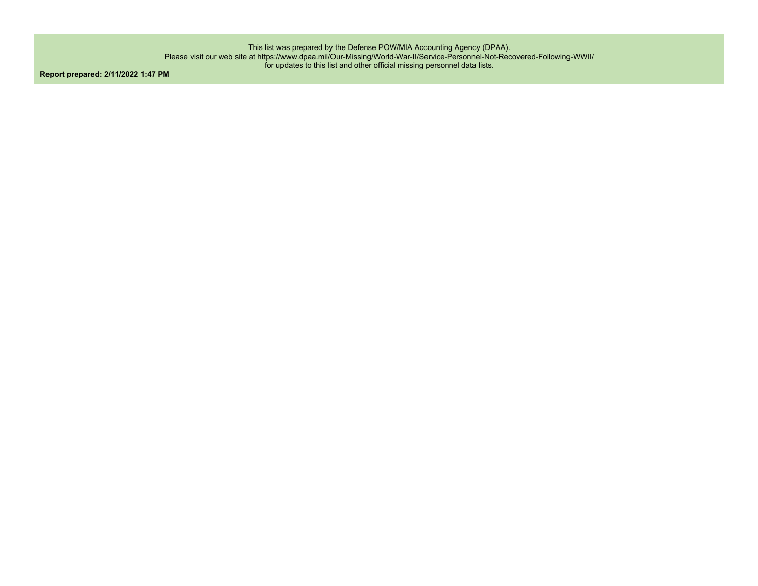This list was prepared by the Defense POW/MIA Accounting Agency (DPAA).
Please visit our web site at https://www.dpaa.mil/Our-Missing/World-War-II/Service-Personnel-Not-Recovered-Following-WWII/
for updates to this list and other official missing personnel data lists.

**Report prepared: 2/11/2022 1:47 PM**